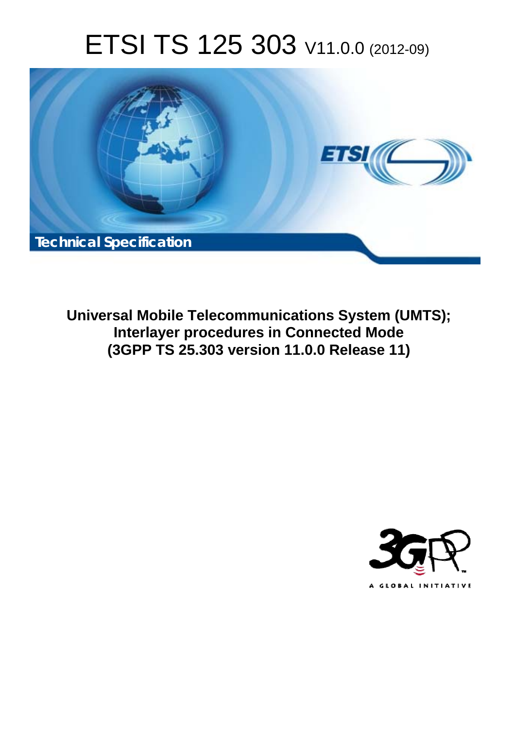# ETSI TS 125 303 V11.0.0 (2012-09)

Technical Specification

**Universal Mobile Telecommunications System (UMTS); Interlayer procedures in Connected Mode (3GPP TS 25.303 version 11.0.0 Release 11)**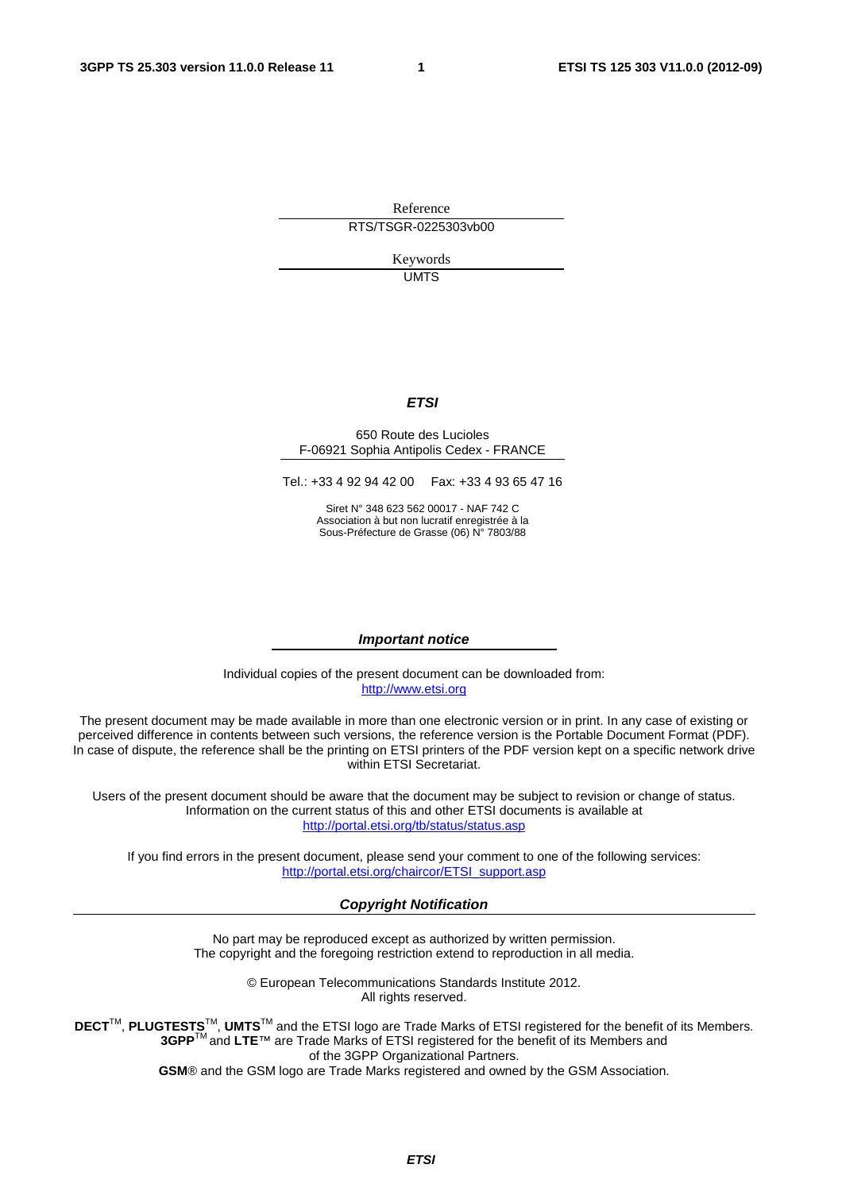Reference

RTS/TSGR-0225303vb00

Keywords

UMTS

***ETSI***

650 Route des Lucioles
F-06921 Sophia Antipolis Cedex - FRANCE

Tel.: +33 4 92 94 42 00 Fax: +33 4 93 65 47 16

Siret N° 348 623 562 00017 - NAF 742 C
Association à but non lucratif enregistrée à la
Sous-Préfecture de Grasse (06) N° 7803/88

***Important notice***

Individual copies of the present document can be downloaded from:
http://www.etsi.org

The present document may be made available in more than one electronic version or in print. In any case of existing or perceived difference in contents between such versions, the reference version is the Portable Document Format (PDF). In case of dispute, the reference shall be the printing on ETSI printers of the PDF version kept on a specific network drive within ETSI Secretariat.

Users of the present document should be aware that the document may be subject to revision or change of status. Information on the current status of this and other ETSI documents is available at
http://portal.etsi.org/tb/status/status.asp

If you find errors in the present document, please send your comment to one of the following services:
http://portal.etsi.org/chaircor/ETSI_support.asp

***Copyright Notification***

No part may be reproduced except as authorized by written permission.
The copyright and the foregoing restriction extend to reproduction in all media.

© European Telecommunications Standards Institute 2012.
All rights reserved.

**DECT**™, **PLUGTESTS**™, **UMTS**™ and the ETSI logo are Trade Marks of ETSI registered for the benefit of its Members.
**3GPP**™ and **LTE**™ are Trade Marks of ETSI registered for the benefit of its Members and
of the 3GPP Organizational Partners.
**GSM**® and the GSM logo are Trade Marks registered and owned by the GSM Association.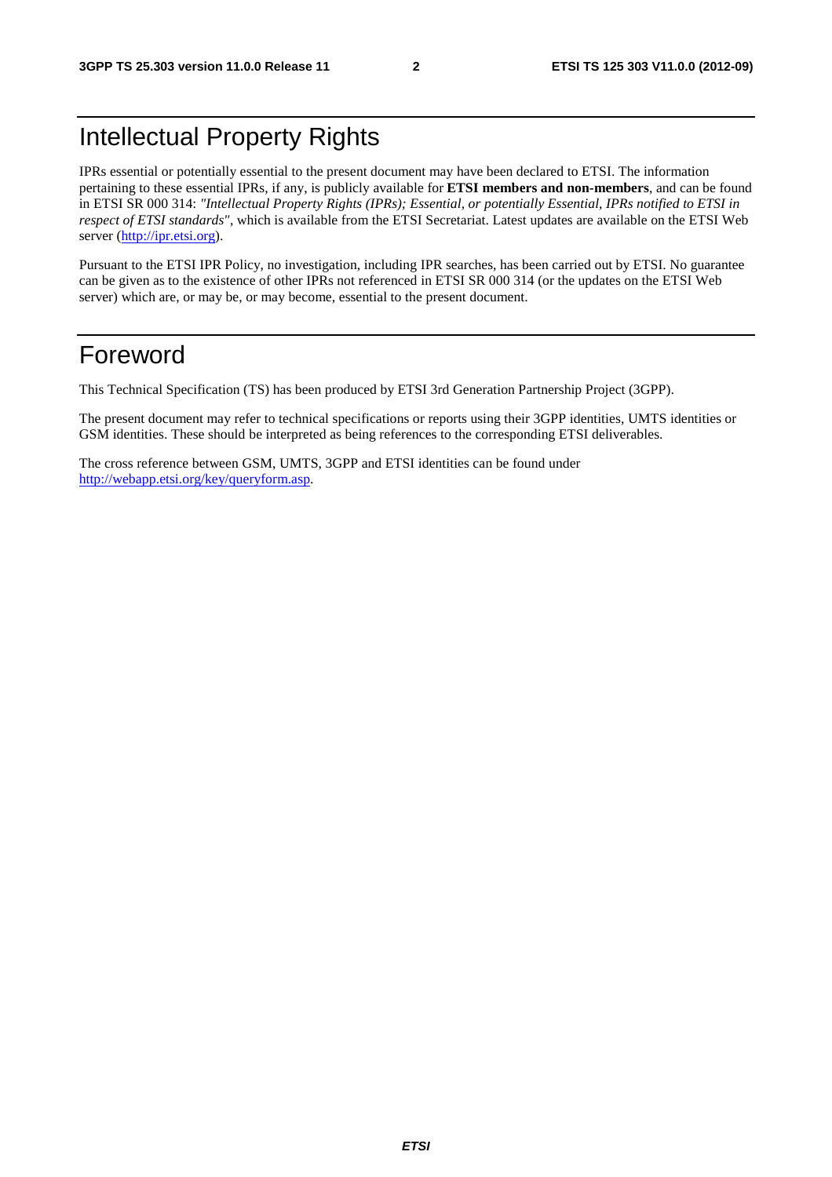# Intellectual Property Rights

IPRs essential or potentially essential to the present document may have been declared to ETSI. The information pertaining to these essential IPRs, if any, is publicly available for **ETSI members and non-members**, and can be found in ETSI SR 000 314: *"Intellectual Property Rights (IPRs); Essential, or potentially Essential, IPRs notified to ETSI in respect of ETSI standards"*, which is available from the ETSI Secretariat. Latest updates are available on the ETSI Web server (http://ipr.etsi.org).

Pursuant to the ETSI IPR Policy, no investigation, including IPR searches, has been carried out by ETSI. No guarantee can be given as to the existence of other IPRs not referenced in ETSI SR 000 314 (or the updates on the ETSI Web server) which are, or may be, or may become, essential to the present document.

# Foreword

This Technical Specification (TS) has been produced by ETSI 3rd Generation Partnership Project (3GPP).

The present document may refer to technical specifications or reports using their 3GPP identities, UMTS identities or GSM identities. These should be interpreted as being references to the corresponding ETSI deliverables.

The cross reference between GSM, UMTS, 3GPP and ETSI identities can be found under http://webapp.etsi.org/key/queryform.asp.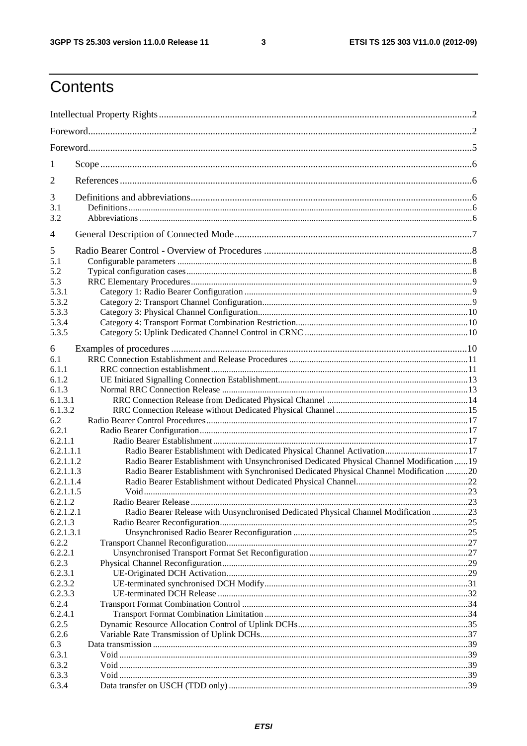# Contents

Intellectual Property Rights ..... 2
Foreword ..... 2
Foreword ..... 5

1 Scope ..... 6

2 References ..... 6

3 Definitions and abbreviations ..... 6
3.1 Definitions ..... 6
3.2 Abbreviations ..... 6

4 General Description of Connected Mode ..... 7

5 Radio Bearer Control - Overview of Procedures ..... 8
5.1 Configurable parameters ..... 8
5.2 Typical configuration cases ..... 8
5.3 RRC Elementary Procedures ..... 9
5.3.1 Category 1: Radio Bearer Configuration ..... 9
5.3.2 Category 2: Transport Channel Configuration ..... 9
5.3.3 Category 3: Physical Channel Configuration ..... 10
5.3.4 Category 4: Transport Format Combination Restriction ..... 10
5.3.5 Category 5: Uplink Dedicated Channel Control in CRNC ..... 10

6 Examples of procedures ..... 10
6.1 RRC Connection Establishment and Release Procedures ..... 11
6.1.1 RRC connection establishment ..... 11
6.1.2 UE Initiated Signalling Connection Establishment ..... 13
6.1.3 Normal RRC Connection Release ..... 13
6.1.3.1 RRC Connection Release from Dedicated Physical Channel ..... 14
6.1.3.2 RRC Connection Release without Dedicated Physical Channel ..... 15
6.2 Radio Bearer Control Procedures ..... 17
6.2.1 Radio Bearer Configuration ..... 17
6.2.1.1 Radio Bearer Establishment ..... 17
6.2.1.1.1 Radio Bearer Establishment with Dedicated Physical Channel Activation ..... 17
6.2.1.1.2 Radio Bearer Establishment with Unsynchronised Dedicated Physical Channel Modification ..... 19
6.2.1.1.3 Radio Bearer Establishment with Synchronised Dedicated Physical Channel Modification ..... 20
6.2.1.1.4 Radio Bearer Establishment without Dedicated Physical Channel ..... 22
6.2.1.1.5 Void ..... 23
6.2.1.2 Radio Bearer Release ..... 23
6.2.1.2.1 Radio Bearer Release with Unsynchronised Dedicated Physical Channel Modification ..... 23
6.2.1.3 Radio Bearer Reconfiguration ..... 25
6.2.1.3.1 Unsynchronised Radio Bearer Reconfiguration ..... 25
6.2.2 Transport Channel Reconfiguration ..... 27
6.2.2.1 Unsynchronised Transport Format Set Reconfiguration ..... 27
6.2.3 Physical Channel Reconfiguration ..... 29
6.2.3.1 UE-Originated DCH Activation ..... 29
6.2.3.2 UE-terminated synchronised DCH Modify ..... 31
6.2.3.3 UE-terminated DCH Release ..... 32
6.2.4 Transport Format Combination Control ..... 34
6.2.4.1 Transport Format Combination Limitation ..... 34
6.2.5 Dynamic Resource Allocation Control of Uplink DCHs ..... 35
6.2.6 Variable Rate Transmission of Uplink DCHs ..... 37
6.3 Data transmission ..... 39
6.3.1 Void ..... 39
6.3.2 Void ..... 39
6.3.3 Void ..... 39
6.3.4 Data transfer on USCH (TDD only) ..... 39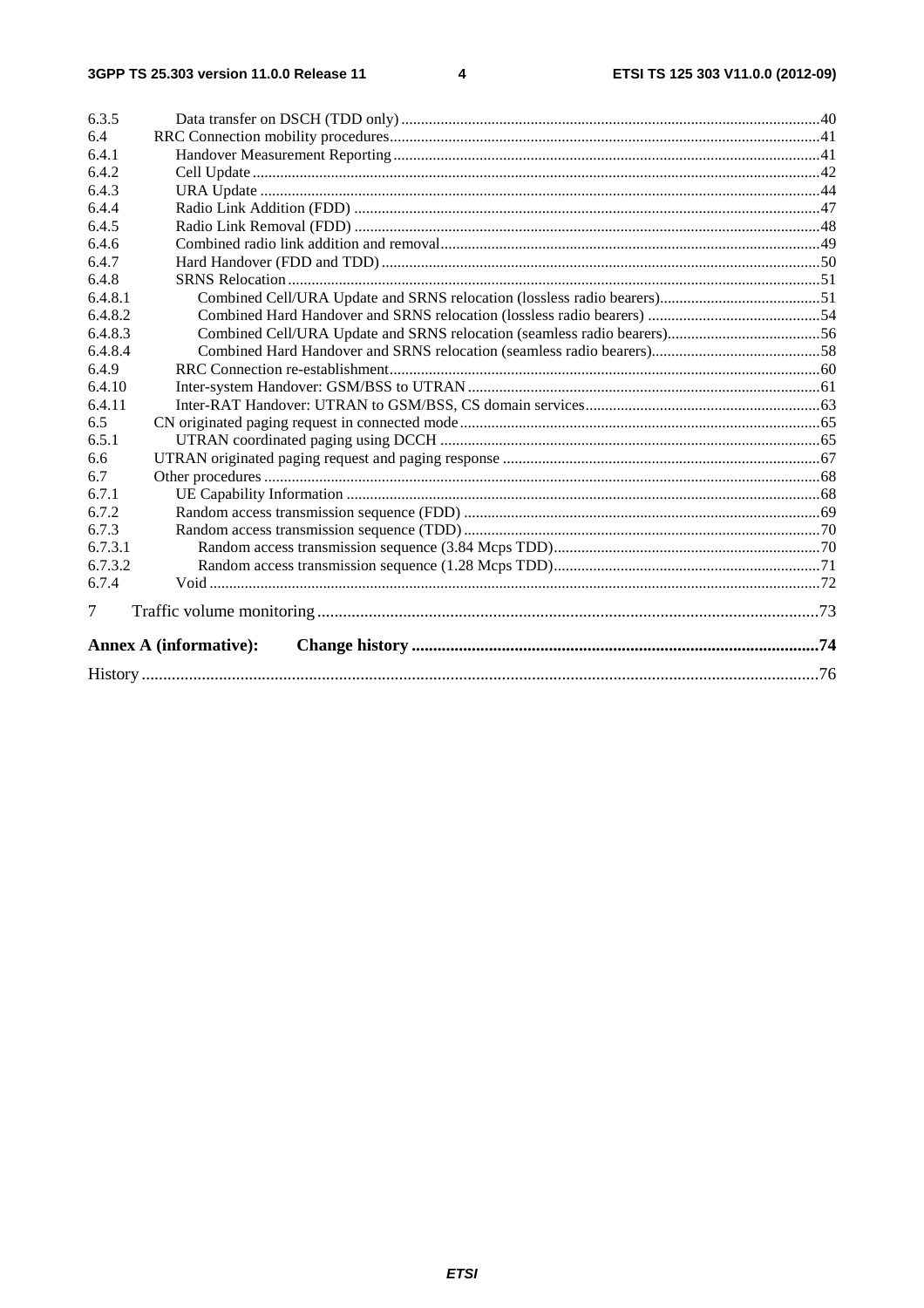6.3.5 Data transfer on DSCH (TDD only) ..........40
6.4 RRC Connection mobility procedures ..........41
6.4.1 Handover Measurement Reporting ..........41
6.4.2 Cell Update ..........42
6.4.3 URA Update ..........44
6.4.4 Radio Link Addition (FDD) ..........47
6.4.5 Radio Link Removal (FDD) ..........48
6.4.6 Combined radio link addition and removal ..........49
6.4.7 Hard Handover (FDD and TDD) ..........50
6.4.8 SRNS Relocation ..........51
6.4.8.1 Combined Cell/URA Update and SRNS relocation (lossless radio bearers) ..........51
6.4.8.2 Combined Hard Handover and SRNS relocation (lossless radio bearers) ..........54
6.4.8.3 Combined Cell/URA Update and SRNS relocation (seamless radio bearers) ..........56
6.4.8.4 Combined Hard Handover and SRNS relocation (seamless radio bearers) ..........58
6.4.9 RRC Connection re-establishment ..........60
6.4.10 Inter-system Handover: GSM/BSS to UTRAN ..........61
6.4.11 Inter-RAT Handover: UTRAN to GSM/BSS, CS domain services ..........63
6.5 CN originated paging request in connected mode ..........65
6.5.1 UTRAN coordinated paging using DCCH ..........65
6.6 UTRAN originated paging request and paging response ..........67
6.7 Other procedures ..........68
6.7.1 UE Capability Information ..........68
6.7.2 Random access transmission sequence (FDD) ..........69
6.7.3 Random access transmission sequence (TDD) ..........70
6.7.3.1 Random access transmission sequence (3.84 Mcps TDD) ..........70
6.7.3.2 Random access transmission sequence (1.28 Mcps TDD) ..........71
6.7.4 Void ..........72

7 Traffic volume monitoring ..........73

**Annex A (informative): Change history ..........74**

History ..........76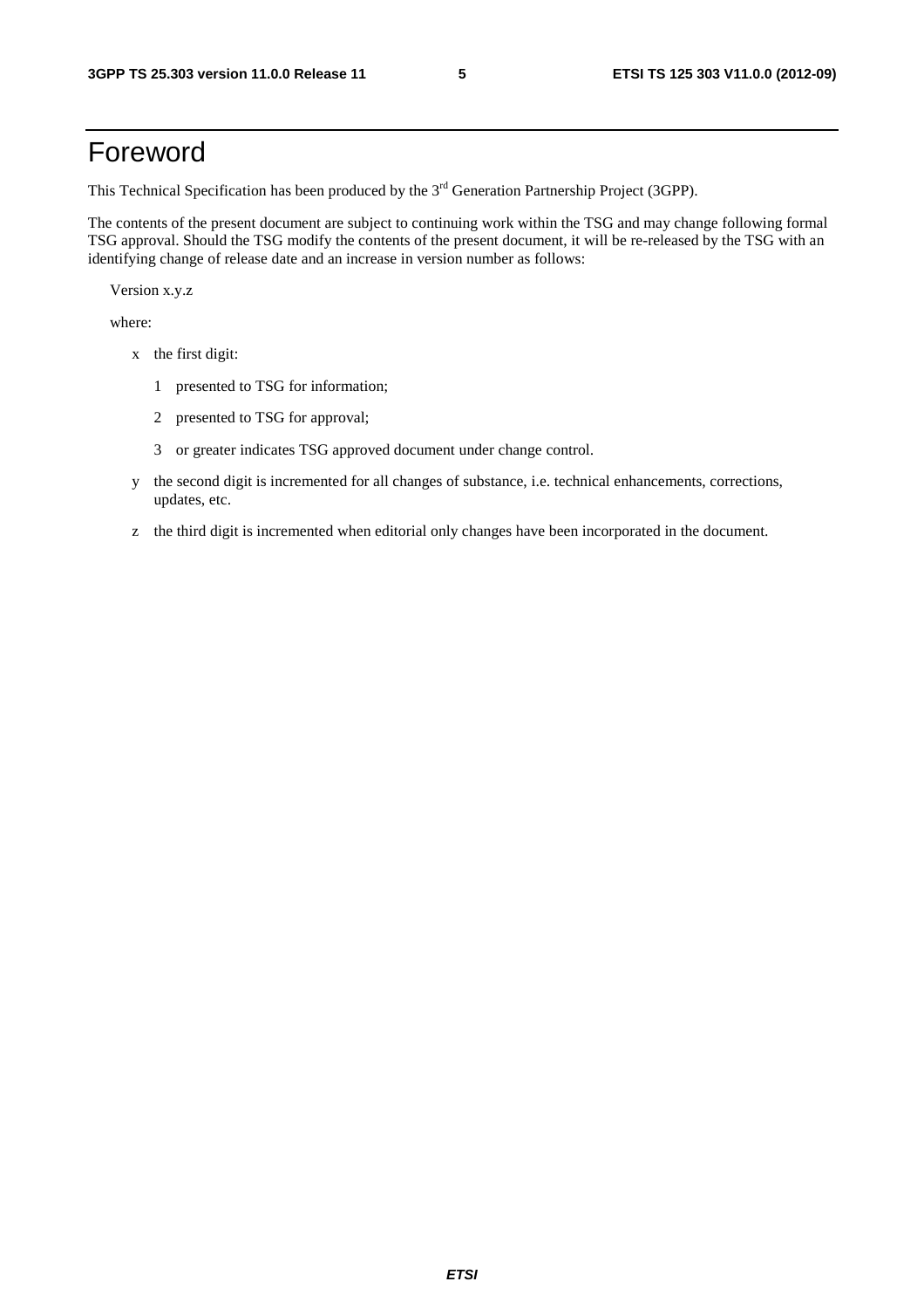# Foreword

This Technical Specification has been produced by the 3rd Generation Partnership Project (3GPP).

The contents of the present document are subject to continuing work within the TSG and may change following formal TSG approval. Should the TSG modify the contents of the present document, it will be re-released by the TSG with an identifying change of release date and an increase in version number as follows:

Version x.y.z

where:

- x the first digit:
  - 1 presented to TSG for information;
  - 2 presented to TSG for approval;
  - 3 or greater indicates TSG approved document under change control.
- y the second digit is incremented for all changes of substance, i.e. technical enhancements, corrections, updates, etc.
- z the third digit is incremented when editorial only changes have been incorporated in the document.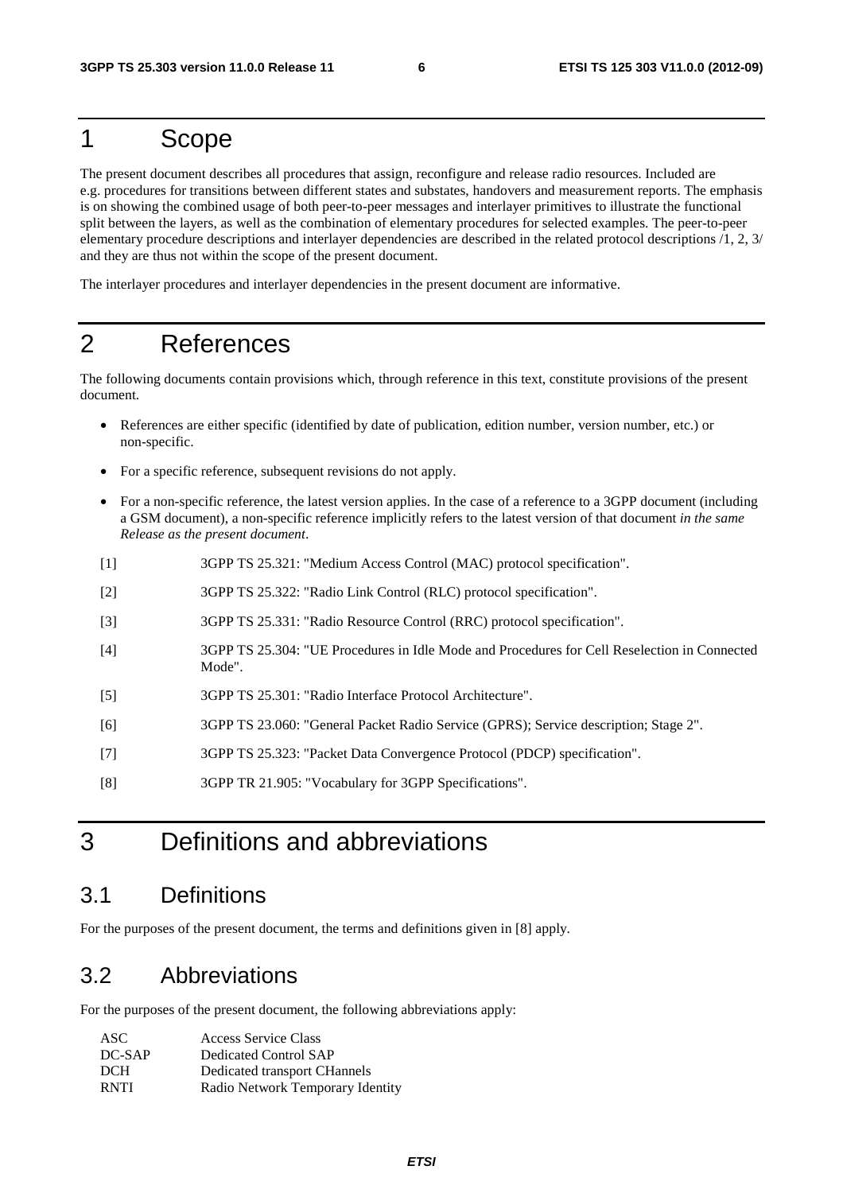# 1 Scope

The present document describes all procedures that assign, reconfigure and release radio resources. Included are e.g. procedures for transitions between different states and substates, handovers and measurement reports. The emphasis is on showing the combined usage of both peer-to-peer messages and interlayer primitives to illustrate the functional split between the layers, as well as the combination of elementary procedures for selected examples. The peer-to-peer elementary procedure descriptions and interlayer dependencies are described in the related protocol descriptions /1, 2, 3/ and they are thus not within the scope of the present document.

The interlayer procedures and interlayer dependencies in the present document are informative.

# 2 References

The following documents contain provisions which, through reference in this text, constitute provisions of the present document.

- References are either specific (identified by date of publication, edition number, version number, etc.) or non-specific.
- For a specific reference, subsequent revisions do not apply.
- For a non-specific reference, the latest version applies. In the case of a reference to a 3GPP document (including a GSM document), a non-specific reference implicitly refers to the latest version of that document *in the same Release as the present document*.

[1] 3GPP TS 25.321: "Medium Access Control (MAC) protocol specification".

[2] 3GPP TS 25.322: "Radio Link Control (RLC) protocol specification".

[3] 3GPP TS 25.331: "Radio Resource Control (RRC) protocol specification".

[4] 3GPP TS 25.304: "UE Procedures in Idle Mode and Procedures for Cell Reselection in Connected Mode".

[5] 3GPP TS 25.301: "Radio Interface Protocol Architecture".

[6] 3GPP TS 23.060: "General Packet Radio Service (GPRS); Service description; Stage 2".

[7] 3GPP TS 25.323: "Packet Data Convergence Protocol (PDCP) specification".

[8] 3GPP TR 21.905: "Vocabulary for 3GPP Specifications".

# 3 Definitions and abbreviations

## 3.1 Definitions

For the purposes of the present document, the terms and definitions given in [8] apply.

## 3.2 Abbreviations

For the purposes of the present document, the following abbreviations apply:

| | |
|---|---|
| ASC | Access Service Class |
| DC-SAP | Dedicated Control SAP |
| DCH | Dedicated transport CHannels |
| RNTI | Radio Network Temporary Identity |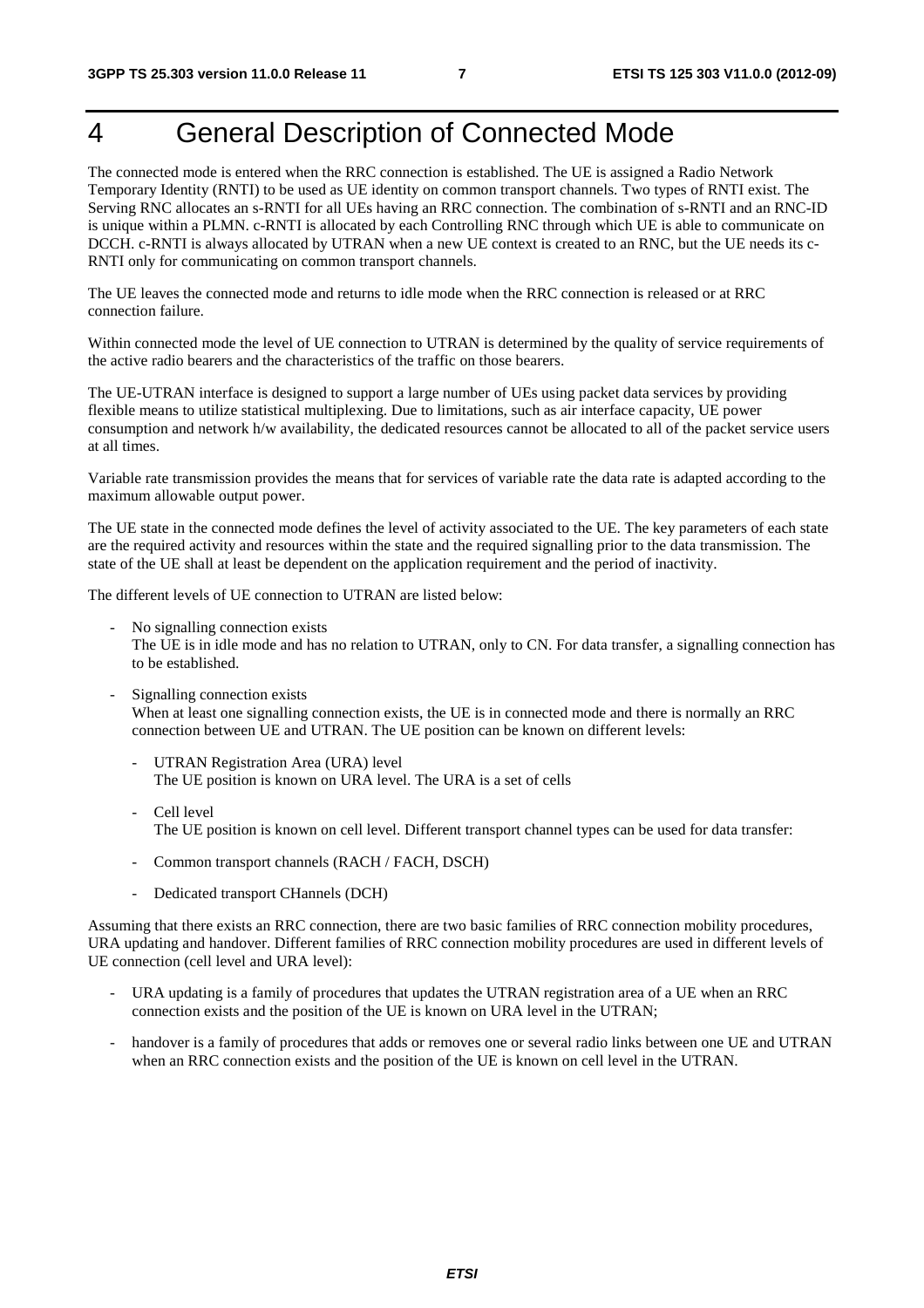# 4 General Description of Connected Mode

The connected mode is entered when the RRC connection is established. The UE is assigned a Radio Network Temporary Identity (RNTI) to be used as UE identity on common transport channels. Two types of RNTI exist. The Serving RNC allocates an s-RNTI for all UEs having an RRC connection. The combination of s-RNTI and an RNC-ID is unique within a PLMN. c-RNTI is allocated by each Controlling RNC through which UE is able to communicate on DCCH. c-RNTI is always allocated by UTRAN when a new UE context is created to an RNC, but the UE needs its c-RNTI only for communicating on common transport channels.

The UE leaves the connected mode and returns to idle mode when the RRC connection is released or at RRC connection failure.

Within connected mode the level of UE connection to UTRAN is determined by the quality of service requirements of the active radio bearers and the characteristics of the traffic on those bearers.

The UE-UTRAN interface is designed to support a large number of UEs using packet data services by providing flexible means to utilize statistical multiplexing. Due to limitations, such as air interface capacity, UE power consumption and network h/w availability, the dedicated resources cannot be allocated to all of the packet service users at all times.

Variable rate transmission provides the means that for services of variable rate the data rate is adapted according to the maximum allowable output power.

The UE state in the connected mode defines the level of activity associated to the UE. The key parameters of each state are the required activity and resources within the state and the required signalling prior to the data transmission. The state of the UE shall at least be dependent on the application requirement and the period of inactivity.

The different levels of UE connection to UTRAN are listed below:

- No signalling connection exists
  The UE is in idle mode and has no relation to UTRAN, only to CN. For data transfer, a signalling connection has to be established.
- Signalling connection exists
  When at least one signalling connection exists, the UE is in connected mode and there is normally an RRC connection between UE and UTRAN. The UE position can be known on different levels:
  - UTRAN Registration Area (URA) level
    The UE position is known on URA level. The URA is a set of cells
  - Cell level
    The UE position is known on cell level. Different transport channel types can be used for data transfer:
  - Common transport channels (RACH / FACH, DSCH)
  - Dedicated transport CHannels (DCH)

Assuming that there exists an RRC connection, there are two basic families of RRC connection mobility procedures, URA updating and handover. Different families of RRC connection mobility procedures are used in different levels of UE connection (cell level and URA level):

- URA updating is a family of procedures that updates the UTRAN registration area of a UE when an RRC connection exists and the position of the UE is known on URA level in the UTRAN;
- handover is a family of procedures that adds or removes one or several radio links between one UE and UTRAN when an RRC connection exists and the position of the UE is known on cell level in the UTRAN.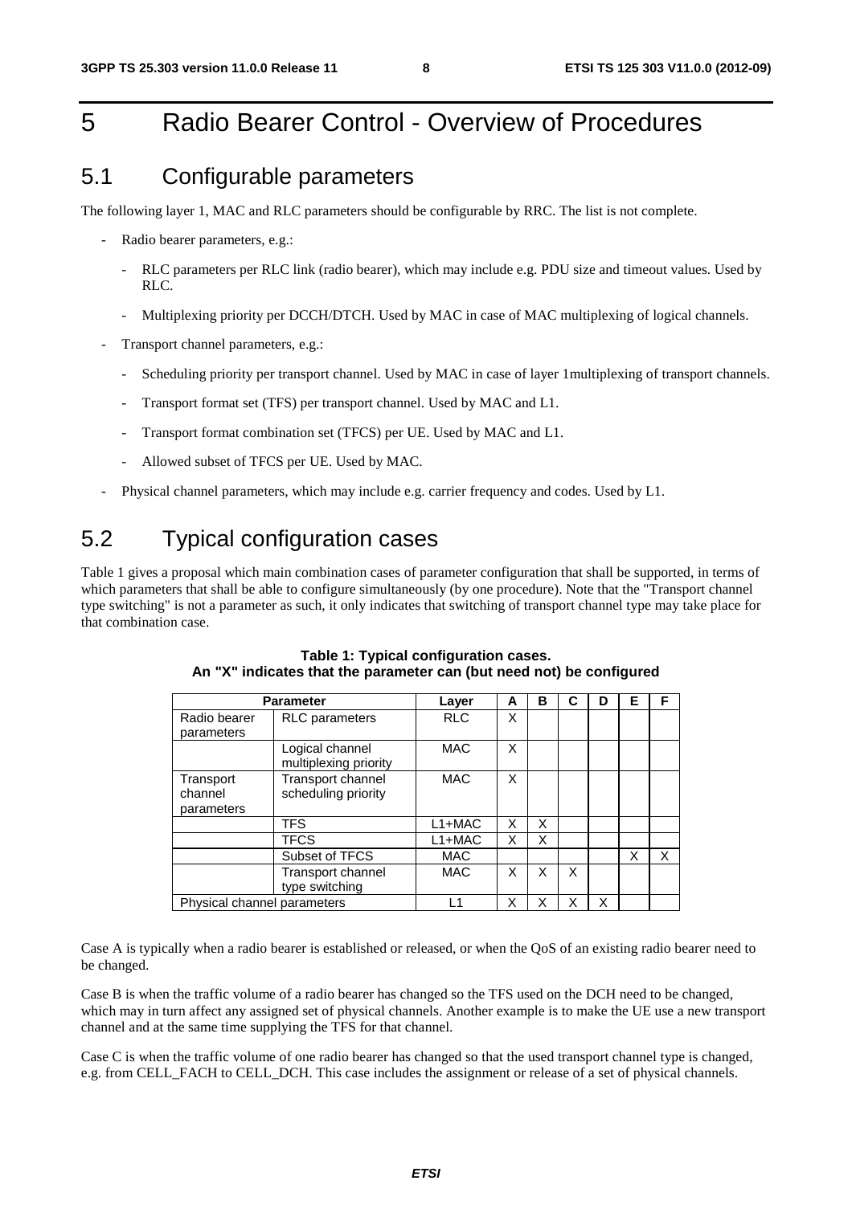# 5 Radio Bearer Control - Overview of Procedures

## 5.1 Configurable parameters

The following layer 1, MAC and RLC parameters should be configurable by RRC. The list is not complete.

- Radio bearer parameters, e.g.:
    - RLC parameters per RLC link (radio bearer), which may include e.g. PDU size and timeout values. Used by RLC.
    - Multiplexing priority per DCCH/DTCH. Used by MAC in case of MAC multiplexing of logical channels.
- Transport channel parameters, e.g.:
    - Scheduling priority per transport channel. Used by MAC in case of layer 1multiplexing of transport channels.
    - Transport format set (TFS) per transport channel. Used by MAC and L1.
    - Transport format combination set (TFCS) per UE. Used by MAC and L1.
    - Allowed subset of TFCS per UE. Used by MAC.
- Physical channel parameters, which may include e.g. carrier frequency and codes. Used by L1.

## 5.2 Typical configuration cases

Table 1 gives a proposal which main combination cases of parameter configuration that shall be supported, in terms of which parameters that shall be able to configure simultaneously (by one procedure). Note that the "Transport channel type switching" is not a parameter as such, it only indicates that switching of transport channel type may take place for that combination case.

**Table 1: Typical configuration cases.**
**An "X" indicates that the parameter can (but need not) be configured**

| Parameter | | Layer | A | B | C | D | E | F |
|---|---|---|---|---|---|---|---|---|
| Radio bearer parameters | RLC parameters | RLC | X | | | | | |
| | Logical channel multiplexing priority | MAC | X | | | | | |
| Transport channel parameters | Transport channel scheduling priority | MAC | X | | | | | |
| | TFS | L1+MAC | X | X | | | | |
| | TFCS | L1+MAC | X | X | | | | |
| | Subset of TFCS | MAC | | | | | X | X |
| | Transport channel type switching | MAC | X | X | X | | | |
| Physical channel parameters | | L1 | X | X | X | X | | |

Case A is typically when a radio bearer is established or released, or when the QoS of an existing radio bearer need to be changed.

Case B is when the traffic volume of a radio bearer has changed so the TFS used on the DCH need to be changed, which may in turn affect any assigned set of physical channels. Another example is to make the UE use a new transport channel and at the same time supplying the TFS for that channel.

Case C is when the traffic volume of one radio bearer has changed so that the used transport channel type is changed, e.g. from CELL_FACH to CELL_DCH. This case includes the assignment or release of a set of physical channels.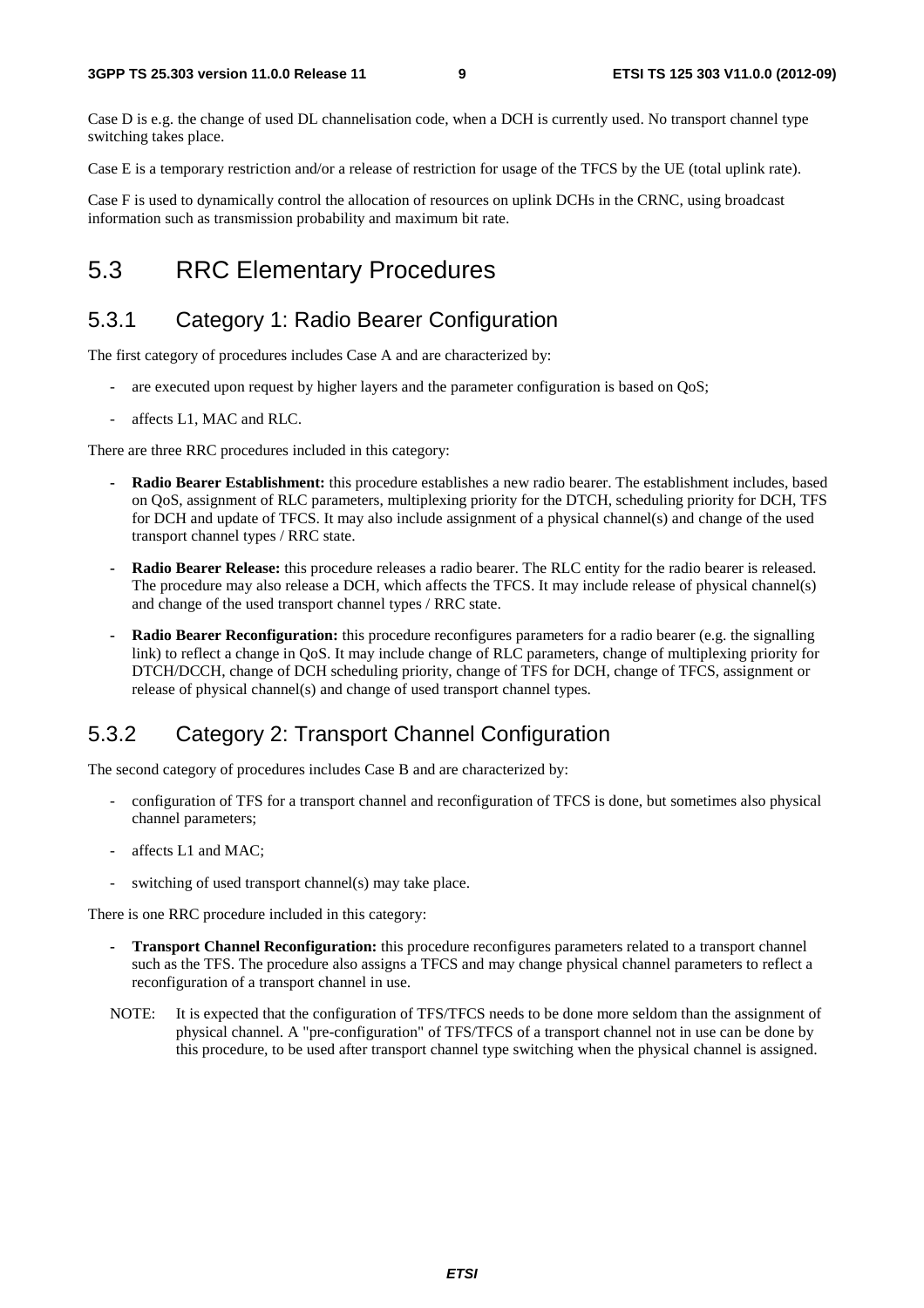Case D is e.g. the change of used DL channelisation code, when a DCH is currently used. No transport channel type switching takes place.

Case E is a temporary restriction and/or a release of restriction for usage of the TFCS by the UE (total uplink rate).

Case F is used to dynamically control the allocation of resources on uplink DCHs in the CRNC, using broadcast information such as transmission probability and maximum bit rate.

# 5.3 RRC Elementary Procedures

## 5.3.1 Category 1: Radio Bearer Configuration

The first category of procedures includes Case A and are characterized by:

- are executed upon request by higher layers and the parameter configuration is based on QoS;
- affects L1, MAC and RLC.

There are three RRC procedures included in this category:

- **Radio Bearer Establishment:** this procedure establishes a new radio bearer. The establishment includes, based on QoS, assignment of RLC parameters, multiplexing priority for the DTCH, scheduling priority for DCH, TFS for DCH and update of TFCS. It may also include assignment of a physical channel(s) and change of the used transport channel types / RRC state.
- **Radio Bearer Release:** this procedure releases a radio bearer. The RLC entity for the radio bearer is released. The procedure may also release a DCH, which affects the TFCS. It may include release of physical channel(s) and change of the used transport channel types / RRC state.
- **Radio Bearer Reconfiguration:** this procedure reconfigures parameters for a radio bearer (e.g. the signalling link) to reflect a change in QoS. It may include change of RLC parameters, change of multiplexing priority for DTCH/DCCH, change of DCH scheduling priority, change of TFS for DCH, change of TFCS, assignment or release of physical channel(s) and change of used transport channel types.

## 5.3.2 Category 2: Transport Channel Configuration

The second category of procedures includes Case B and are characterized by:

- configuration of TFS for a transport channel and reconfiguration of TFCS is done, but sometimes also physical channel parameters;
- affects L1 and MAC;
- switching of used transport channel(s) may take place.

There is one RRC procedure included in this category:

- **Transport Channel Reconfiguration:** this procedure reconfigures parameters related to a transport channel such as the TFS. The procedure also assigns a TFCS and may change physical channel parameters to reflect a reconfiguration of a transport channel in use.

NOTE: It is expected that the configuration of TFS/TFCS needs to be done more seldom than the assignment of physical channel. A "pre-configuration" of TFS/TFCS of a transport channel not in use can be done by this procedure, to be used after transport channel type switching when the physical channel is assigned.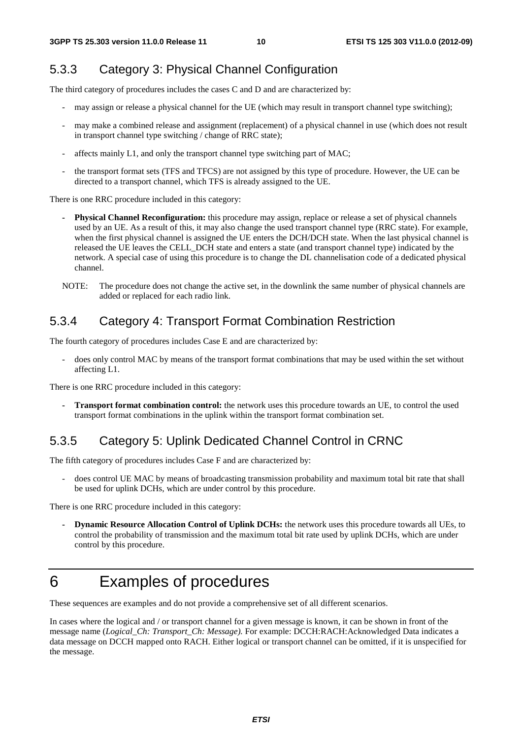### 5.3.3 Category 3: Physical Channel Configuration

The third category of procedures includes the cases C and D and are characterized by:

- may assign or release a physical channel for the UE (which may result in transport channel type switching);
- may make a combined release and assignment (replacement) of a physical channel in use (which does not result in transport channel type switching / change of RRC state);
- affects mainly L1, and only the transport channel type switching part of MAC;
- the transport format sets (TFS and TFCS) are not assigned by this type of procedure. However, the UE can be directed to a transport channel, which TFS is already assigned to the UE.

There is one RRC procedure included in this category:

- **Physical Channel Reconfiguration:** this procedure may assign, replace or release a set of physical channels used by an UE. As a result of this, it may also change the used transport channel type (RRC state). For example, when the first physical channel is assigned the UE enters the DCH/DCH state. When the last physical channel is released the UE leaves the CELL_DCH state and enters a state (and transport channel type) indicated by the network. A special case of using this procedure is to change the DL channelisation code of a dedicated physical channel.

NOTE: The procedure does not change the active set, in the downlink the same number of physical channels are added or replaced for each radio link.

### 5.3.4 Category 4: Transport Format Combination Restriction

The fourth category of procedures includes Case E and are characterized by:

- does only control MAC by means of the transport format combinations that may be used within the set without affecting L1.

There is one RRC procedure included in this category:

- **Transport format combination control:** the network uses this procedure towards an UE, to control the used transport format combinations in the uplink within the transport format combination set.

### 5.3.5 Category 5: Uplink Dedicated Channel Control in CRNC

The fifth category of procedures includes Case F and are characterized by:

- does control UE MAC by means of broadcasting transmission probability and maximum total bit rate that shall be used for uplink DCHs, which are under control by this procedure.

There is one RRC procedure included in this category:

- **Dynamic Resource Allocation Control of Uplink DCHs:** the network uses this procedure towards all UEs, to control the probability of transmission and the maximum total bit rate used by uplink DCHs, which are under control by this procedure.

# 6 Examples of procedures

These sequences are examples and do not provide a comprehensive set of all different scenarios.

In cases where the logical and / or transport channel for a given message is known, it can be shown in front of the message name (*Logical_Ch: Transport_Ch: Message).* For example: DCCH:RACH:Acknowledged Data indicates a data message on DCCH mapped onto RACH. Either logical or transport channel can be omitted, if it is unspecified for the message.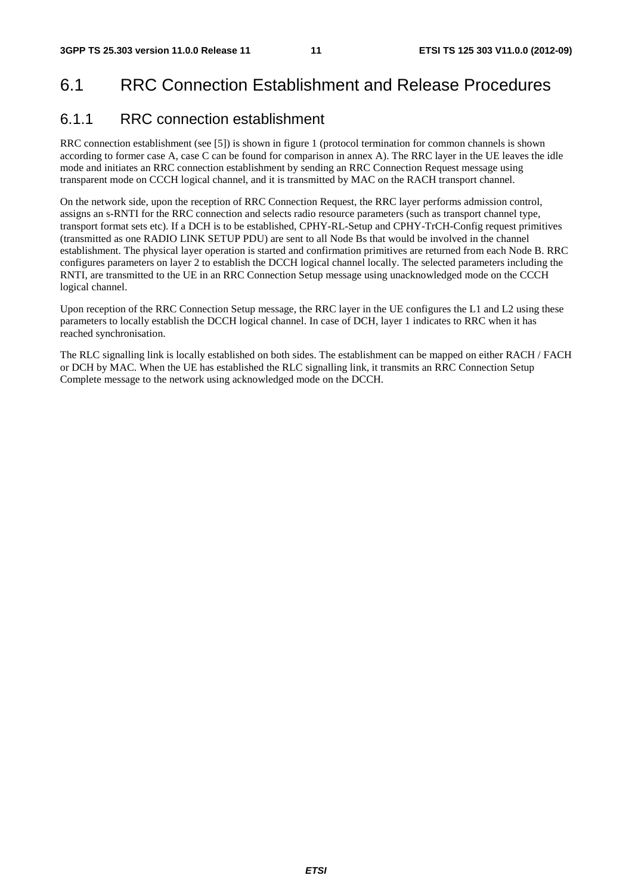# 6.1 RRC Connection Establishment and Release Procedures

## 6.1.1 RRC connection establishment

RRC connection establishment (see [5]) is shown in figure 1 (protocol termination for common channels is shown according to former case A, case C can be found for comparison in annex A). The RRC layer in the UE leaves the idle mode and initiates an RRC connection establishment by sending an RRC Connection Request message using transparent mode on CCCH logical channel, and it is transmitted by MAC on the RACH transport channel.

On the network side, upon the reception of RRC Connection Request, the RRC layer performs admission control, assigns an s-RNTI for the RRC connection and selects radio resource parameters (such as transport channel type, transport format sets etc). If a DCH is to be established, CPHY-RL-Setup and CPHY-TrCH-Config request primitives (transmitted as one RADIO LINK SETUP PDU) are sent to all Node Bs that would be involved in the channel establishment. The physical layer operation is started and confirmation primitives are returned from each Node B. RRC configures parameters on layer 2 to establish the DCCH logical channel locally. The selected parameters including the RNTI, are transmitted to the UE in an RRC Connection Setup message using unacknowledged mode on the CCCH logical channel.

Upon reception of the RRC Connection Setup message, the RRC layer in the UE configures the L1 and L2 using these parameters to locally establish the DCCH logical channel. In case of DCH, layer 1 indicates to RRC when it has reached synchronisation.

The RLC signalling link is locally established on both sides. The establishment can be mapped on either RACH / FACH or DCH by MAC. When the UE has established the RLC signalling link, it transmits an RRC Connection Setup Complete message to the network using acknowledged mode on the DCCH.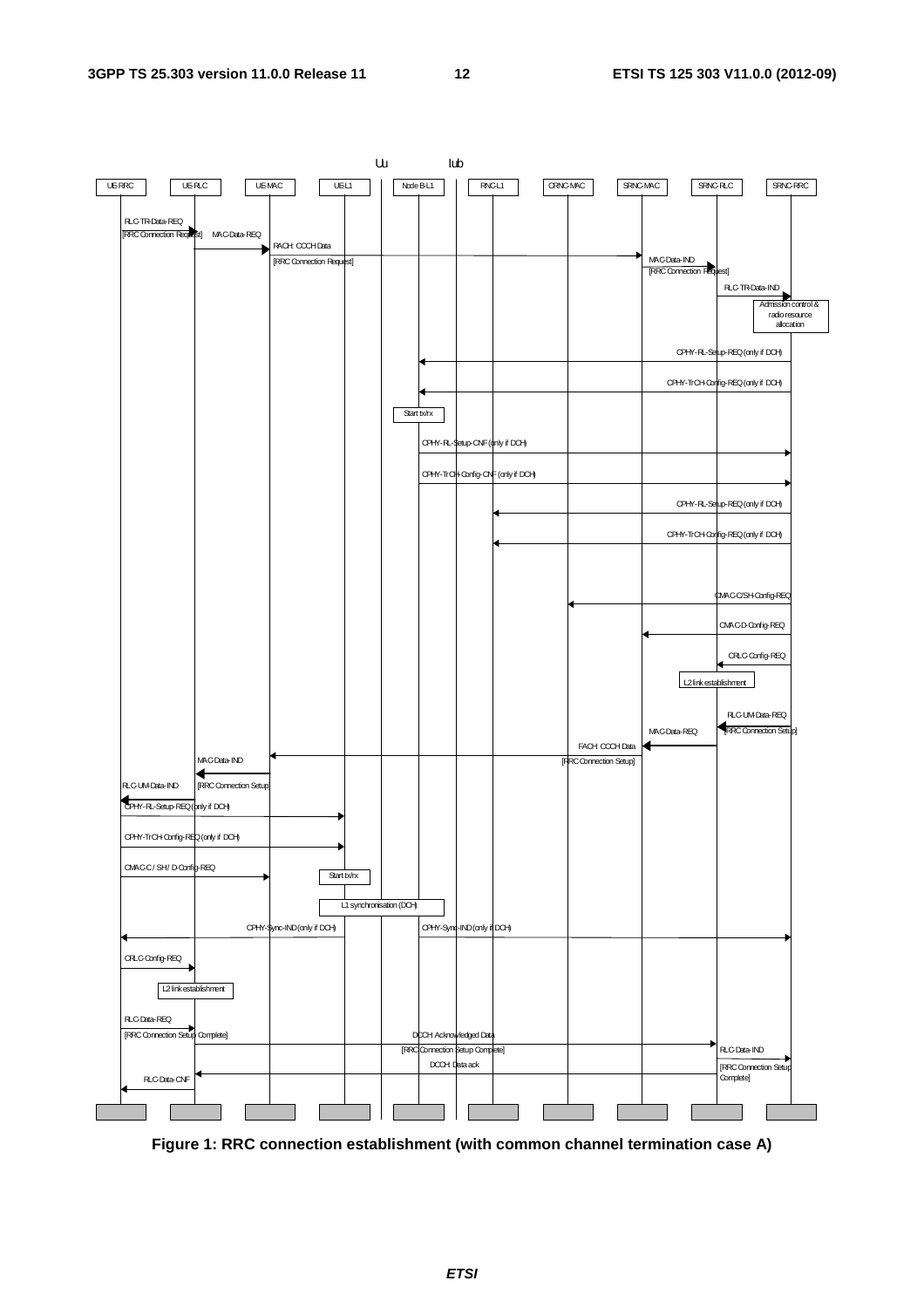**Figure 1: RRC connection establishment (with common channel termination case A)**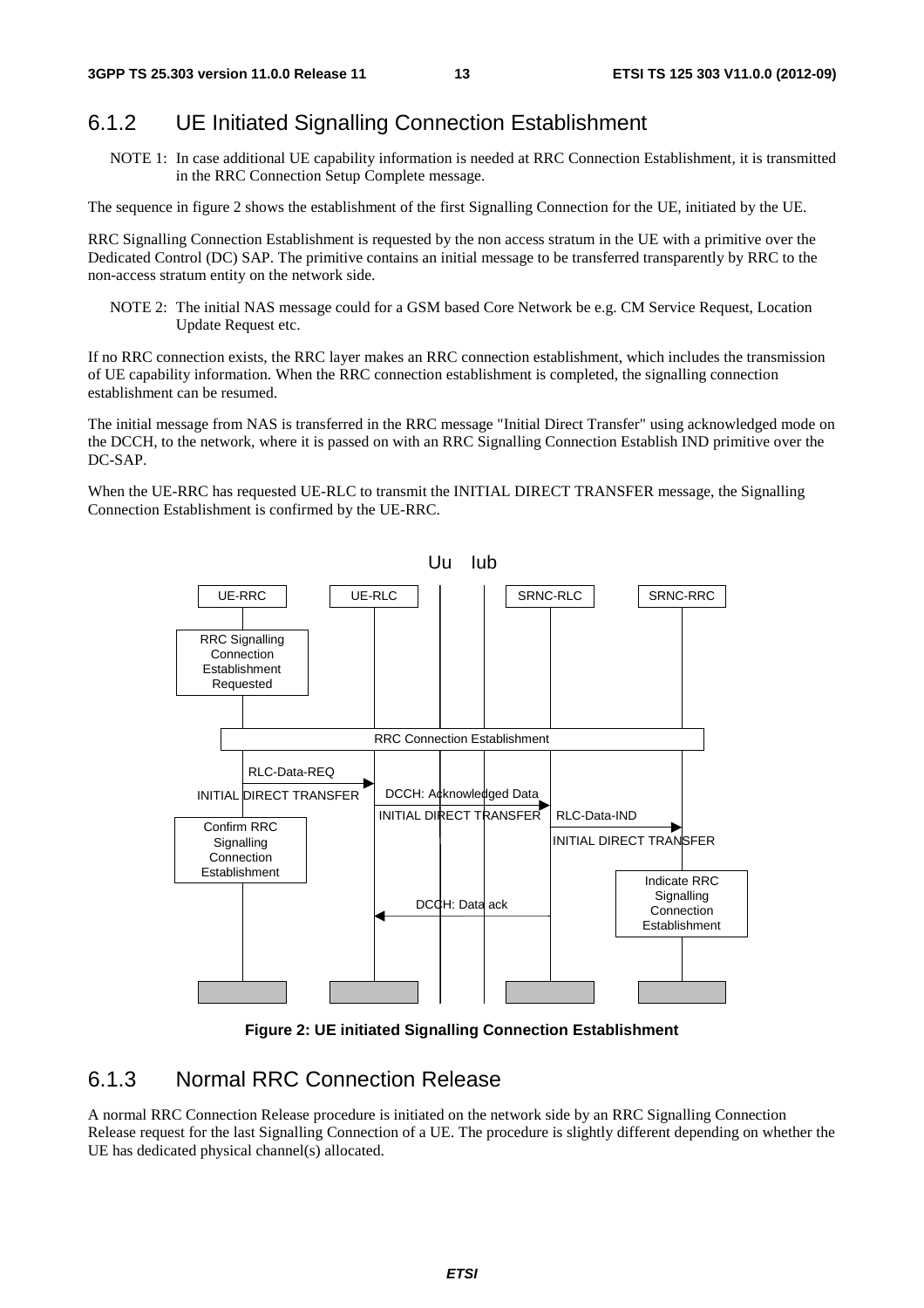### 6.1.2 UE Initiated Signalling Connection Establishment

NOTE 1: In case additional UE capability information is needed at RRC Connection Establishment, it is transmitted in the RRC Connection Setup Complete message.

The sequence in figure 2 shows the establishment of the first Signalling Connection for the UE, initiated by the UE.

RRC Signalling Connection Establishment is requested by the non access stratum in the UE with a primitive over the Dedicated Control (DC) SAP. The primitive contains an initial message to be transferred transparently by RRC to the non-access stratum entity on the network side.

NOTE 2: The initial NAS message could for a GSM based Core Network be e.g. CM Service Request, Location Update Request etc.

If no RRC connection exists, the RRC layer makes an RRC connection establishment, which includes the transmission of UE capability information. When the RRC connection establishment is completed, the signalling connection establishment can be resumed.

The initial message from NAS is transferred in the RRC message "Initial Direct Transfer" using acknowledged mode on the DCCH, to the network, where it is passed on with an RRC Signalling Connection Establish IND primitive over the DC-SAP.

When the UE-RRC has requested UE-RLC to transmit the INITIAL DIRECT TRANSFER message, the Signalling Connection Establishment is confirmed by the UE-RRC.

**Figure 2: UE initiated Signalling Connection Establishment**

### 6.1.3 Normal RRC Connection Release

A normal RRC Connection Release procedure is initiated on the network side by an RRC Signalling Connection Release request for the last Signalling Connection of a UE. The procedure is slightly different depending on whether the UE has dedicated physical channel(s) allocated.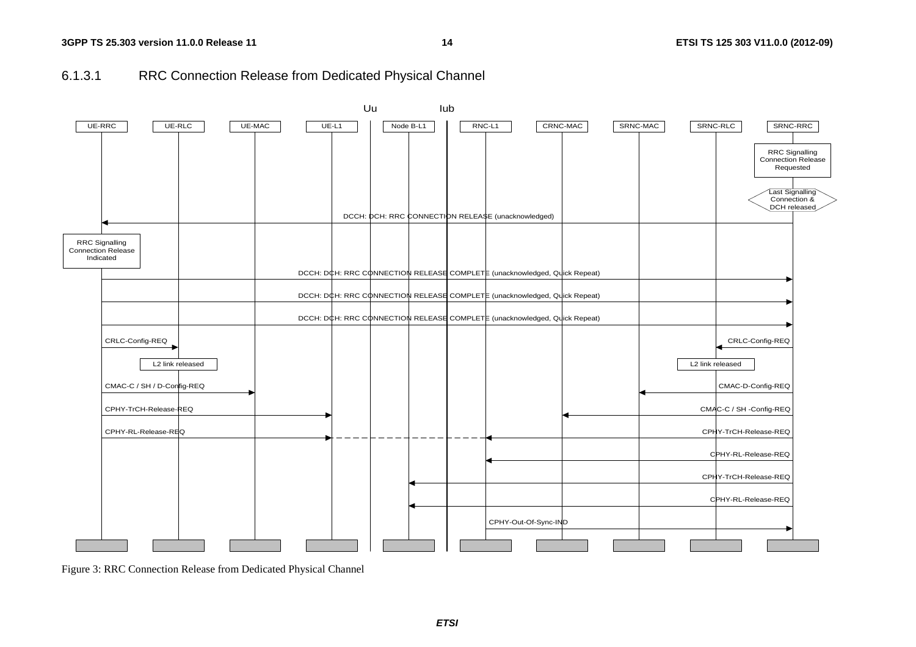### 6.1.3.1 RRC Connection Release from Dedicated Physical Channel

Uu Iub

UE-RRC UE-RLC UE-MAC UE-L1 Node B-L1 RNC-L1 CRNC-MAC SRNC-MAC SRNC-RLC SRNC-RRC

RRC Signalling Connection Release Requested

Last Signalling Connection & DCH released

DCCH: DCH: RRC CONNECTION RELEASE (unacknowledged)

RRC Signalling Connection Release Indicated

DCCH: DCH: RRC CONNECTION RELEASE COMPLETE (unacknowledged, Quick Repeat)

DCCH: DCH: RRC CONNECTION RELEASE COMPLETE (unacknowledged, Quick Repeat)

DCCH: DCH: RRC CONNECTION RELEASE COMPLETE (unacknowledged, Quick Repeat)

CRLC-Config-REQ CRLC-Config-REQ

L2 link released L2 link released

CMAC-C / SH / D-Config-REQ CMAC-D-Config-REQ

CPHY-TrCH-Release-REQ CMAC-C / SH -Config-REQ

CPHY-RL-Release-REQ CPHY-TrCH-Release-REQ

CPHY-RL-Release-REQ

CPHY-TrCH-Release-REQ

CPHY-RL-Release-REQ

CPHY-Out-Of-Sync-IND

Figure 3: RRC Connection Release from Dedicated Physical Channel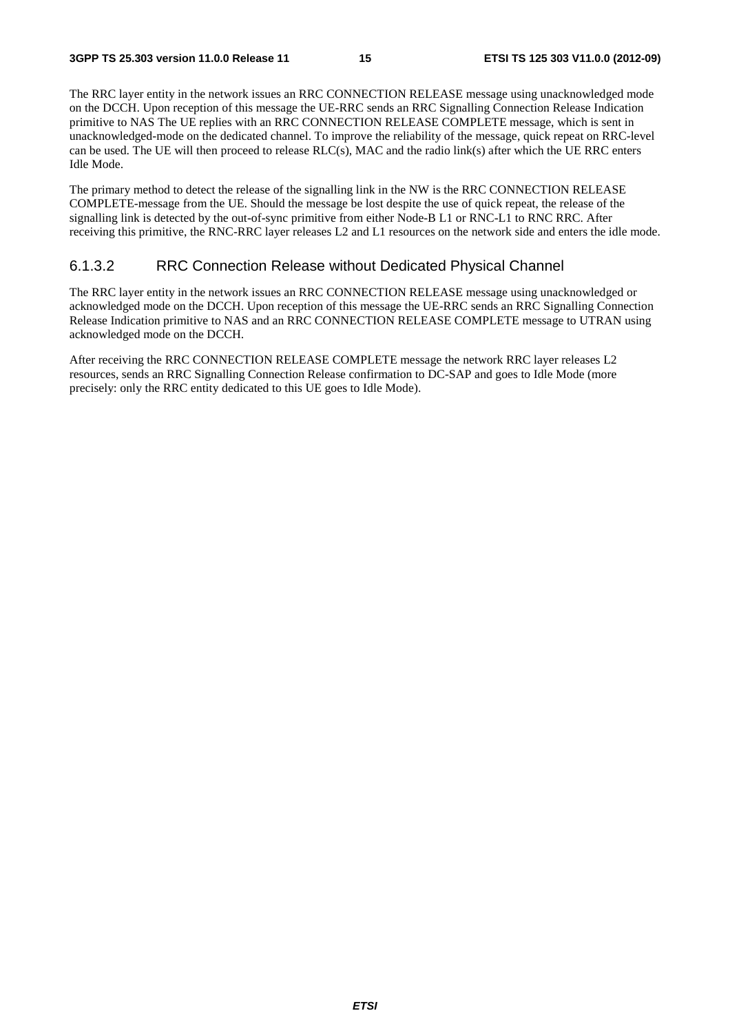The RRC layer entity in the network issues an RRC CONNECTION RELEASE message using unacknowledged mode on the DCCH. Upon reception of this message the UE-RRC sends an RRC Signalling Connection Release Indication primitive to NAS The UE replies with an RRC CONNECTION RELEASE COMPLETE message, which is sent in unacknowledged-mode on the dedicated channel. To improve the reliability of the message, quick repeat on RRC-level can be used. The UE will then proceed to release RLC(s), MAC and the radio link(s) after which the UE RRC enters Idle Mode.

The primary method to detect the release of the signalling link in the NW is the RRC CONNECTION RELEASE COMPLETE-message from the UE. Should the message be lost despite the use of quick repeat, the release of the signalling link is detected by the out-of-sync primitive from either Node-B L1 or RNC-L1 to RNC RRC. After receiving this primitive, the RNC-RRC layer releases L2 and L1 resources on the network side and enters the idle mode.

#### 6.1.3.2 RRC Connection Release without Dedicated Physical Channel

The RRC layer entity in the network issues an RRC CONNECTION RELEASE message using unacknowledged or acknowledged mode on the DCCH. Upon reception of this message the UE-RRC sends an RRC Signalling Connection Release Indication primitive to NAS and an RRC CONNECTION RELEASE COMPLETE message to UTRAN using acknowledged mode on the DCCH.

After receiving the RRC CONNECTION RELEASE COMPLETE message the network RRC layer releases L2 resources, sends an RRC Signalling Connection Release confirmation to DC-SAP and goes to Idle Mode (more precisely: only the RRC entity dedicated to this UE goes to Idle Mode).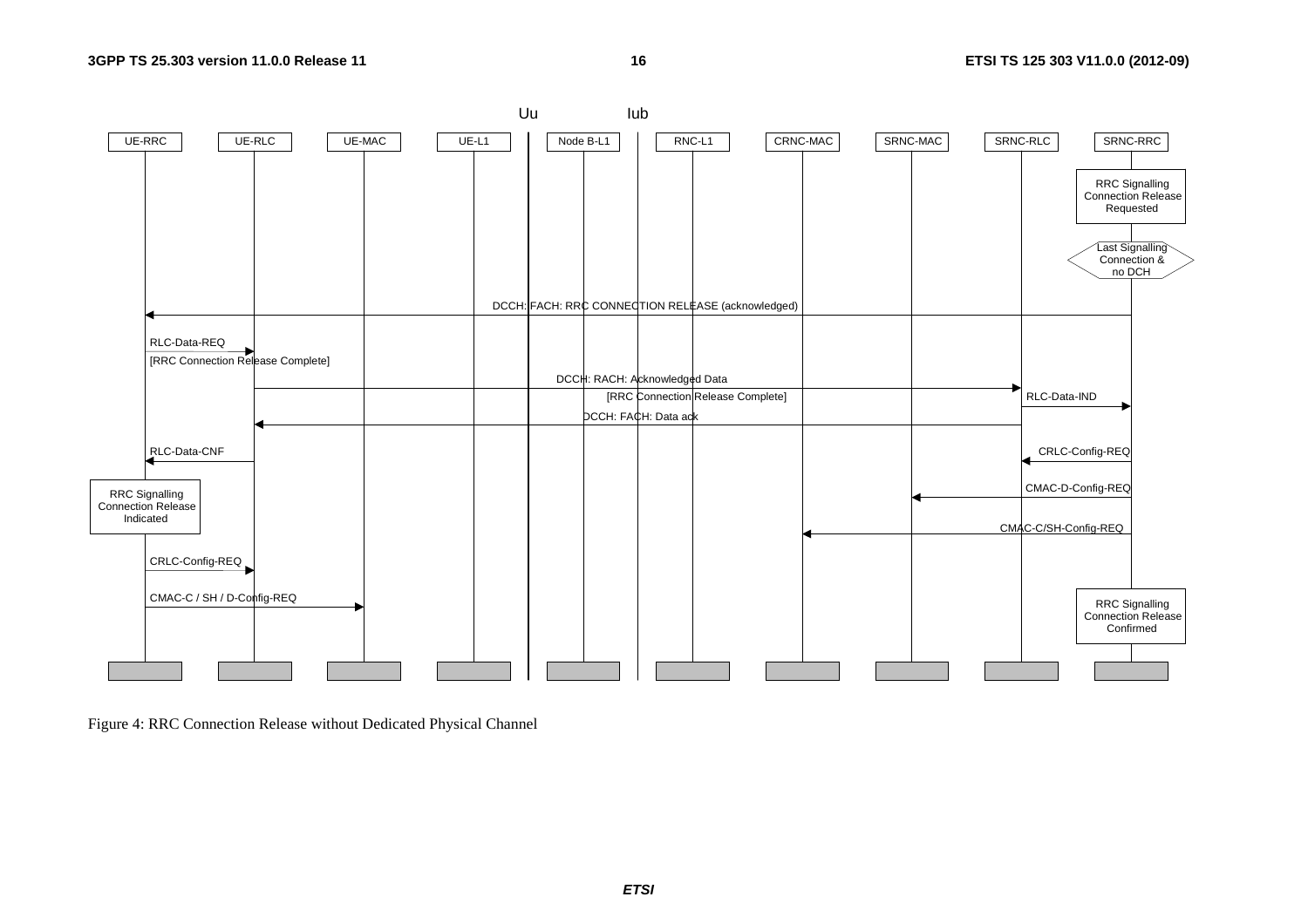Figure 4: RRC Connection Release without Dedicated Physical Channel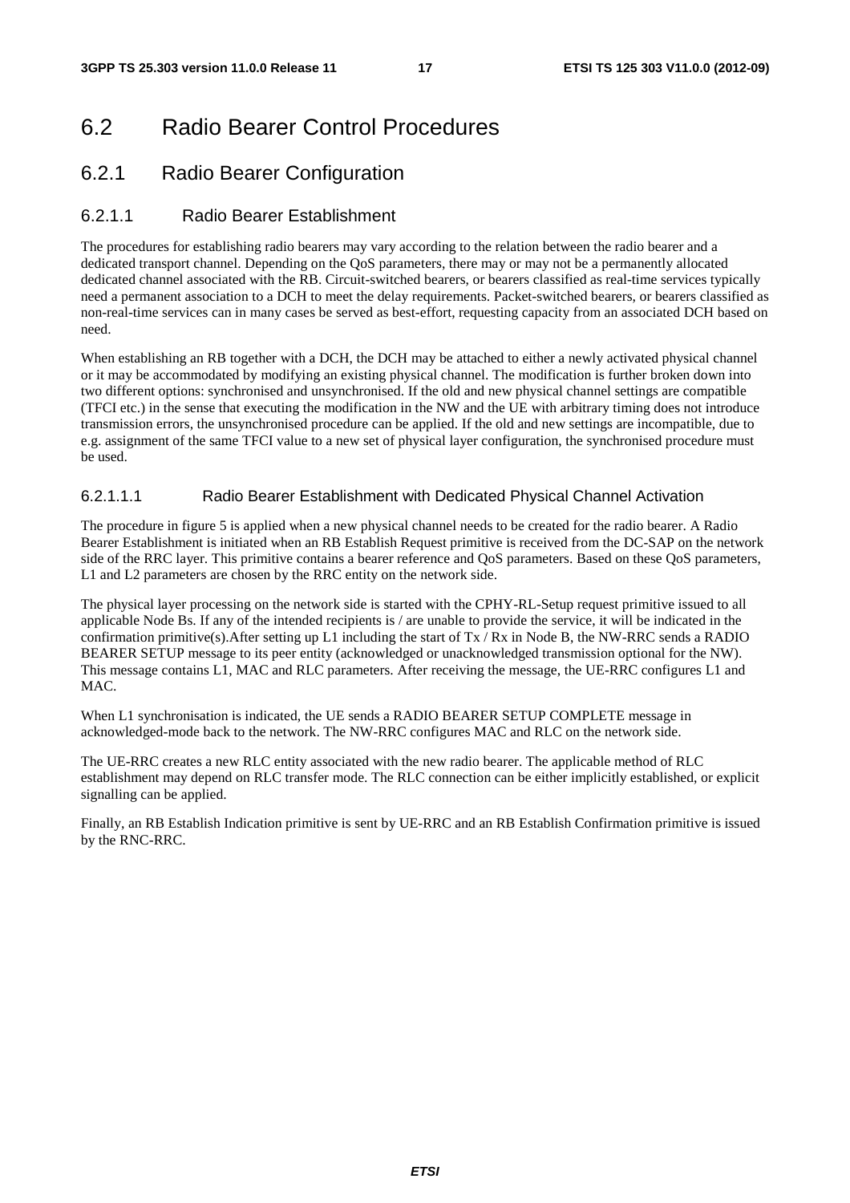# 6.2 Radio Bearer Control Procedures

## 6.2.1 Radio Bearer Configuration

### 6.2.1.1 Radio Bearer Establishment

The procedures for establishing radio bearers may vary according to the relation between the radio bearer and a dedicated transport channel. Depending on the QoS parameters, there may or may not be a permanently allocated dedicated channel associated with the RB. Circuit-switched bearers, or bearers classified as real-time services typically need a permanent association to a DCH to meet the delay requirements. Packet-switched bearers, or bearers classified as non-real-time services can in many cases be served as best-effort, requesting capacity from an associated DCH based on need.

When establishing an RB together with a DCH, the DCH may be attached to either a newly activated physical channel or it may be accommodated by modifying an existing physical channel. The modification is further broken down into two different options: synchronised and unsynchronised. If the old and new physical channel settings are compatible (TFCI etc.) in the sense that executing the modification in the NW and the UE with arbitrary timing does not introduce transmission errors, the unsynchronised procedure can be applied. If the old and new settings are incompatible, due to e.g. assignment of the same TFCI value to a new set of physical layer configuration, the synchronised procedure must be used.

#### 6.2.1.1.1 Radio Bearer Establishment with Dedicated Physical Channel Activation

The procedure in figure 5 is applied when a new physical channel needs to be created for the radio bearer. A Radio Bearer Establishment is initiated when an RB Establish Request primitive is received from the DC-SAP on the network side of the RRC layer. This primitive contains a bearer reference and QoS parameters. Based on these QoS parameters, L1 and L2 parameters are chosen by the RRC entity on the network side.

The physical layer processing on the network side is started with the CPHY-RL-Setup request primitive issued to all applicable Node Bs. If any of the intended recipients is / are unable to provide the service, it will be indicated in the confirmation primitive(s).After setting up L1 including the start of Tx / Rx in Node B, the NW-RRC sends a RADIO BEARER SETUP message to its peer entity (acknowledged or unacknowledged transmission optional for the NW). This message contains L1, MAC and RLC parameters. After receiving the message, the UE-RRC configures L1 and MAC.

When L1 synchronisation is indicated, the UE sends a RADIO BEARER SETUP COMPLETE message in acknowledged-mode back to the network. The NW-RRC configures MAC and RLC on the network side.

The UE-RRC creates a new RLC entity associated with the new radio bearer. The applicable method of RLC establishment may depend on RLC transfer mode. The RLC connection can be either implicitly established, or explicit signalling can be applied.

Finally, an RB Establish Indication primitive is sent by UE-RRC and an RB Establish Confirmation primitive is issued by the RNC-RRC.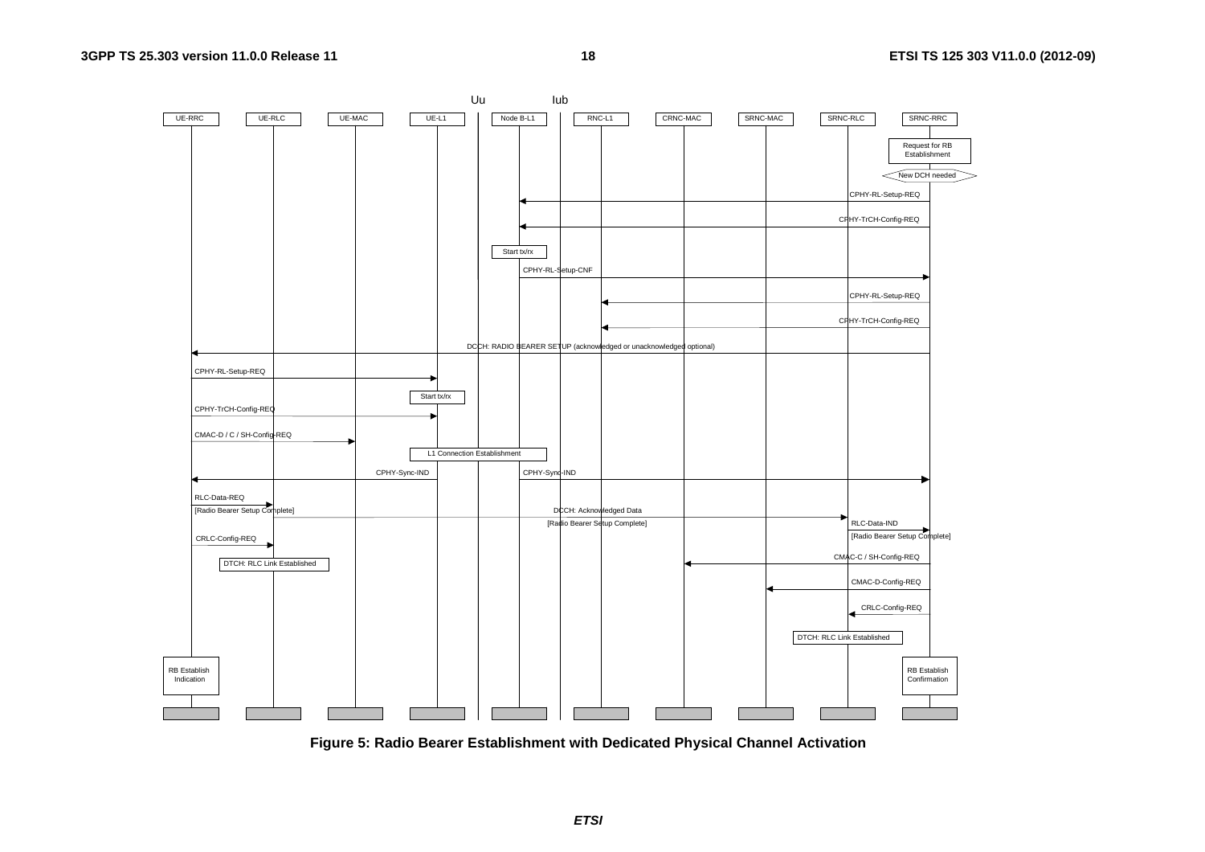**Figure 5: Radio Bearer Establishment with Dedicated Physical Channel Activation**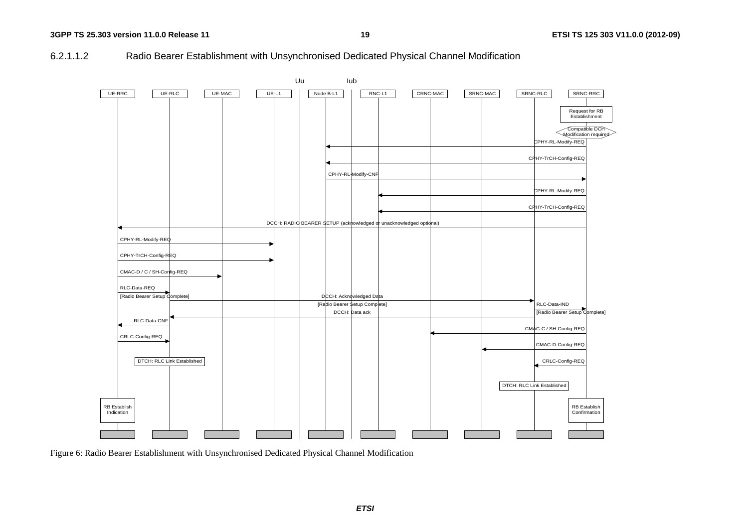#### 6.2.1.1.2 Radio Bearer Establishment with Unsynchronised Dedicated Physical Channel Modification

Figure 6: Radio Bearer Establishment with Unsynchronised Dedicated Physical Channel Modification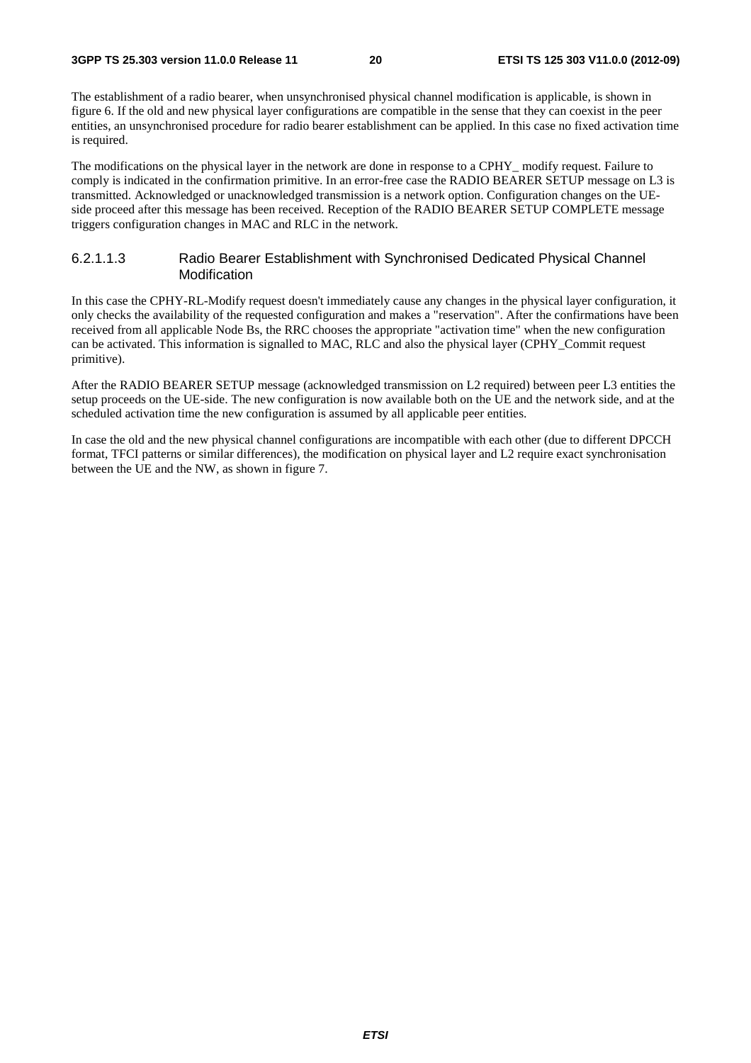The establishment of a radio bearer, when unsynchronised physical channel modification is applicable, is shown in figure 6. If the old and new physical layer configurations are compatible in the sense that they can coexist in the peer entities, an unsynchronised procedure for radio bearer establishment can be applied. In this case no fixed activation time is required.

The modifications on the physical layer in the network are done in response to a CPHY_ modify request. Failure to comply is indicated in the confirmation primitive. In an error-free case the RADIO BEARER SETUP message on L3 is transmitted. Acknowledged or unacknowledged transmission is a network option. Configuration changes on the UE-side proceed after this message has been received. Reception of the RADIO BEARER SETUP COMPLETE message triggers configuration changes in MAC and RLC in the network.

#### 6.2.1.1.3 Radio Bearer Establishment with Synchronised Dedicated Physical Channel Modification

In this case the CPHY-RL-Modify request doesn't immediately cause any changes in the physical layer configuration, it only checks the availability of the requested configuration and makes a "reservation". After the confirmations have been received from all applicable Node Bs, the RRC chooses the appropriate "activation time" when the new configuration can be activated. This information is signalled to MAC, RLC and also the physical layer (CPHY_Commit request primitive).

After the RADIO BEARER SETUP message (acknowledged transmission on L2 required) between peer L3 entities the setup proceeds on the UE-side. The new configuration is now available both on the UE and the network side, and at the scheduled activation time the new configuration is assumed by all applicable peer entities.

In case the old and the new physical channel configurations are incompatible with each other (due to different DPCCH format, TFCI patterns or similar differences), the modification on physical layer and L2 require exact synchronisation between the UE and the NW, as shown in figure 7.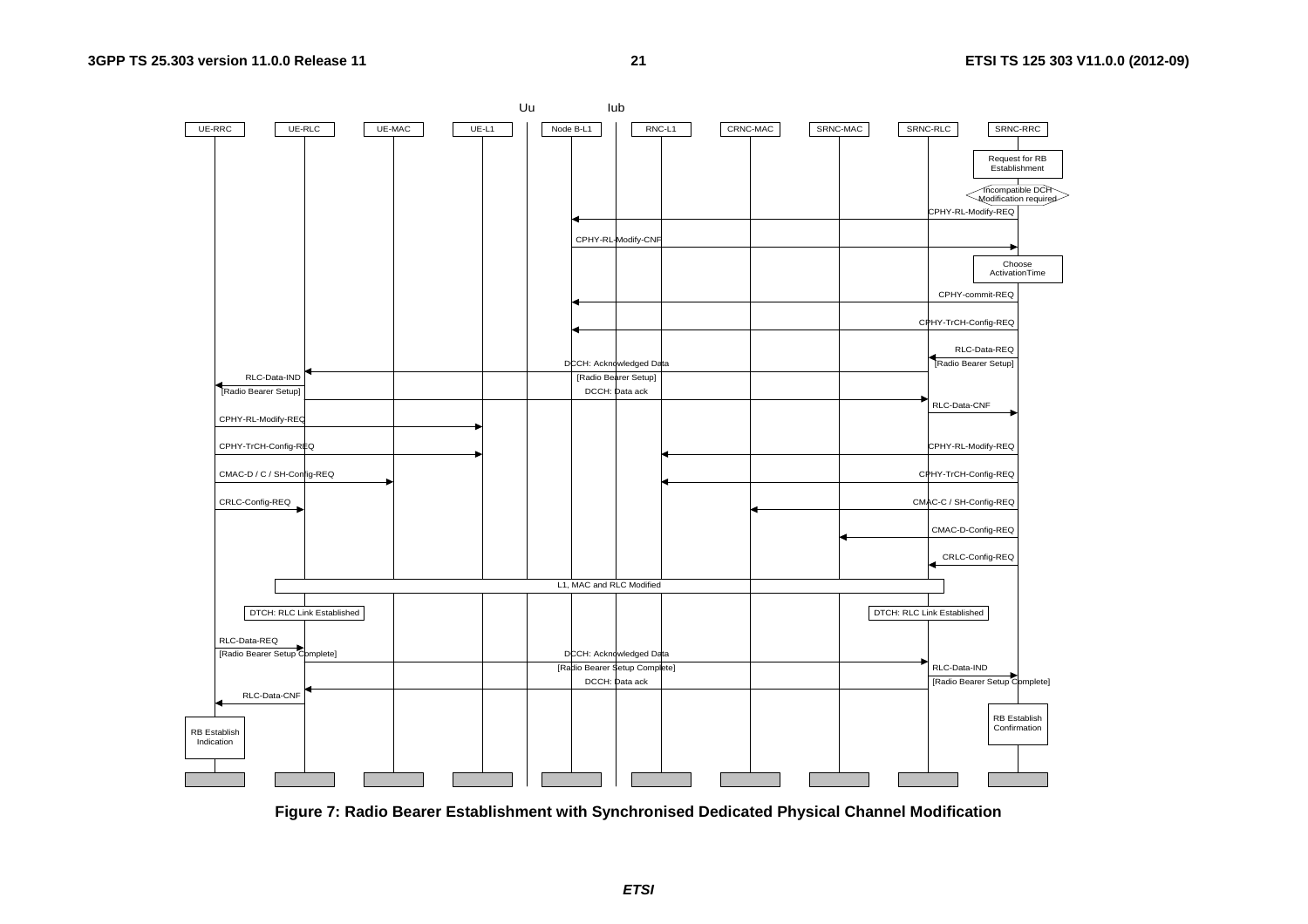**Figure 7: Radio Bearer Establishment with Synchronised Dedicated Physical Channel Modification**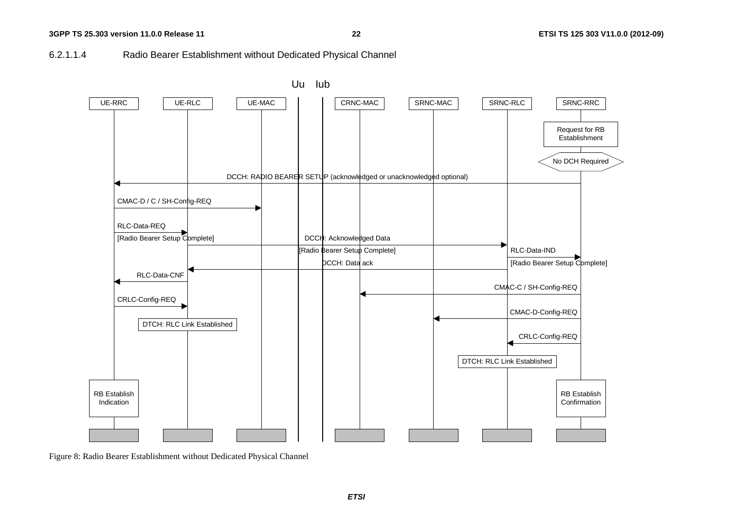#### 6.2.1.1.4 Radio Bearer Establishment without Dedicated Physical Channel

Figure 8: Radio Bearer Establishment without Dedicated Physical Channel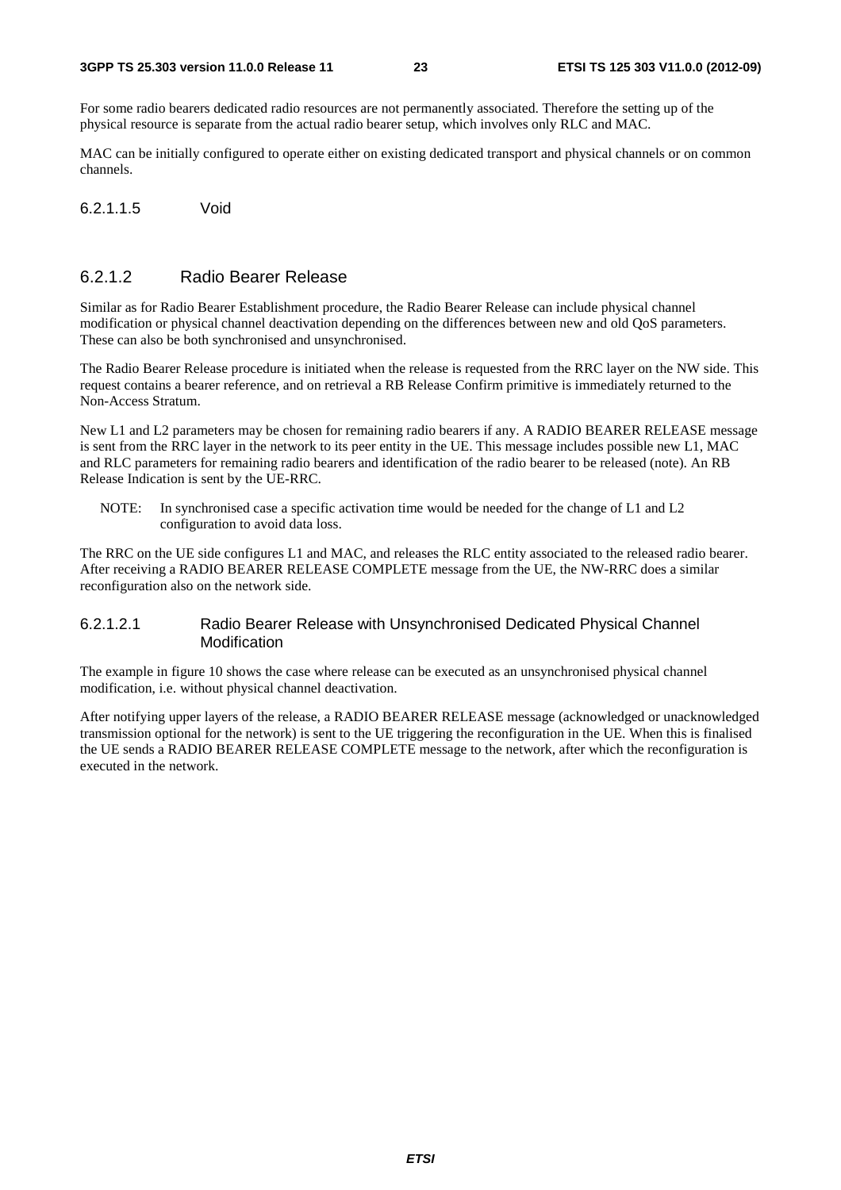For some radio bearers dedicated radio resources are not permanently associated. Therefore the setting up of the physical resource is separate from the actual radio bearer setup, which involves only RLC and MAC.

MAC can be initially configured to operate either on existing dedicated transport and physical channels or on common channels.

##### 6.2.1.1.5 Void

### 6.2.1.2 Radio Bearer Release

Similar as for Radio Bearer Establishment procedure, the Radio Bearer Release can include physical channel modification or physical channel deactivation depending on the differences between new and old QoS parameters. These can also be both synchronised and unsynchronised.

The Radio Bearer Release procedure is initiated when the release is requested from the RRC layer on the NW side. This request contains a bearer reference, and on retrieval a RB Release Confirm primitive is immediately returned to the Non-Access Stratum.

New L1 and L2 parameters may be chosen for remaining radio bearers if any. A RADIO BEARER RELEASE message is sent from the RRC layer in the network to its peer entity in the UE. This message includes possible new L1, MAC and RLC parameters for remaining radio bearers and identification of the radio bearer to be released (note). An RB Release Indication is sent by the UE-RRC.

NOTE: In synchronised case a specific activation time would be needed for the change of L1 and L2 configuration to avoid data loss.

The RRC on the UE side configures L1 and MAC, and releases the RLC entity associated to the released radio bearer. After receiving a RADIO BEARER RELEASE COMPLETE message from the UE, the NW-RRC does a similar reconfiguration also on the network side.

#### 6.2.1.2.1 Radio Bearer Release with Unsynchronised Dedicated Physical Channel Modification

The example in figure 10 shows the case where release can be executed as an unsynchronised physical channel modification, i.e. without physical channel deactivation.

After notifying upper layers of the release, a RADIO BEARER RELEASE message (acknowledged or unacknowledged transmission optional for the network) is sent to the UE triggering the reconfiguration in the UE. When this is finalised the UE sends a RADIO BEARER RELEASE COMPLETE message to the network, after which the reconfiguration is executed in the network.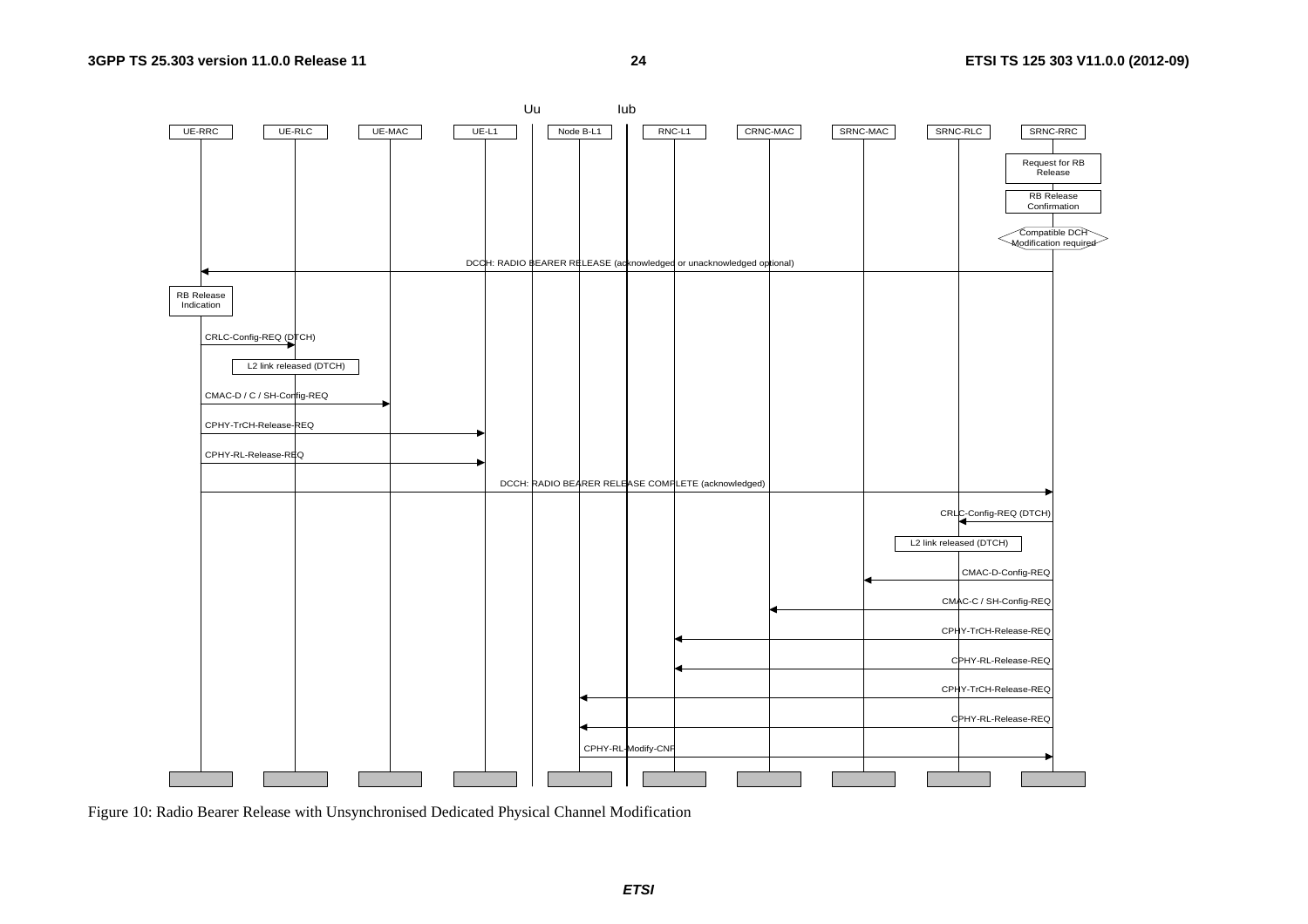Figure 10: Radio Bearer Release with Unsynchronised Dedicated Physical Channel Modification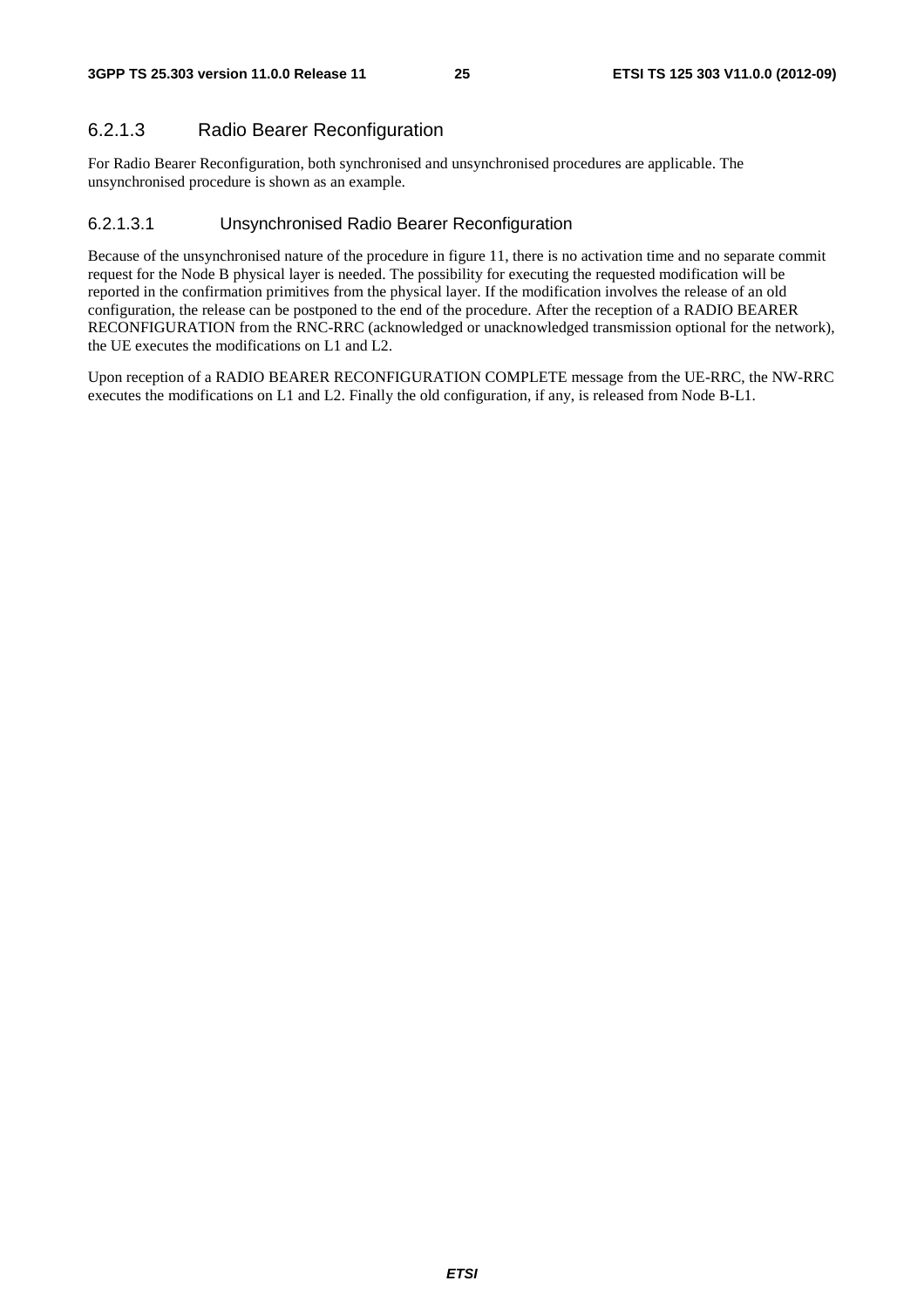#### 6.2.1.3 Radio Bearer Reconfiguration

For Radio Bearer Reconfiguration, both synchronised and unsynchronised procedures are applicable. The unsynchronised procedure is shown as an example.

##### 6.2.1.3.1 Unsynchronised Radio Bearer Reconfiguration

Because of the unsynchronised nature of the procedure in figure 11, there is no activation time and no separate commit request for the Node B physical layer is needed. The possibility for executing the requested modification will be reported in the confirmation primitives from the physical layer. If the modification involves the release of an old configuration, the release can be postponed to the end of the procedure. After the reception of a RADIO BEARER RECONFIGURATION from the RNC-RRC (acknowledged or unacknowledged transmission optional for the network), the UE executes the modifications on L1 and L2.

Upon reception of a RADIO BEARER RECONFIGURATION COMPLETE message from the UE-RRC, the NW-RRC executes the modifications on L1 and L2. Finally the old configuration, if any, is released from Node B-L1.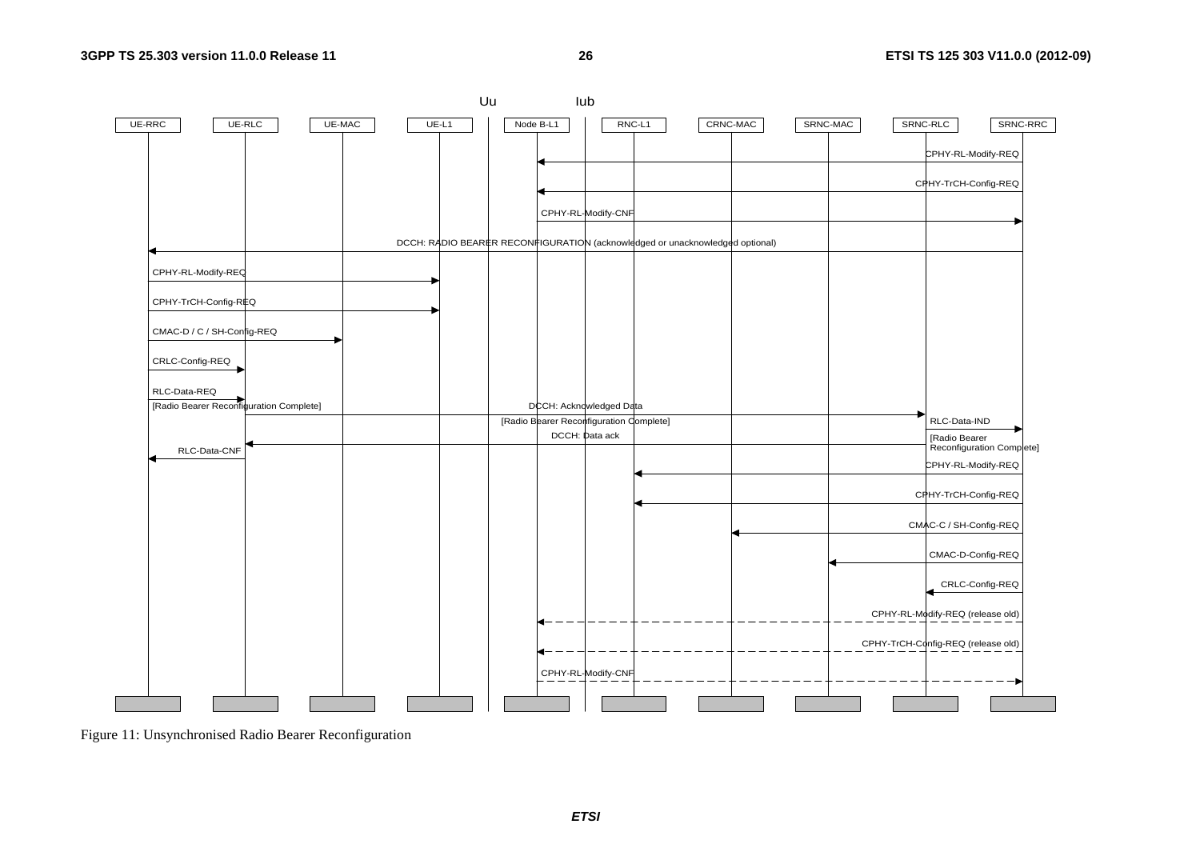Uu Iub

UE-RRC | UE-RLC | UE-MAC | UE-L1 | Node B-L1 | RNC-L1 | CRNC-MAC | SRNC-MAC | SRNC-RLC | SRNC-RRC

CPHY-RL-Modify-REQ

CPHY-TrCH-Config-REQ

CPHY-RL-Modify-CNF

DCCH: RADIO BEARER RECONFIGURATION (acknowledged or unacknowledged optional)

CPHY-RL-Modify-REQ

CPHY-TrCH-Config-REQ

CMAC-D / C / SH-Config-REQ

CRLC-Config-REQ

RLC-Data-REQ
[Radio Bearer Reconfiguration Complete]

DCCH: Acknowledged Data
[Radio Bearer Reconfiguration Complete]

RLC-Data-IND
[Radio Bearer Reconfiguration Complete]

DCCH: Data ack

RLC-Data-CNF

CPHY-RL-Modify-REQ

CPHY-TrCH-Config-REQ

CMAC-C / SH-Config-REQ

CMAC-D-Config-REQ

CRLC-Config-REQ

CPHY-RL-Modify-REQ (release old)

CPHY-TrCH-Config-REQ (release old)

CPHY-RL-Modify-CNF

Figure 11: Unsynchronised Radio Bearer Reconfiguration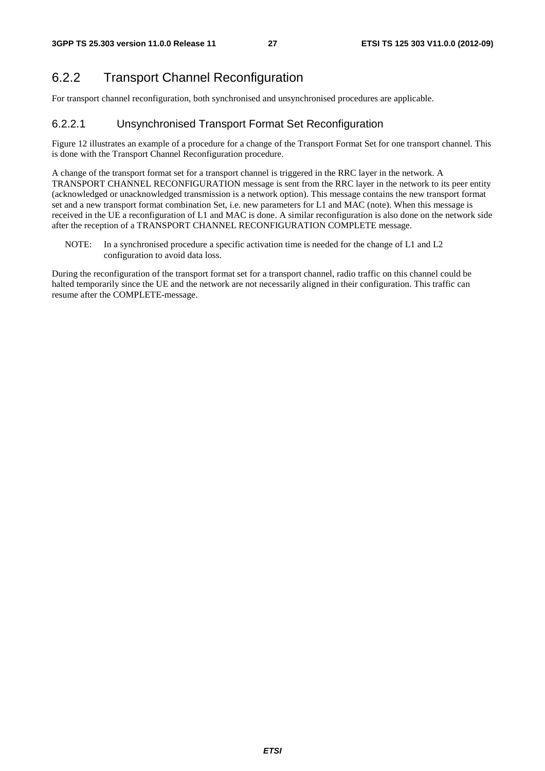### 6.2.2 Transport Channel Reconfiguration

For transport channel reconfiguration, both synchronised and unsynchronised procedures are applicable.

#### 6.2.2.1 Unsynchronised Transport Format Set Reconfiguration

Figure 12 illustrates an example of a procedure for a change of the Transport Format Set for one transport channel. This is done with the Transport Channel Reconfiguration procedure.

A change of the transport format set for a transport channel is triggered in the RRC layer in the network. A TRANSPORT CHANNEL RECONFIGURATION message is sent from the RRC layer in the network to its peer entity (acknowledged or unacknowledged transmission is a network option). This message contains the new transport format set and a new transport format combination Set, i.e. new parameters for L1 and MAC (note). When this message is received in the UE a reconfiguration of L1 and MAC is done. A similar reconfiguration is also done on the network side after the reception of a TRANSPORT CHANNEL RECONFIGURATION COMPLETE message.

NOTE: In a synchronised procedure a specific activation time is needed for the change of L1 and L2 configuration to avoid data loss.

During the reconfiguration of the transport format set for a transport channel, radio traffic on this channel could be halted temporarily since the UE and the network are not necessarily aligned in their configuration. This traffic can resume after the COMPLETE-message.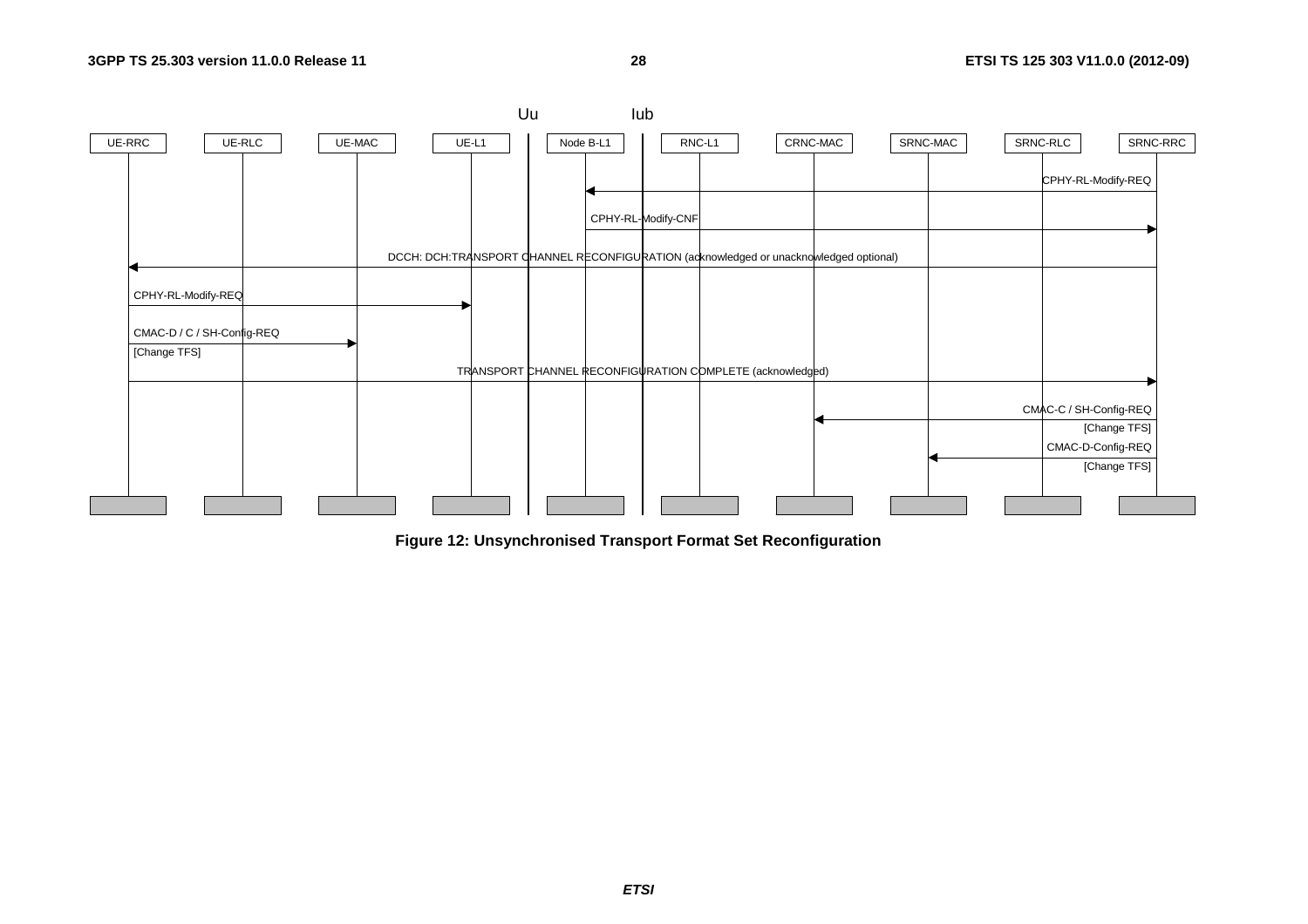Uu | Iub

| UE-RRC | UE-RLC | UE-MAC | UE-L1 | Node B-L1 | RNC-L1 | CRNC-MAC | SRNC-MAC | SRNC-RLC | SRNC-RRC |
|---|---|---|---|---|---|---|---|---|---|

- CPHY-RL-Modify-REQ (SRNC-RRC → Node B-L1)
- CPHY-RL-Modify-CNF (Node B-L1 → SRNC-RRC)
- DCCH: DCH:TRANSPORT CHANNEL RECONFIGURATION (acknowledged or unacknowledged optional) (SRNC-RRC → UE-RRC)
- CPHY-RL-Modify-REQ (UE-RRC → UE-L1)
- CMAC-D / C / SH-Config-REQ [Change TFS] (UE-RRC → UE-MAC)
- TRANSPORT CHANNEL RECONFIGURATION COMPLETE (acknowledged) (UE-RRC → SRNC-RRC)
- CMAC-C / SH-Config-REQ [Change TFS] (SRNC-RRC → CRNC-MAC)
- CMAC-D-Config-REQ [Change TFS] (SRNC-RRC → SRNC-MAC)

**Figure 12: Unsynchronised Transport Format Set Reconfiguration**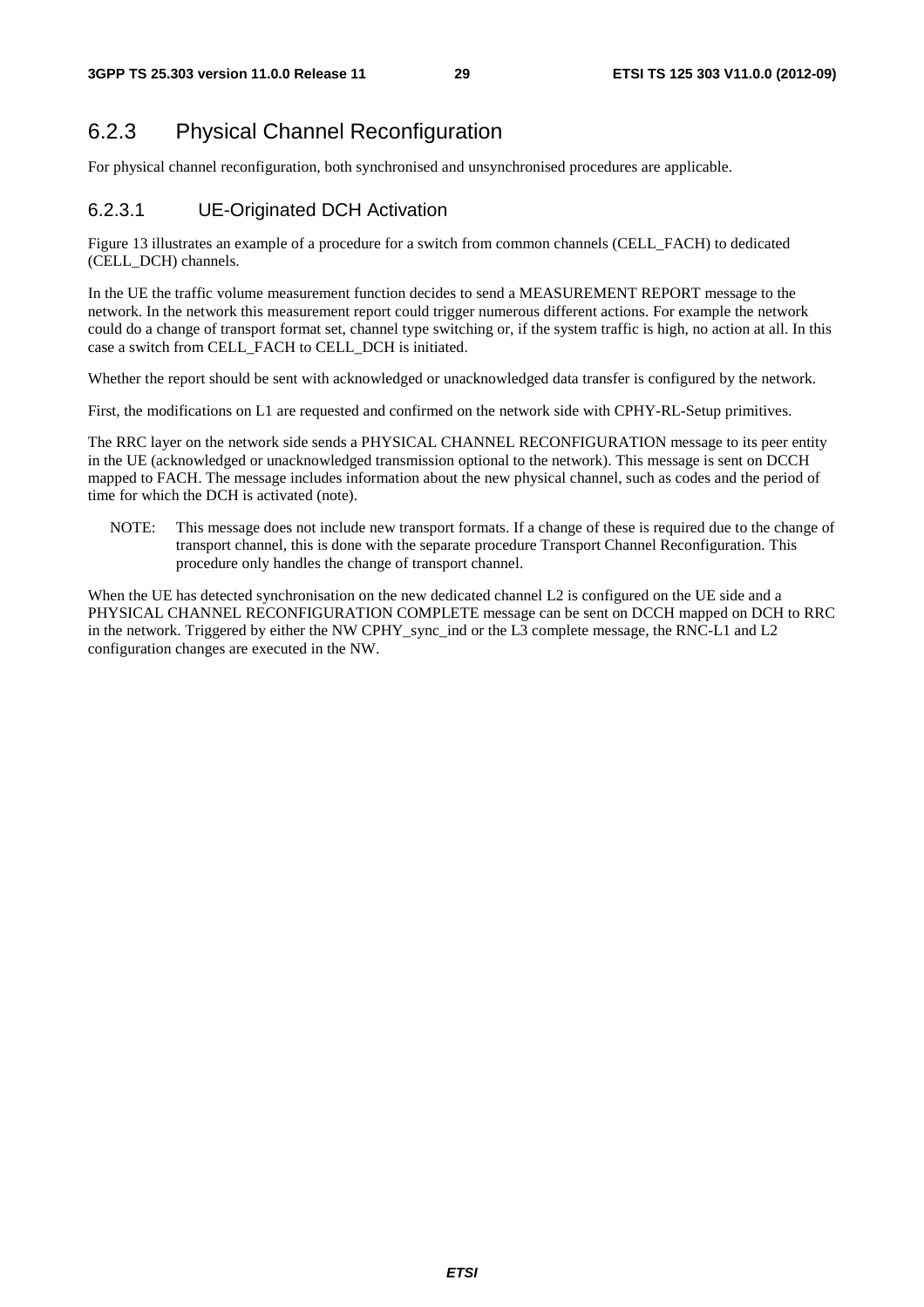### 6.2.3 Physical Channel Reconfiguration

For physical channel reconfiguration, both synchronised and unsynchronised procedures are applicable.

#### 6.2.3.1 UE-Originated DCH Activation

Figure 13 illustrates an example of a procedure for a switch from common channels (CELL_FACH) to dedicated (CELL_DCH) channels.

In the UE the traffic volume measurement function decides to send a MEASUREMENT REPORT message to the network. In the network this measurement report could trigger numerous different actions. For example the network could do a change of transport format set, channel type switching or, if the system traffic is high, no action at all. In this case a switch from CELL_FACH to CELL_DCH is initiated.

Whether the report should be sent with acknowledged or unacknowledged data transfer is configured by the network.

First, the modifications on L1 are requested and confirmed on the network side with CPHY-RL-Setup primitives.

The RRC layer on the network side sends a PHYSICAL CHANNEL RECONFIGURATION message to its peer entity in the UE (acknowledged or unacknowledged transmission optional to the network). This message is sent on DCCH mapped to FACH. The message includes information about the new physical channel, such as codes and the period of time for which the DCH is activated (note).

NOTE: This message does not include new transport formats. If a change of these is required due to the change of transport channel, this is done with the separate procedure Transport Channel Reconfiguration. This procedure only handles the change of transport channel.

When the UE has detected synchronisation on the new dedicated channel L2 is configured on the UE side and a PHYSICAL CHANNEL RECONFIGURATION COMPLETE message can be sent on DCCH mapped on DCH to RRC in the network. Triggered by either the NW CPHY_sync_ind or the L3 complete message, the RNC-L1 and L2 configuration changes are executed in the NW.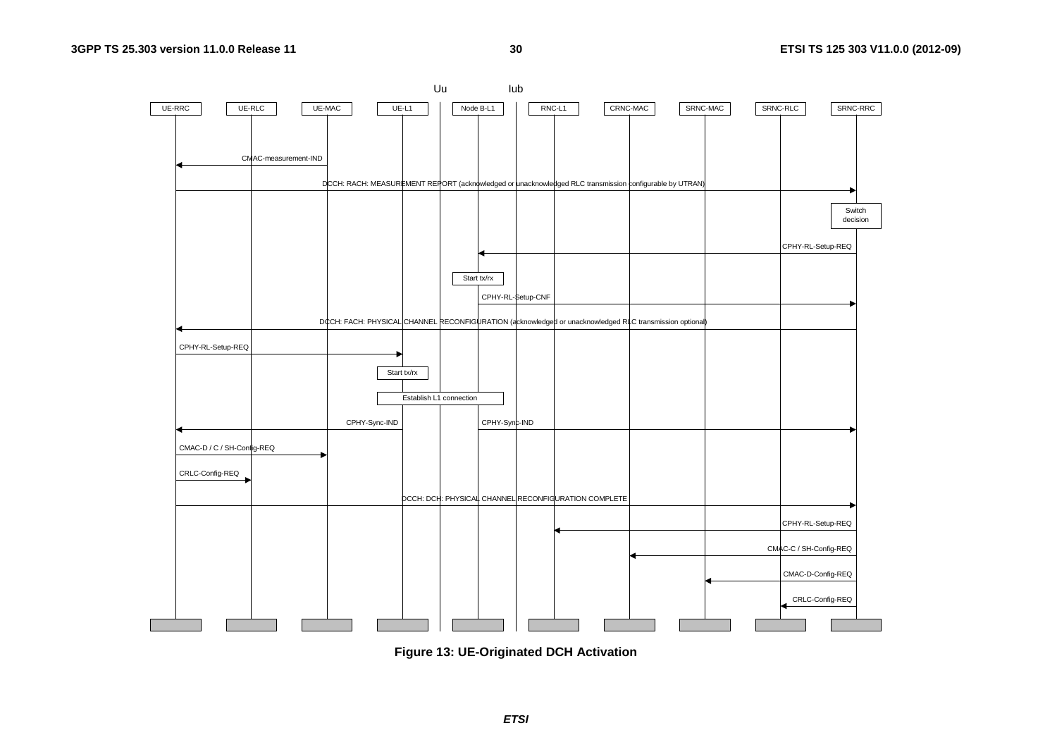Figure 13: UE-Originated DCH Activation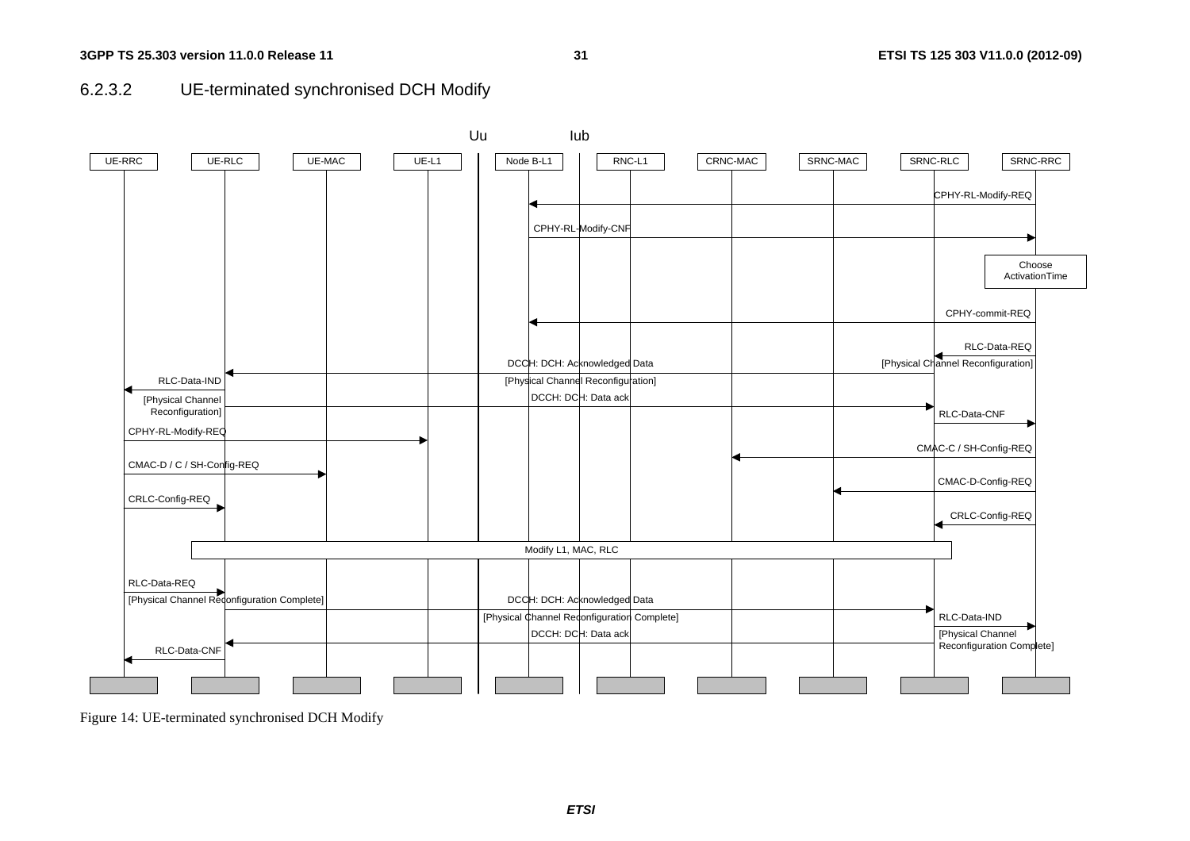### 6.2.3.2 UE-terminated synchronised DCH Modify

Figure 14: UE-terminated synchronised DCH Modify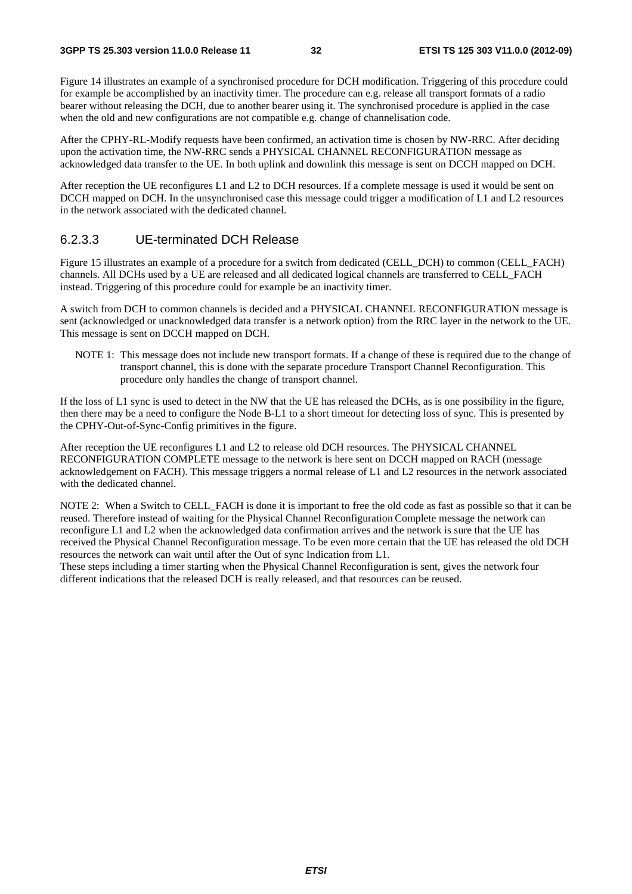Figure 14 illustrates an example of a synchronised procedure for DCH modification. Triggering of this procedure could for example be accomplished by an inactivity timer. The procedure can e.g. release all transport formats of a radio bearer without releasing the DCH, due to another bearer using it. The synchronised procedure is applied in the case when the old and new configurations are not compatible e.g. change of channelisation code.

After the CPHY-RL-Modify requests have been confirmed, an activation time is chosen by NW-RRC. After deciding upon the activation time, the NW-RRC sends a PHYSICAL CHANNEL RECONFIGURATION message as acknowledged data transfer to the UE. In both uplink and downlink this message is sent on DCCH mapped on DCH.

After reception the UE reconfigures L1 and L2 to DCH resources. If a complete message is used it would be sent on DCCH mapped on DCH. In the unsynchronised case this message could trigger a modification of L1 and L2 resources in the network associated with the dedicated channel.

### 6.2.3.3 UE-terminated DCH Release

Figure 15 illustrates an example of a procedure for a switch from dedicated (CELL_DCH) to common (CELL_FACH) channels. All DCHs used by a UE are released and all dedicated logical channels are transferred to CELL_FACH instead. Triggering of this procedure could for example be an inactivity timer.

A switch from DCH to common channels is decided and a PHYSICAL CHANNEL RECONFIGURATION message is sent (acknowledged or unacknowledged data transfer is a network option) from the RRC layer in the network to the UE. This message is sent on DCCH mapped on DCH.

NOTE 1: This message does not include new transport formats. If a change of these is required due to the change of transport channel, this is done with the separate procedure Transport Channel Reconfiguration. This procedure only handles the change of transport channel.

If the loss of L1 sync is used to detect in the NW that the UE has released the DCHs, as is one possibility in the figure, then there may be a need to configure the Node B-L1 to a short timeout for detecting loss of sync. This is presented by the CPHY-Out-of-Sync-Config primitives in the figure.

After reception the UE reconfigures L1 and L2 to release old DCH resources. The PHYSICAL CHANNEL RECONFIGURATION COMPLETE message to the network is here sent on DCCH mapped on RACH (message acknowledgement on FACH). This message triggers a normal release of L1 and L2 resources in the network associated with the dedicated channel.

NOTE 2: When a Switch to CELL_FACH is done it is important to free the old code as fast as possible so that it can be reused. Therefore instead of waiting for the Physical Channel Reconfiguration Complete message the network can reconfigure L1 and L2 when the acknowledged data confirmation arrives and the network is sure that the UE has received the Physical Channel Reconfiguration message. To be even more certain that the UE has released the old DCH resources the network can wait until after the Out of sync Indication from L1.
These steps including a timer starting when the Physical Channel Reconfiguration is sent, gives the network four different indications that the released DCH is really released, and that resources can be reused.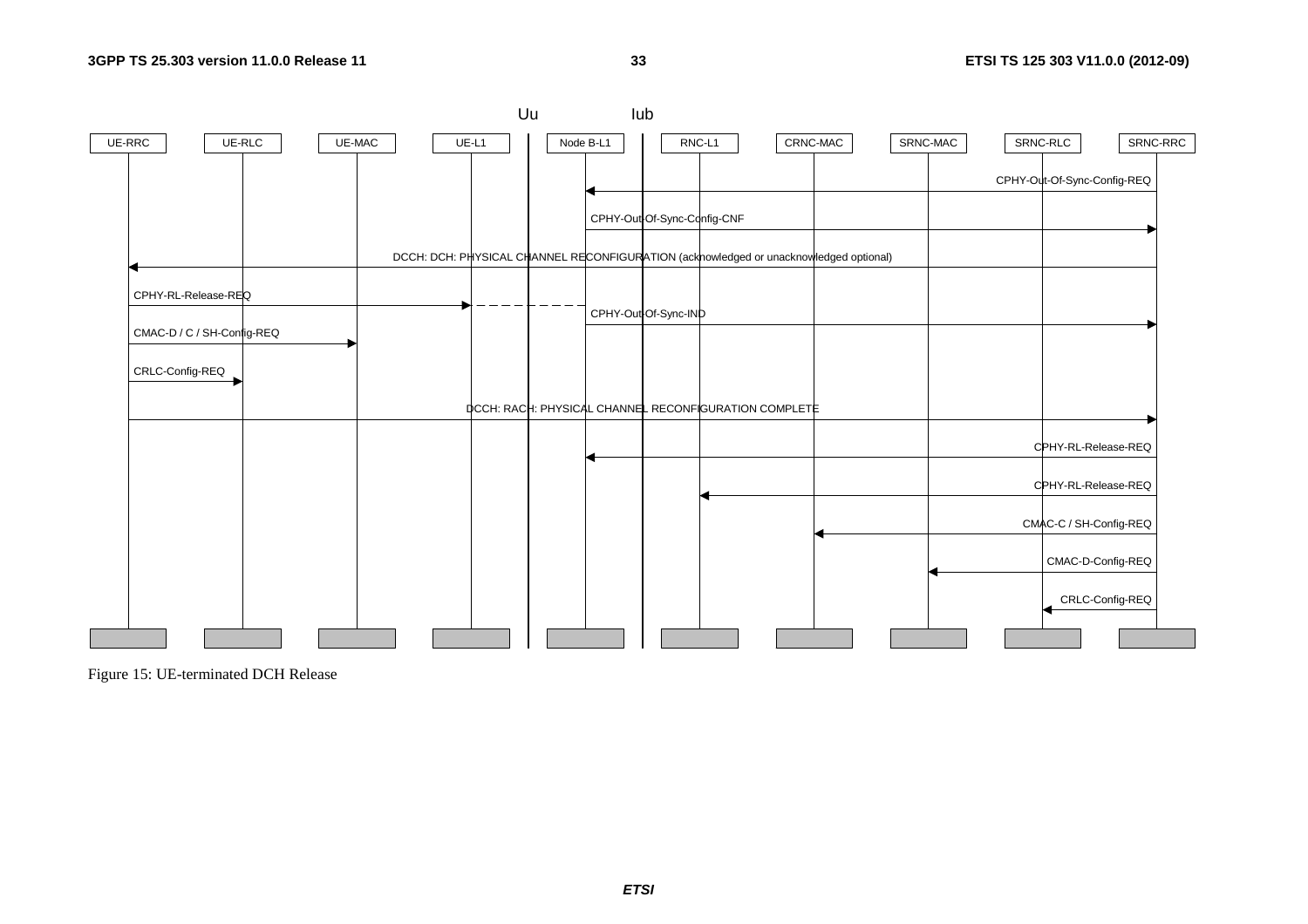Figure 15: UE-terminated DCH Release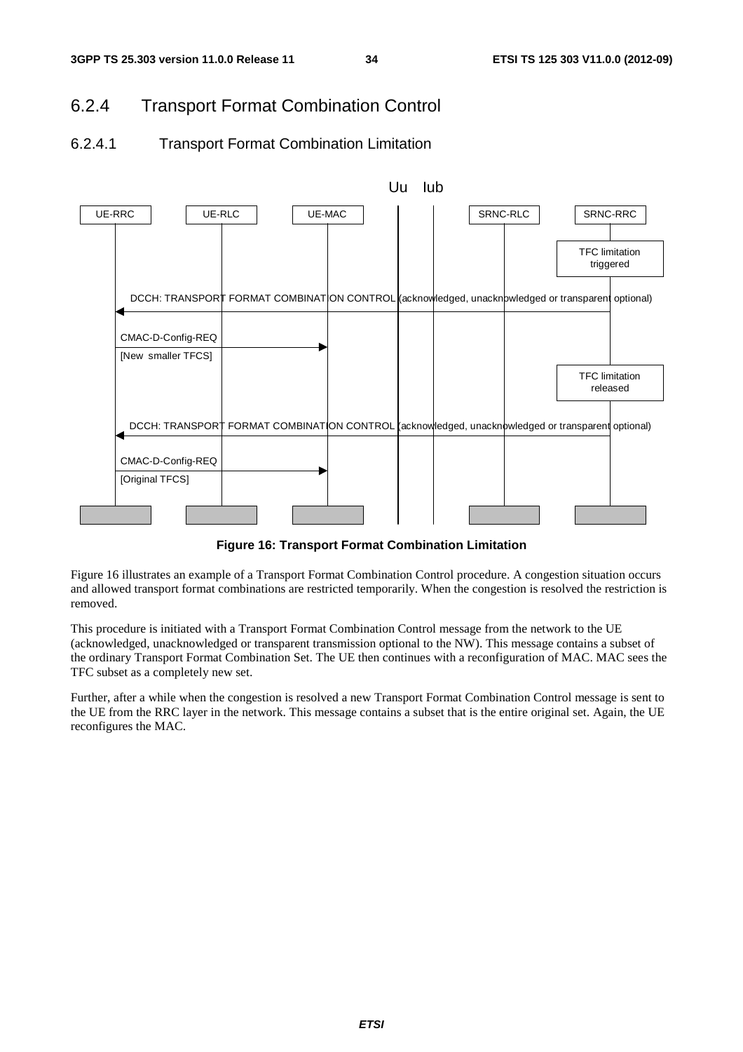## 6.2.4 Transport Format Combination Control

### 6.2.4.1 Transport Format Combination Limitation

**Figure 16: Transport Format Combination Limitation**

Figure 16 illustrates an example of a Transport Format Combination Control procedure. A congestion situation occurs and allowed transport format combinations are restricted temporarily. When the congestion is resolved the restriction is removed.

This procedure is initiated with a Transport Format Combination Control message from the network to the UE (acknowledged, unacknowledged or transparent transmission optional to the NW). This message contains a subset of the ordinary Transport Format Combination Set. The UE then continues with a reconfiguration of MAC. MAC sees the TFC subset as a completely new set.

Further, after a while when the congestion is resolved a new Transport Format Combination Control message is sent to the UE from the RRC layer in the network. This message contains a subset that is the entire original set. Again, the UE reconfigures the MAC.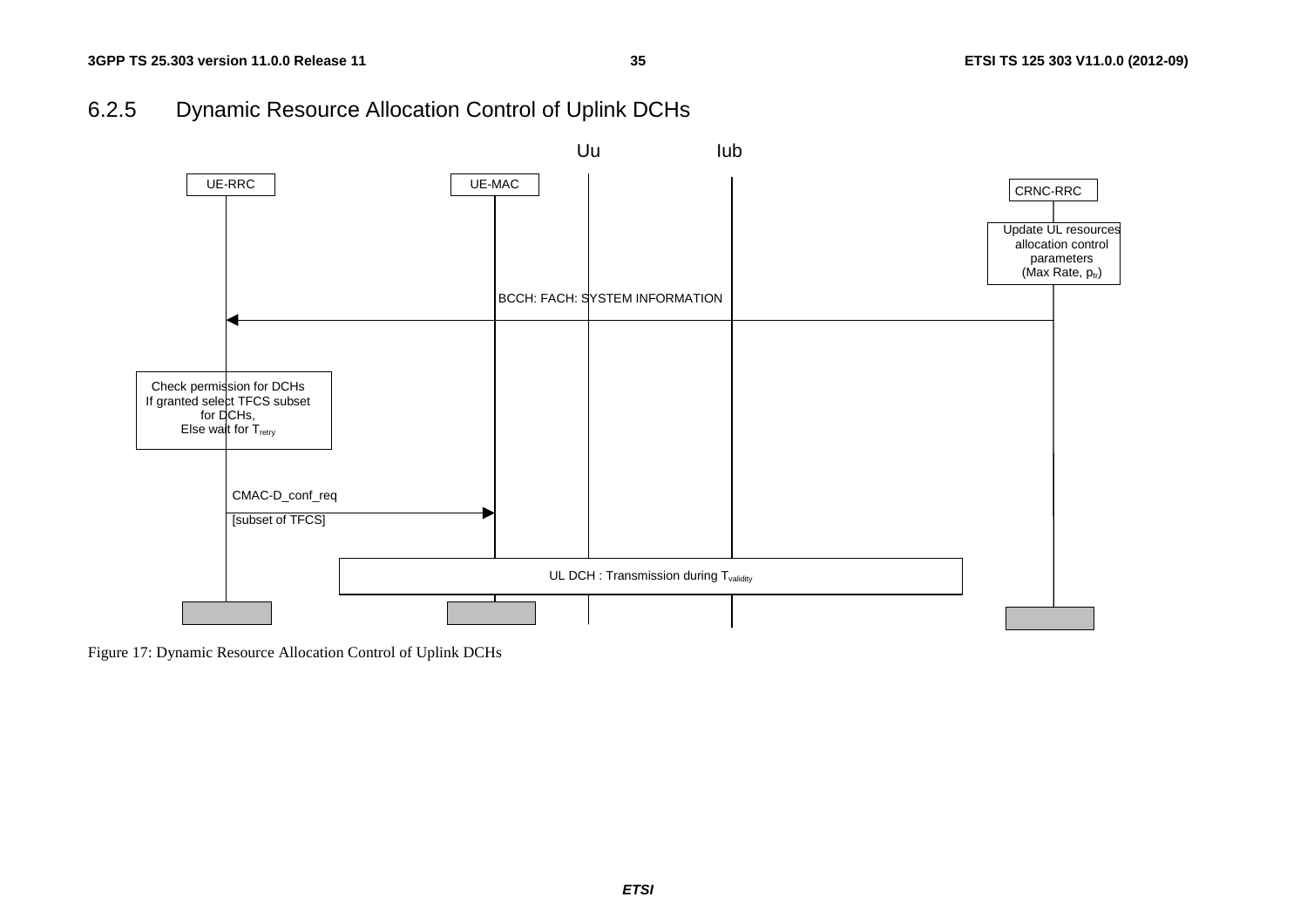### 6.2.5 Dynamic Resource Allocation Control of Uplink DCHs

Uu

Iub

UE-RRC

UE-MAC

CRNC-RRC

Update UL resources allocation control parameters (Max Rate, $p_{tr}$)

BCCH: FACH: SYSTEM INFORMATION

Check permission for DCHs If granted select TFCS subset for DCHs, Else wait for $T_{retry}$

CMAC-D_conf_req

[subset of TFCS]

UL DCH : Transmission during $T_{validity}$

Figure 17: Dynamic Resource Allocation Control of Uplink DCHs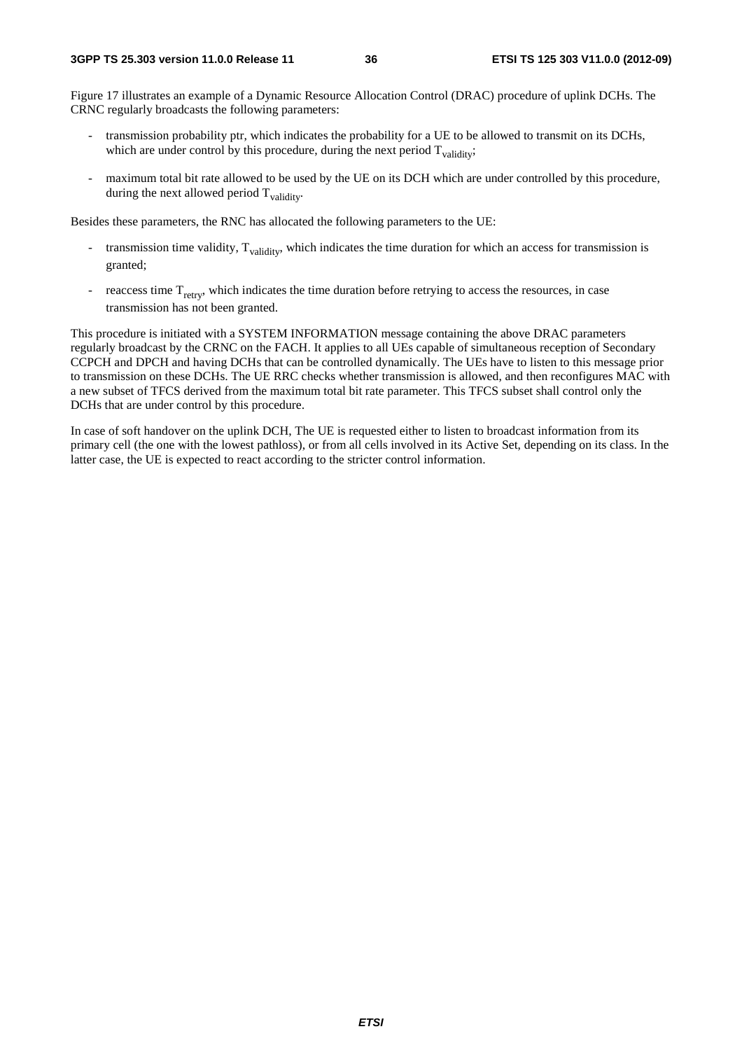Figure 17 illustrates an example of a Dynamic Resource Allocation Control (DRAC) procedure of uplink DCHs. The CRNC regularly broadcasts the following parameters:

- transmission probability ptr, which indicates the probability for a UE to be allowed to transmit on its DCHs, which are under control by this procedure, during the next period $T_{validity}$;
- maximum total bit rate allowed to be used by the UE on its DCH which are under controlled by this procedure, during the next allowed period $T_{validity}$.

Besides these parameters, the RNC has allocated the following parameters to the UE:

- transmission time validity, $T_{validity}$, which indicates the time duration for which an access for transmission is granted;
- reaccess time $T_{retry}$, which indicates the time duration before retrying to access the resources, in case transmission has not been granted.

This procedure is initiated with a SYSTEM INFORMATION message containing the above DRAC parameters regularly broadcast by the CRNC on the FACH. It applies to all UEs capable of simultaneous reception of Secondary CCPCH and DPCH and having DCHs that can be controlled dynamically. The UEs have to listen to this message prior to transmission on these DCHs. The UE RRC checks whether transmission is allowed, and then reconfigures MAC with a new subset of TFCS derived from the maximum total bit rate parameter. This TFCS subset shall control only the DCHs that are under control by this procedure.

In case of soft handover on the uplink DCH, The UE is requested either to listen to broadcast information from its primary cell (the one with the lowest pathloss), or from all cells involved in its Active Set, depending on its class. In the latter case, the UE is expected to react according to the stricter control information.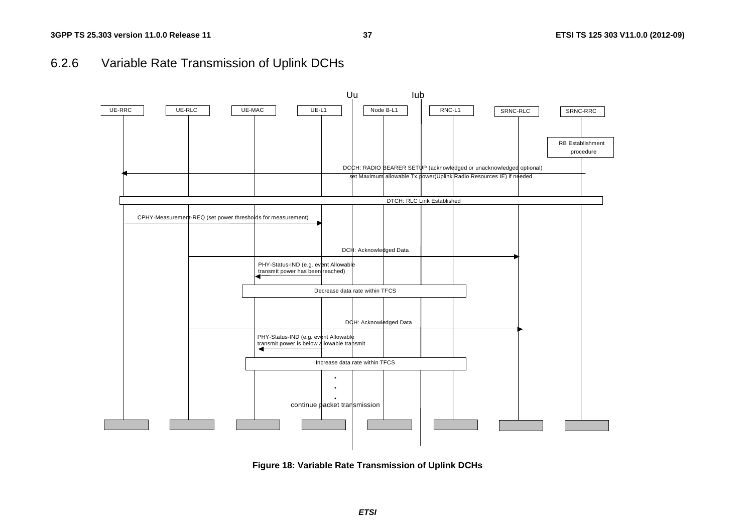### 6.2.6 Variable Rate Transmission of Uplink DCHs

**Figure 18: Variable Rate Transmission of Uplink DCHs**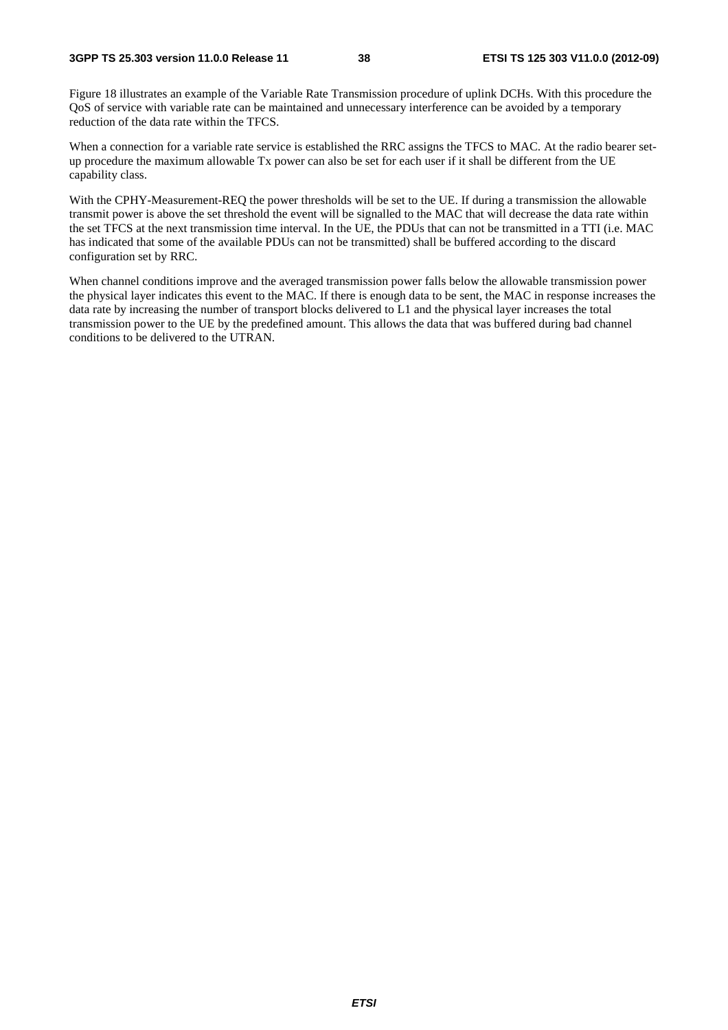Figure 18 illustrates an example of the Variable Rate Transmission procedure of uplink DCHs. With this procedure the QoS of service with variable rate can be maintained and unnecessary interference can be avoided by a temporary reduction of the data rate within the TFCS.

When a connection for a variable rate service is established the RRC assigns the TFCS to MAC. At the radio bearer set-up procedure the maximum allowable Tx power can also be set for each user if it shall be different from the UE capability class.

With the CPHY-Measurement-REQ the power thresholds will be set to the UE. If during a transmission the allowable transmit power is above the set threshold the event will be signalled to the MAC that will decrease the data rate within the set TFCS at the next transmission time interval. In the UE, the PDUs that can not be transmitted in a TTI (i.e. MAC has indicated that some of the available PDUs can not be transmitted) shall be buffered according to the discard configuration set by RRC.

When channel conditions improve and the averaged transmission power falls below the allowable transmission power the physical layer indicates this event to the MAC. If there is enough data to be sent, the MAC in response increases the data rate by increasing the number of transport blocks delivered to L1 and the physical layer increases the total transmission power to the UE by the predefined amount. This allows the data that was buffered during bad channel conditions to be delivered to the UTRAN.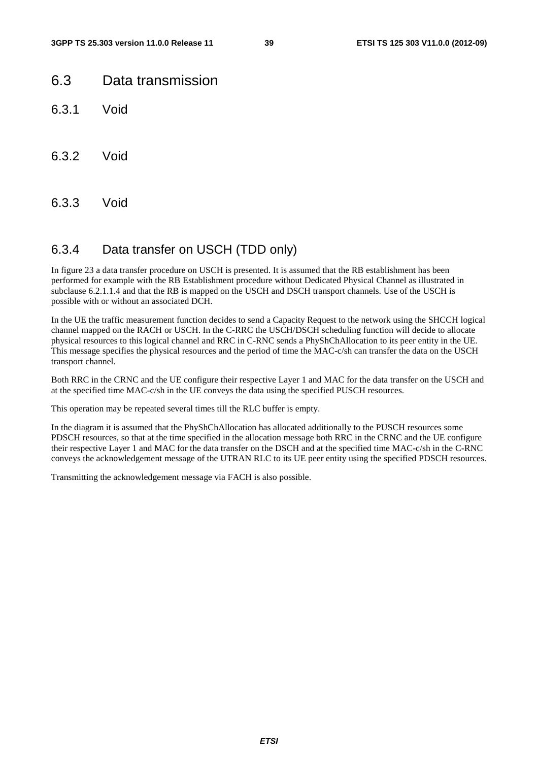## 6.3 Data transmission

### 6.3.1 Void

### 6.3.2 Void

### 6.3.3 Void

### 6.3.4 Data transfer on USCH (TDD only)

In figure 23 a data transfer procedure on USCH is presented. It is assumed that the RB establishment has been performed for example with the RB Establishment procedure without Dedicated Physical Channel as illustrated in subclause 6.2.1.1.4 and that the RB is mapped on the USCH and DSCH transport channels. Use of the USCH is possible with or without an associated DCH.

In the UE the traffic measurement function decides to send a Capacity Request to the network using the SHCCH logical channel mapped on the RACH or USCH. In the C-RRC the USCH/DSCH scheduling function will decide to allocate physical resources to this logical channel and RRC in C-RNC sends a PhyShChAllocation to its peer entity in the UE. This message specifies the physical resources and the period of time the MAC-c/sh can transfer the data on the USCH transport channel.

Both RRC in the CRNC and the UE configure their respective Layer 1 and MAC for the data transfer on the USCH and at the specified time MAC-c/sh in the UE conveys the data using the specified PUSCH resources.

This operation may be repeated several times till the RLC buffer is empty.

In the diagram it is assumed that the PhyShChAllocation has allocated additionally to the PUSCH resources some PDSCH resources, so that at the time specified in the allocation message both RRC in the CRNC and the UE configure their respective Layer 1 and MAC for the data transfer on the DSCH and at the specified time MAC-c/sh in the C-RNC conveys the acknowledgement message of the UTRAN RLC to its UE peer entity using the specified PDSCH resources.

Transmitting the acknowledgement message via FACH is also possible.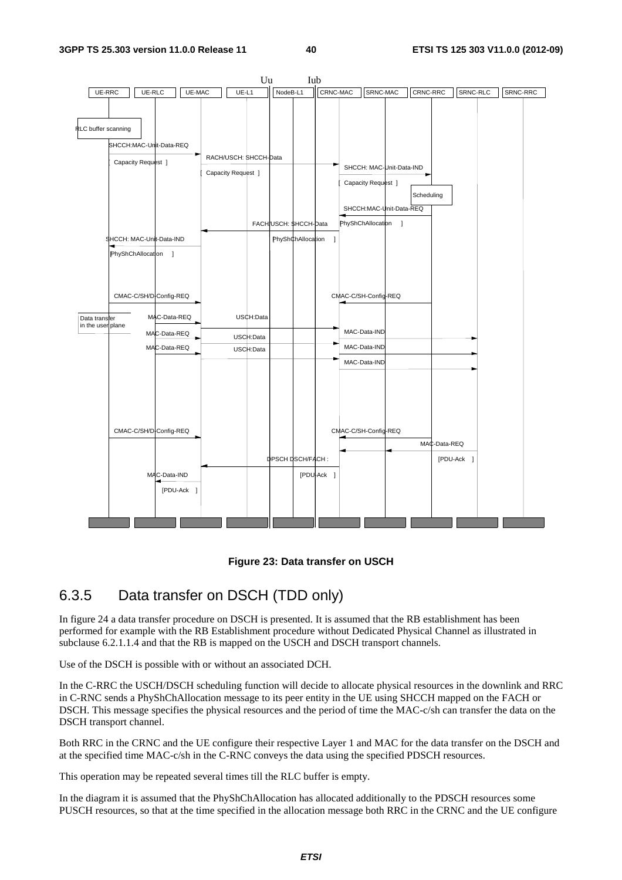Figure 23: Data transfer on USCH

## 6.3.5 Data transfer on DSCH (TDD only)

In figure 24 a data transfer procedure on DSCH is presented. It is assumed that the RB establishment has been performed for example with the RB Establishment procedure without Dedicated Physical Channel as illustrated in subclause 6.2.1.1.4 and that the RB is mapped on the USCH and DSCH transport channels.

Use of the DSCH is possible with or without an associated DCH.

In the C-RRC the USCH/DSCH scheduling function will decide to allocate physical resources in the downlink and RRC in C-RNC sends a PhyShChAllocation message to its peer entity in the UE using SHCCH mapped on the FACH or DSCH. This message specifies the physical resources and the period of time the MAC-c/sh can transfer the data on the DSCH transport channel.

Both RRC in the CRNC and the UE configure their respective Layer 1 and MAC for the data transfer on the DSCH and at the specified time MAC-c/sh in the C-RNC conveys the data using the specified PDSCH resources.

This operation may be repeated several times till the RLC buffer is empty.

In the diagram it is assumed that the PhyShChAllocation has allocated additionally to the PDSCH resources some PUSCH resources, so that at the time specified in the allocation message both RRC in the CRNC and the UE configure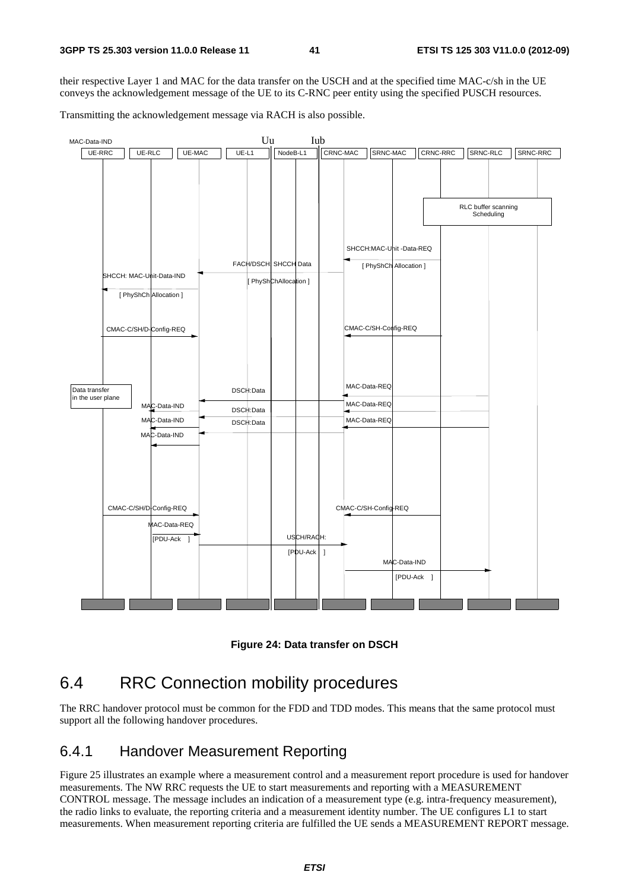their respective Layer 1 and MAC for the data transfer on the USCH and at the specified time MAC-c/sh in the UE conveys the acknowledgement message of the UE to its C-RNC peer entity using the specified PUSCH resources.

Transmitting the acknowledgement message via RACH is also possible.

**Figure 24: Data transfer on DSCH**

# 6.4 RRC Connection mobility procedures

The RRC handover protocol must be common for the FDD and TDD modes. This means that the same protocol must support all the following handover procedures.

## 6.4.1 Handover Measurement Reporting

Figure 25 illustrates an example where a measurement control and a measurement report procedure is used for handover measurements. The NW RRC requests the UE to start measurements and reporting with a MEASUREMENT CONTROL message. The message includes an indication of a measurement type (e.g. intra-frequency measurement), the radio links to evaluate, the reporting criteria and a measurement identity number. The UE configures L1 to start measurements. When measurement reporting criteria are fulfilled the UE sends a MEASUREMENT REPORT message.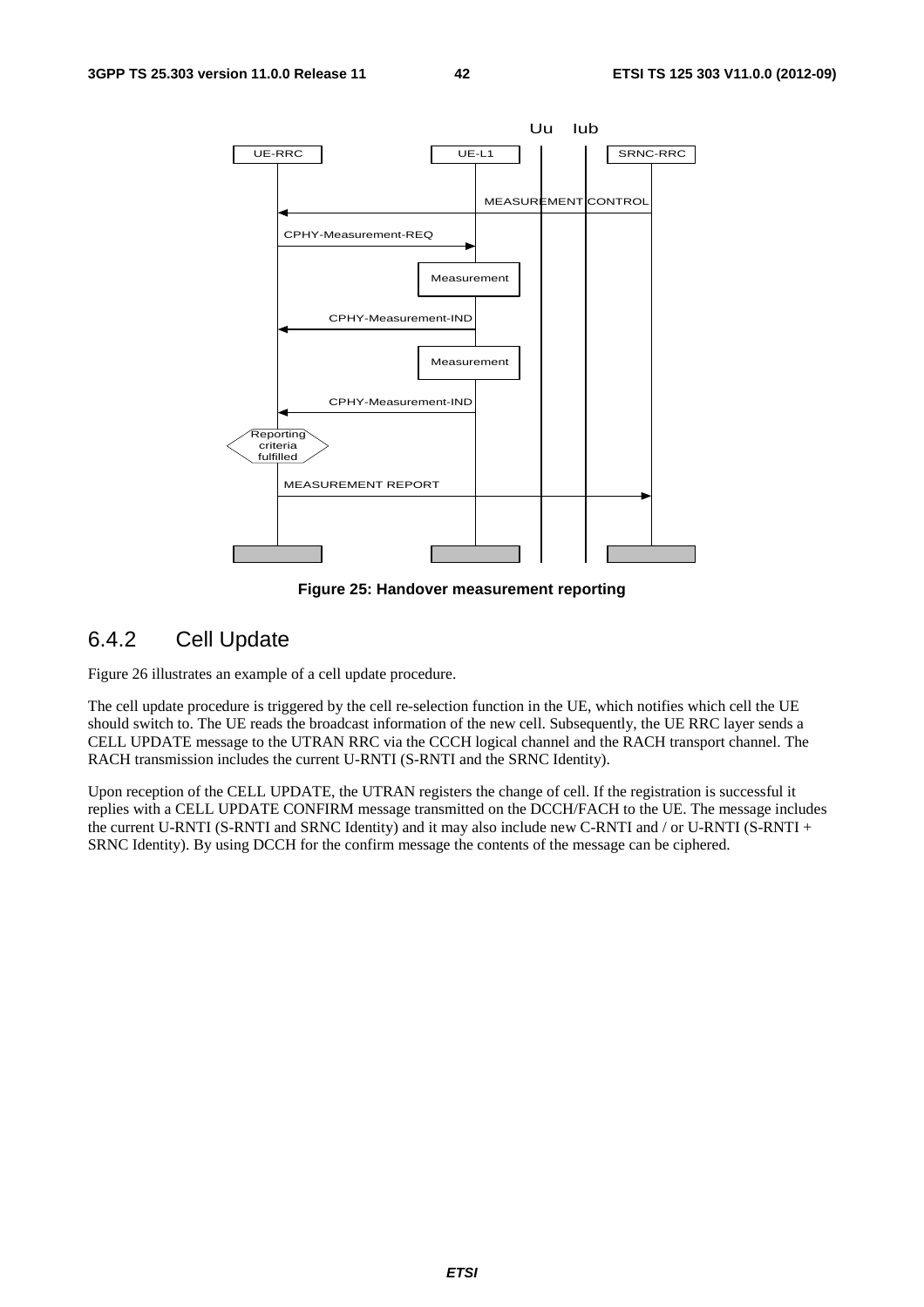Figure 25: Handover measurement reporting

### 6.4.2 Cell Update

Figure 26 illustrates an example of a cell update procedure.

The cell update procedure is triggered by the cell re-selection function in the UE, which notifies which cell the UE should switch to. The UE reads the broadcast information of the new cell. Subsequently, the UE RRC layer sends a CELL UPDATE message to the UTRAN RRC via the CCCH logical channel and the RACH transport channel. The RACH transmission includes the current U-RNTI (S-RNTI and the SRNC Identity).

Upon reception of the CELL UPDATE, the UTRAN registers the change of cell. If the registration is successful it replies with a CELL UPDATE CONFIRM message transmitted on the DCCH/FACH to the UE. The message includes the current U-RNTI (S-RNTI and SRNC Identity) and it may also include new C-RNTI and / or U-RNTI (S-RNTI + SRNC Identity). By using DCCH for the confirm message the contents of the message can be ciphered.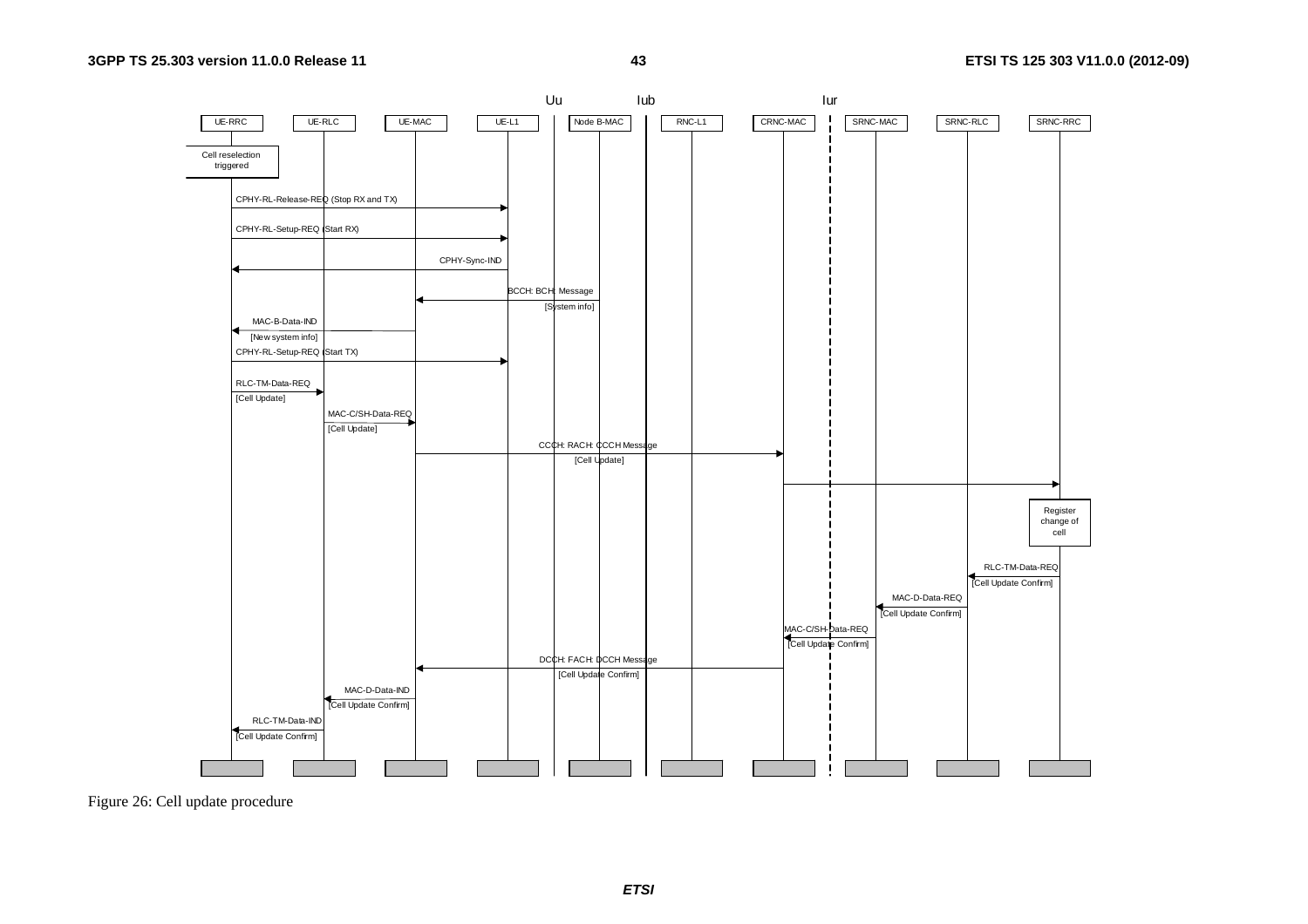Figure 26: Cell update procedure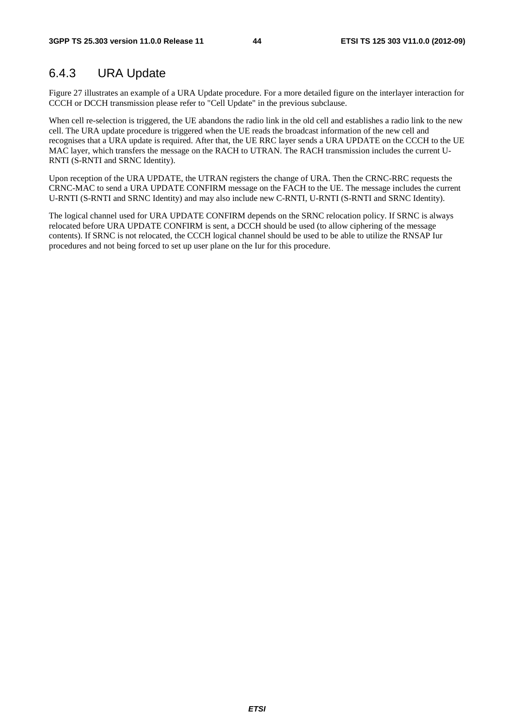### 6.4.3 URA Update

Figure 27 illustrates an example of a URA Update procedure. For a more detailed figure on the interlayer interaction for CCCH or DCCH transmission please refer to "Cell Update" in the previous subclause.

When cell re-selection is triggered, the UE abandons the radio link in the old cell and establishes a radio link to the new cell. The URA update procedure is triggered when the UE reads the broadcast information of the new cell and recognises that a URA update is required. After that, the UE RRC layer sends a URA UPDATE on the CCCH to the UE MAC layer, which transfers the message on the RACH to UTRAN. The RACH transmission includes the current U-RNTI (S-RNTI and SRNC Identity).

Upon reception of the URA UPDATE, the UTRAN registers the change of URA. Then the CRNC-RRC requests the CRNC-MAC to send a URA UPDATE CONFIRM message on the FACH to the UE. The message includes the current U-RNTI (S-RNTI and SRNC Identity) and may also include new C-RNTI, U-RNTI (S-RNTI and SRNC Identity).

The logical channel used for URA UPDATE CONFIRM depends on the SRNC relocation policy. If SRNC is always relocated before URA UPDATE CONFIRM is sent, a DCCH should be used (to allow ciphering of the message contents). If SRNC is not relocated, the CCCH logical channel should be used to be able to utilize the RNSAP Iur procedures and not being forced to set up user plane on the Iur for this procedure.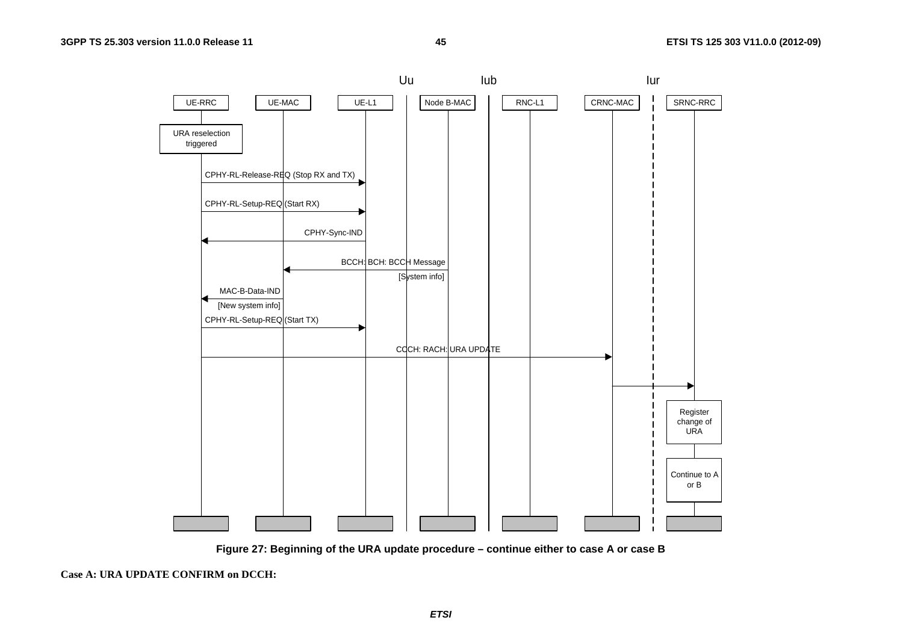Figure 27: Beginning of the URA update procedure – continue either to case A or case B

**Case A: URA UPDATE CONFIRM on DCCH:**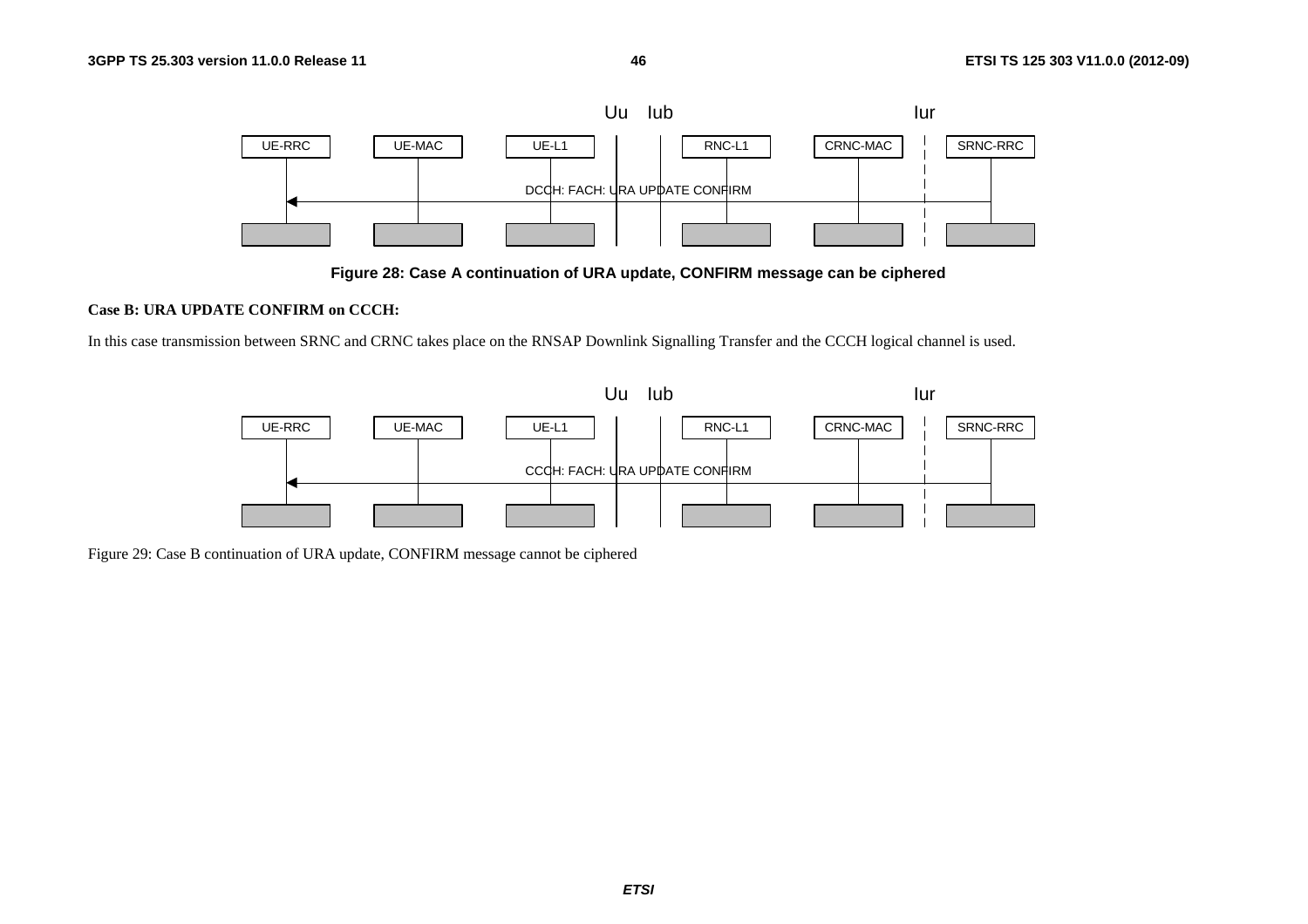**Figure 28: Case A continuation of URA update, CONFIRM message can be ciphered**

**Case B: URA UPDATE CONFIRM on CCCH:**

In this case transmission between SRNC and CRNC takes place on the RNSAP Downlink Signalling Transfer and the CCCH logical channel is used.

Figure 29: Case B continuation of URA update, CONFIRM message cannot be ciphered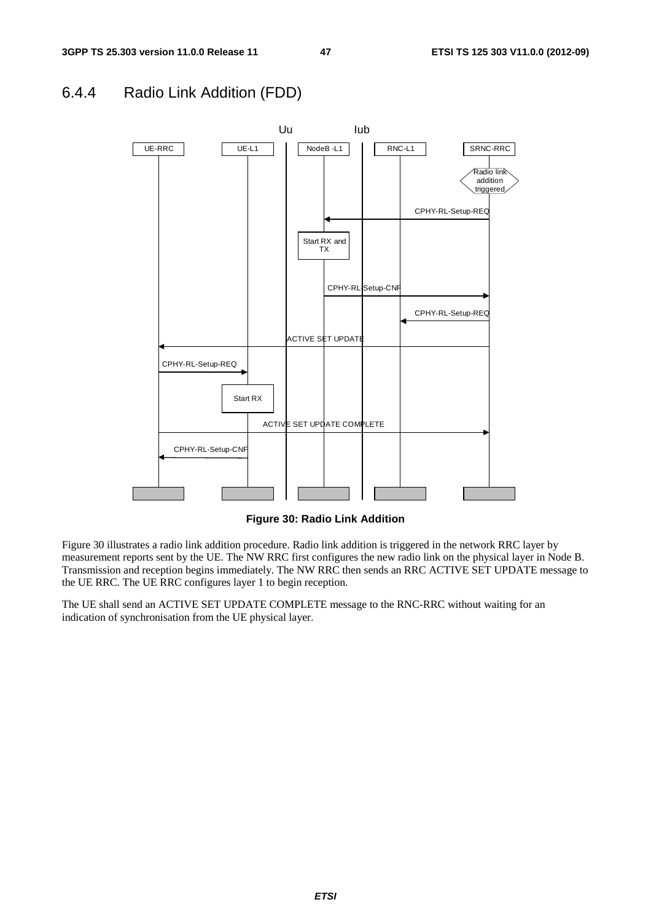## 6.4.4 Radio Link Addition (FDD)

**Figure 30: Radio Link Addition**

Figure 30 illustrates a radio link addition procedure. Radio link addition is triggered in the network RRC layer by measurement reports sent by the UE. The NW RRC first configures the new radio link on the physical layer in Node B. Transmission and reception begins immediately. The NW RRC then sends an RRC ACTIVE SET UPDATE message to the UE RRC. The UE RRC configures layer 1 to begin reception.

The UE shall send an ACTIVE SET UPDATE COMPLETE message to the RNC-RRC without waiting for an indication of synchronisation from the UE physical layer.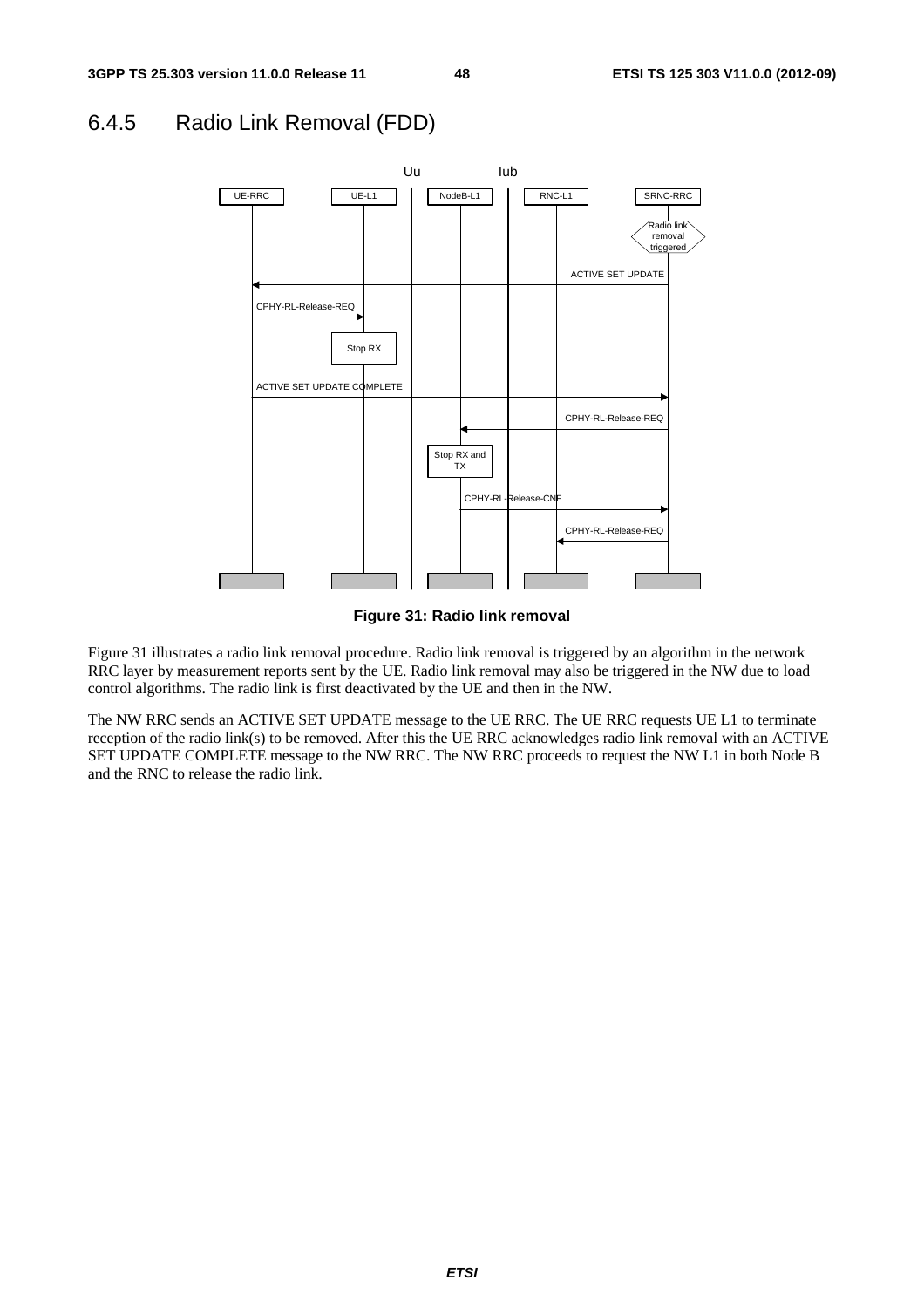## 6.4.5 Radio Link Removal (FDD)

**Figure 31: Radio link removal**

Figure 31 illustrates a radio link removal procedure. Radio link removal is triggered by an algorithm in the network RRC layer by measurement reports sent by the UE. Radio link removal may also be triggered in the NW due to load control algorithms. The radio link is first deactivated by the UE and then in the NW.

The NW RRC sends an ACTIVE SET UPDATE message to the UE RRC. The UE RRC requests UE L1 to terminate reception of the radio link(s) to be removed. After this the UE RRC acknowledges radio link removal with an ACTIVE SET UPDATE COMPLETE message to the NW RRC. The NW RRC proceeds to request the NW L1 in both Node B and the RNC to release the radio link.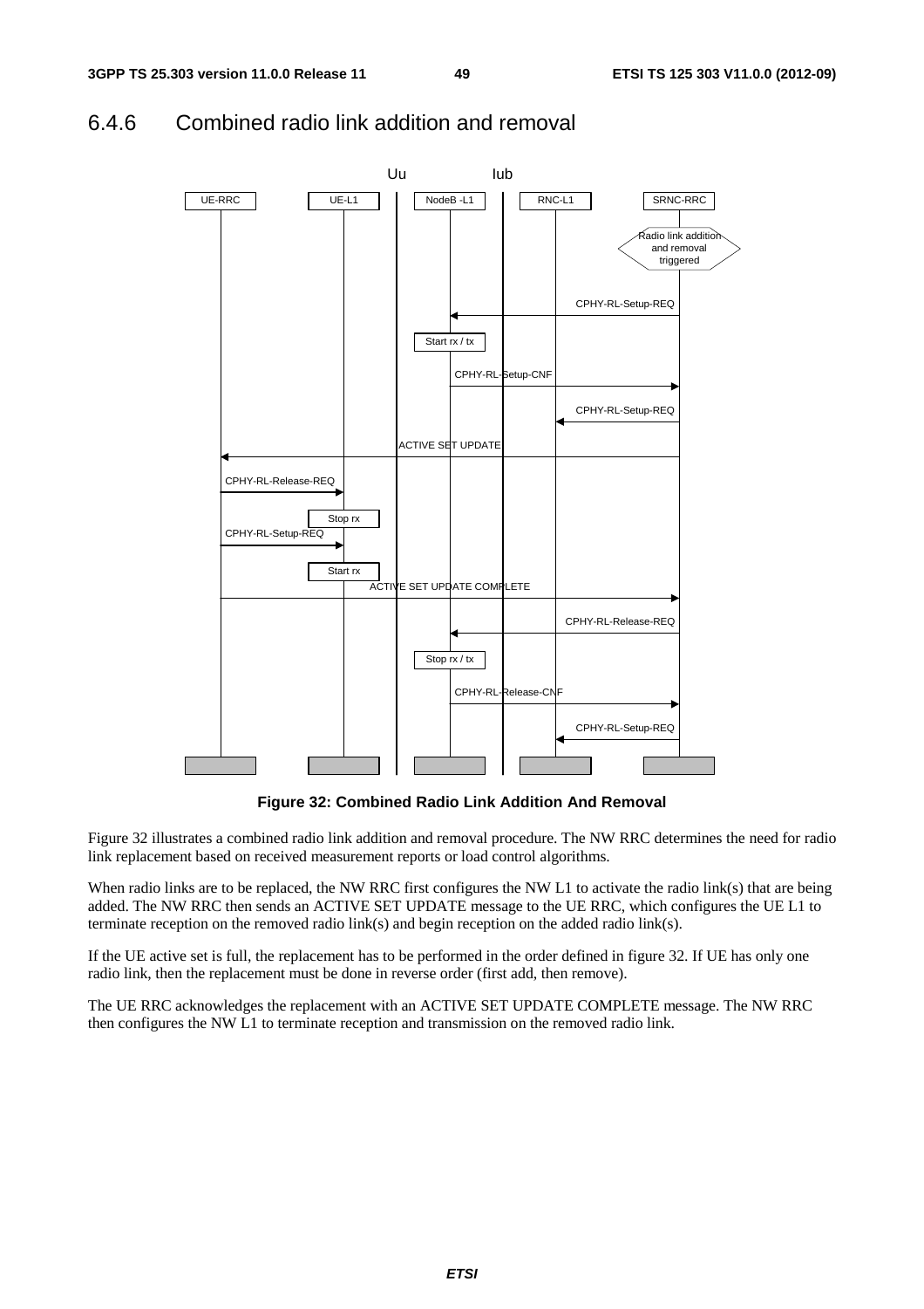## 6.4.6 Combined radio link addition and removal

**Figure 32: Combined Radio Link Addition And Removal**

Figure 32 illustrates a combined radio link addition and removal procedure. The NW RRC determines the need for radio link replacement based on received measurement reports or load control algorithms.

When radio links are to be replaced, the NW RRC first configures the NW L1 to activate the radio link(s) that are being added. The NW RRC then sends an ACTIVE SET UPDATE message to the UE RRC, which configures the UE L1 to terminate reception on the removed radio link(s) and begin reception on the added radio link(s).

If the UE active set is full, the replacement has to be performed in the order defined in figure 32. If UE has only one radio link, then the replacement must be done in reverse order (first add, then remove).

The UE RRC acknowledges the replacement with an ACTIVE SET UPDATE COMPLETE message. The NW RRC then configures the NW L1 to terminate reception and transmission on the removed radio link.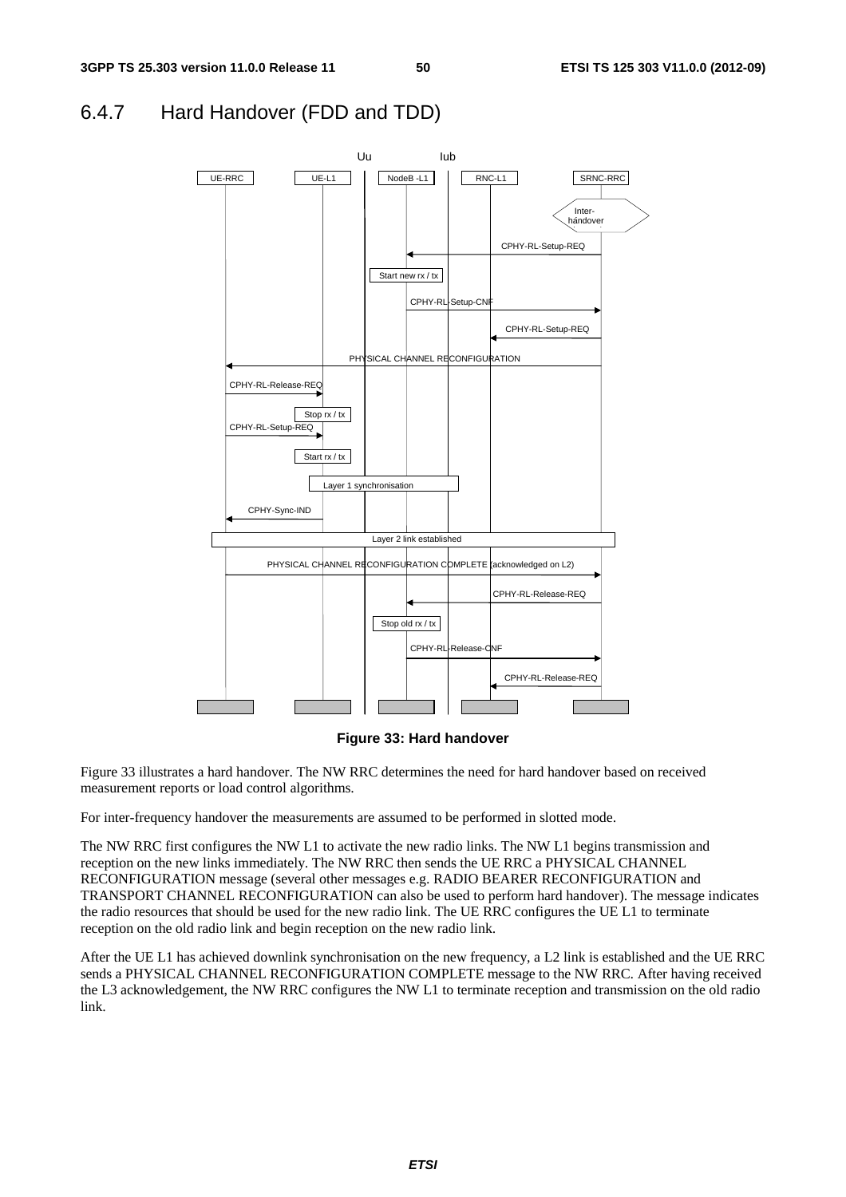### 6.4.7 Hard Handover (FDD and TDD)

Figure 33: Hard handover

Figure 33 illustrates a hard handover. The NW RRC determines the need for hard handover based on received measurement reports or load control algorithms.

For inter-frequency handover the measurements are assumed to be performed in slotted mode.

The NW RRC first configures the NW L1 to activate the new radio links. The NW L1 begins transmission and reception on the new links immediately. The NW RRC then sends the UE RRC a PHYSICAL CHANNEL RECONFIGURATION message (several other messages e.g. RADIO BEARER RECONFIGURATION and TRANSPORT CHANNEL RECONFIGURATION can also be used to perform hard handover). The message indicates the radio resources that should be used for the new radio link. The UE RRC configures the UE L1 to terminate reception on the old radio link and begin reception on the new radio link.

After the UE L1 has achieved downlink synchronisation on the new frequency, a L2 link is established and the UE RRC sends a PHYSICAL CHANNEL RECONFIGURATION COMPLETE message to the NW RRC. After having received the L3 acknowledgement, the NW RRC configures the NW L1 to terminate reception and transmission on the old radio link.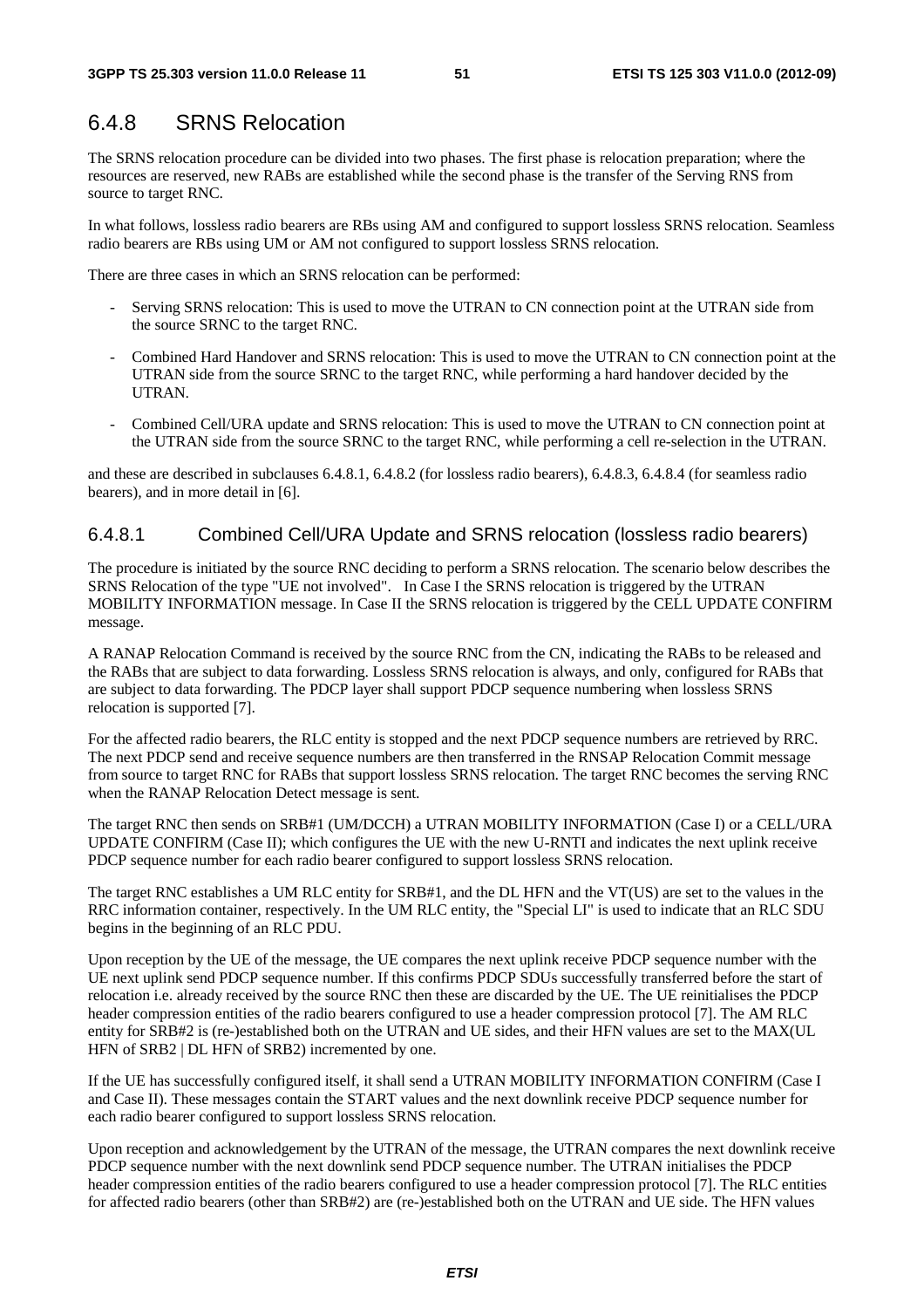## 6.4.8 SRNS Relocation

The SRNS relocation procedure can be divided into two phases. The first phase is relocation preparation; where the resources are reserved, new RABs are established while the second phase is the transfer of the Serving RNS from source to target RNC.

In what follows, lossless radio bearers are RBs using AM and configured to support lossless SRNS relocation. Seamless radio bearers are RBs using UM or AM not configured to support lossless SRNS relocation.

There are three cases in which an SRNS relocation can be performed:

- Serving SRNS relocation: This is used to move the UTRAN to CN connection point at the UTRAN side from the source SRNC to the target RNC.
- Combined Hard Handover and SRNS relocation: This is used to move the UTRAN to CN connection point at the UTRAN side from the source SRNC to the target RNC, while performing a hard handover decided by the UTRAN.
- Combined Cell/URA update and SRNS relocation: This is used to move the UTRAN to CN connection point at the UTRAN side from the source SRNC to the target RNC, while performing a cell re-selection in the UTRAN.

and these are described in subclauses 6.4.8.1, 6.4.8.2 (for lossless radio bearers), 6.4.8.3, 6.4.8.4 (for seamless radio bearers), and in more detail in [6].

### 6.4.8.1 Combined Cell/URA Update and SRNS relocation (lossless radio bearers)

The procedure is initiated by the source RNC deciding to perform a SRNS relocation. The scenario below describes the SRNS Relocation of the type "UE not involved". In Case I the SRNS relocation is triggered by the UTRAN MOBILITY INFORMATION message. In Case II the SRNS relocation is triggered by the CELL UPDATE CONFIRM message.

A RANAP Relocation Command is received by the source RNC from the CN, indicating the RABs to be released and the RABs that are subject to data forwarding. Lossless SRNS relocation is always, and only, configured for RABs that are subject to data forwarding. The PDCP layer shall support PDCP sequence numbering when lossless SRNS relocation is supported [7].

For the affected radio bearers, the RLC entity is stopped and the next PDCP sequence numbers are retrieved by RRC. The next PDCP send and receive sequence numbers are then transferred in the RNSAP Relocation Commit message from source to target RNC for RABs that support lossless SRNS relocation. The target RNC becomes the serving RNC when the RANAP Relocation Detect message is sent.

The target RNC then sends on SRB#1 (UM/DCCH) a UTRAN MOBILITY INFORMATION (Case I) or a CELL/URA UPDATE CONFIRM (Case II); which configures the UE with the new U-RNTI and indicates the next uplink receive PDCP sequence number for each radio bearer configured to support lossless SRNS relocation.

The target RNC establishes a UM RLC entity for SRB#1, and the DL HFN and the VT(US) are set to the values in the RRC information container, respectively. In the UM RLC entity, the "Special LI" is used to indicate that an RLC SDU begins in the beginning of an RLC PDU.

Upon reception by the UE of the message, the UE compares the next uplink receive PDCP sequence number with the UE next uplink send PDCP sequence number. If this confirms PDCP SDUs successfully transferred before the start of relocation i.e. already received by the source RNC then these are discarded by the UE. The UE reinitialises the PDCP header compression entities of the radio bearers configured to use a header compression protocol [7]. The AM RLC entity for SRB#2 is (re-)established both on the UTRAN and UE sides, and their HFN values are set to the MAX(UL HFN of SRB2 | DL HFN of SRB2) incremented by one.

If the UE has successfully configured itself, it shall send a UTRAN MOBILITY INFORMATION CONFIRM (Case I and Case II). These messages contain the START values and the next downlink receive PDCP sequence number for each radio bearer configured to support lossless SRNS relocation.

Upon reception and acknowledgement by the UTRAN of the message, the UTRAN compares the next downlink receive PDCP sequence number with the next downlink send PDCP sequence number. The UTRAN initialises the PDCP header compression entities of the radio bearers configured to use a header compression protocol [7]. The RLC entities for affected radio bearers (other than SRB#2) are (re-)established both on the UTRAN and UE side. The HFN values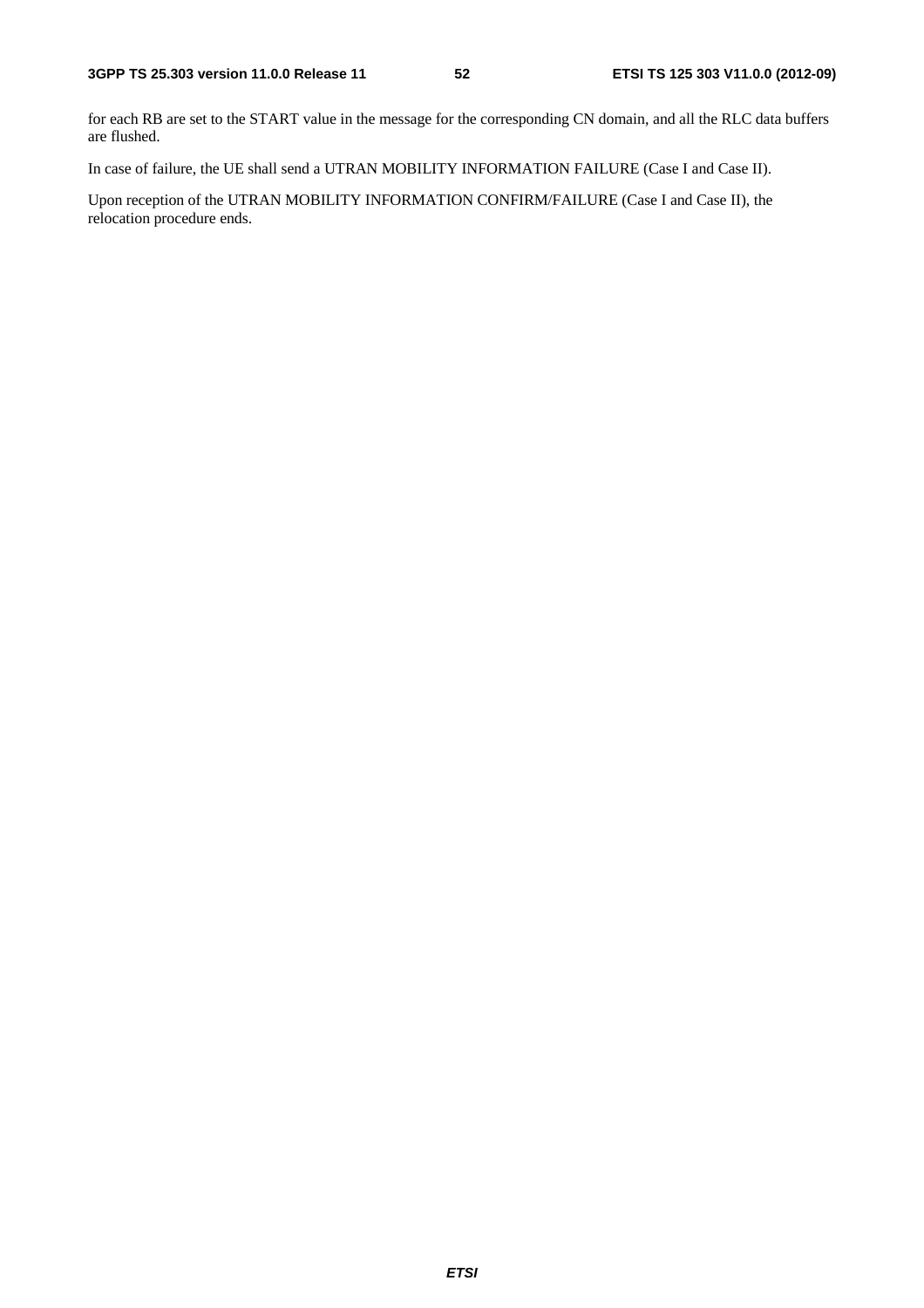for each RB are set to the START value in the message for the corresponding CN domain, and all the RLC data buffers are flushed.

In case of failure, the UE shall send a UTRAN MOBILITY INFORMATION FAILURE (Case I and Case II).

Upon reception of the UTRAN MOBILITY INFORMATION CONFIRM/FAILURE (Case I and Case II), the relocation procedure ends.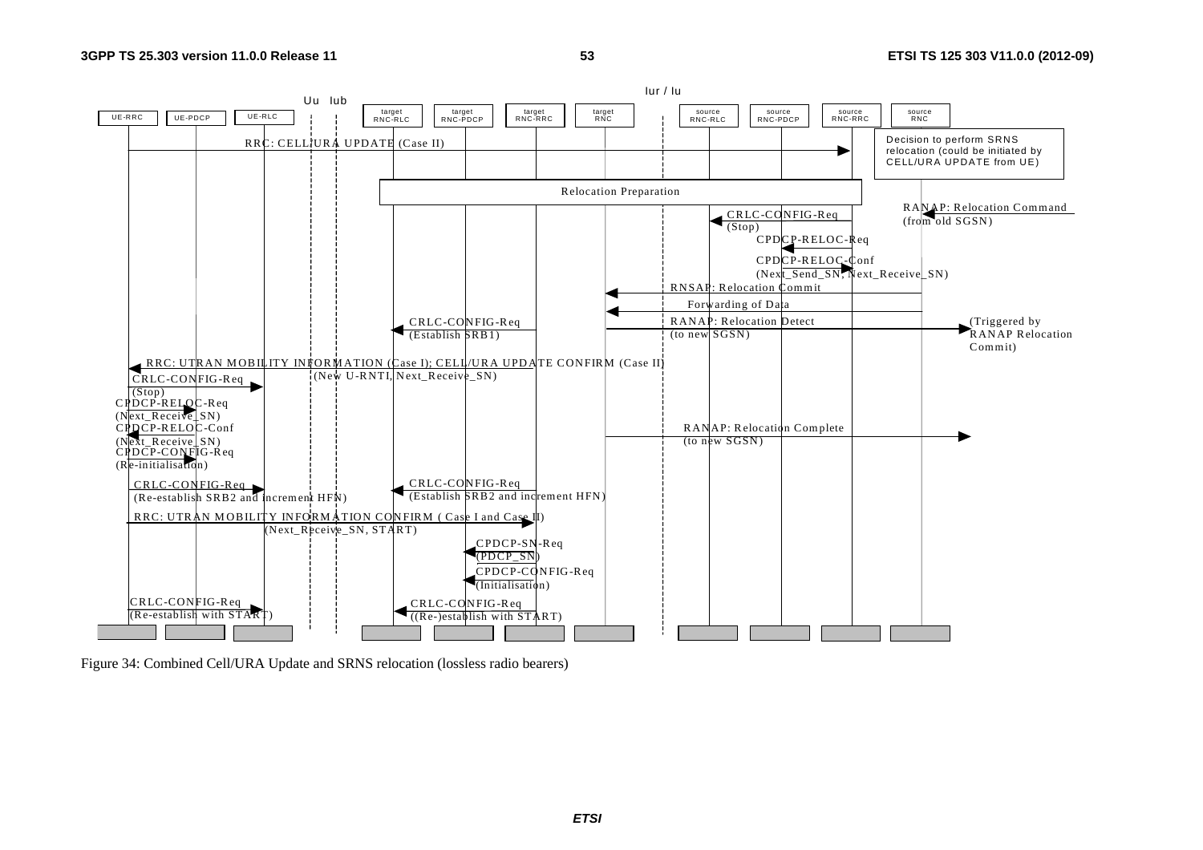Iur / Iu

Uu Iub

UE-RRC | UE-PDCP | UE-RLC | target RNC-RLC | target RNC-PDCP | target RNC-RRC | target RNC | source RNC-RLC | source RNC-PDCP | source RNC-RRC | source RNC

RRC: CELL/URA UPDATE (Case II)

Decision to perform SRNS relocation (could be initiated by CELL/URA UPDATE from UE)

Relocation Preparation

RANAP: Relocation Command (from old SGSN)

CRLC-CONFIG-Req (Stop)

CPDCP-RELOC-Req

CPDCP-RELOC-Conf (Next_Send_SN, Next_Receive_SN)

RNSAP: Relocation Commit

Forwarding of Data

CRLC-CONFIG-Req (Establish SRB1)

RANAP: Relocation Detect (to new SGSN)

(Triggered by RANAP Relocation Commit)

RRC: UTRAN MOBILITY INFORMATION (Case I); CELL/URA UPDATE CONFIRM (Case II) (New U-RNTI, Next_Receive_SN)

CRLC-CONFIG-Req (Stop)

CPDCP-RELOC-Req (Next_Receive_SN)

CPDCP-RELOC-Conf (Next_Receive_SN)

CPDCP-CONFIG-Req (Re-initialisation)

RANAP: Relocation Complete (to new SGSN)

CRLC-CONFIG-Req (Re-establish SRB2 and increment HFN)

CRLC-CONFIG-Req (Establish SRB2 and increment HFN)

RRC: UTRAN MOBILITY INFORMATION CONFIRM ( Case I and Case II) (Next_Receive_SN, START)

CPDCP-SN-Req (PDCP_SN)

CPDCP-CONFIG-Req (Initialisation)

CRLC-CONFIG-Req (Re-establish with START)

CRLC-CONFIG-Req ((Re-)establish with START)

Figure 34: Combined Cell/URA Update and SRNS relocation (lossless radio bearers)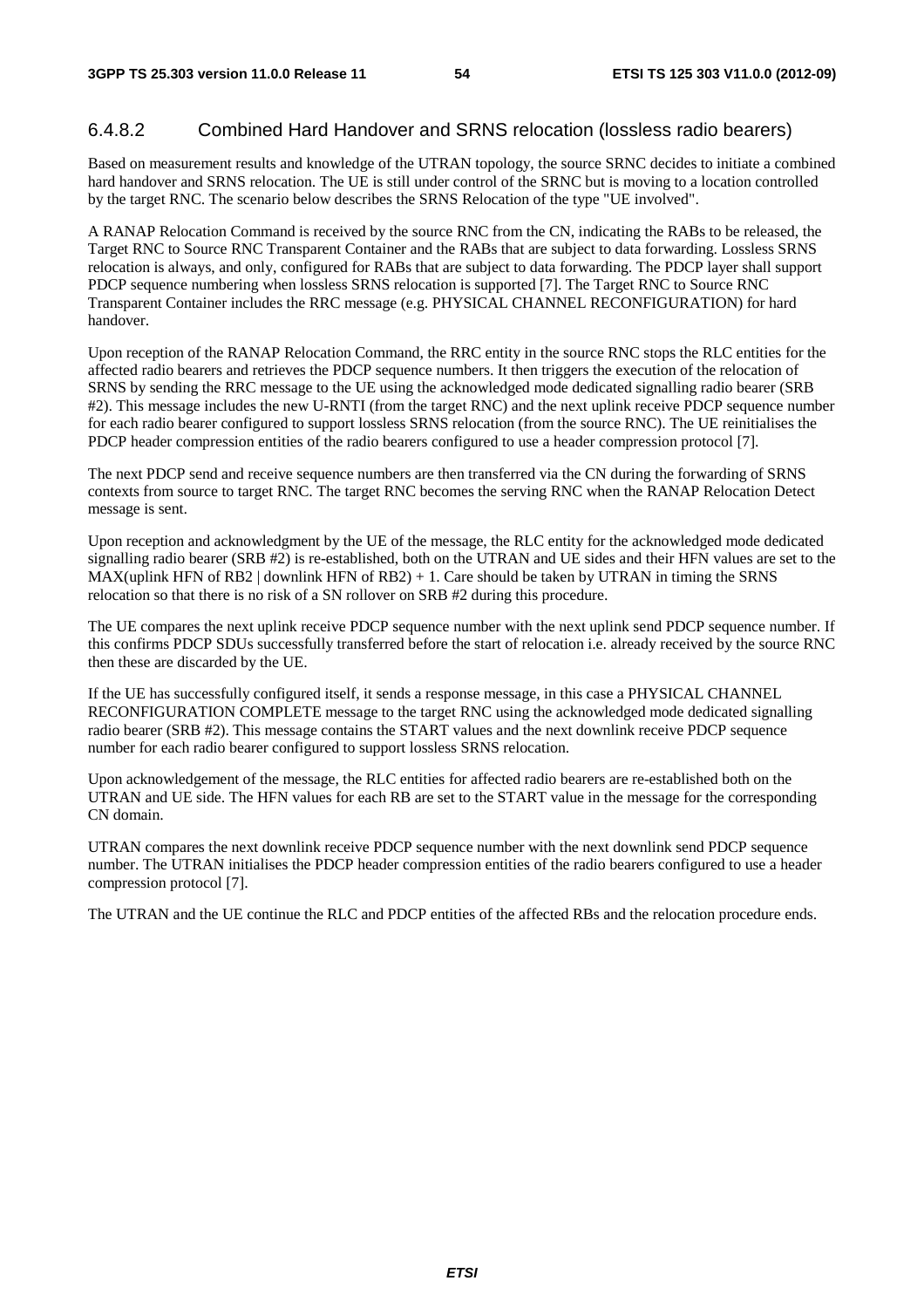### 6.4.8.2 Combined Hard Handover and SRNS relocation (lossless radio bearers)

Based on measurement results and knowledge of the UTRAN topology, the source SRNC decides to initiate a combined hard handover and SRNS relocation. The UE is still under control of the SRNC but is moving to a location controlled by the target RNC. The scenario below describes the SRNS Relocation of the type "UE involved".

A RANAP Relocation Command is received by the source RNC from the CN, indicating the RABs to be released, the Target RNC to Source RNC Transparent Container and the RABs that are subject to data forwarding. Lossless SRNS relocation is always, and only, configured for RABs that are subject to data forwarding. The PDCP layer shall support PDCP sequence numbering when lossless SRNS relocation is supported [7]. The Target RNC to Source RNC Transparent Container includes the RRC message (e.g. PHYSICAL CHANNEL RECONFIGURATION) for hard handover.

Upon reception of the RANAP Relocation Command, the RRC entity in the source RNC stops the RLC entities for the affected radio bearers and retrieves the PDCP sequence numbers. It then triggers the execution of the relocation of SRNS by sending the RRC message to the UE using the acknowledged mode dedicated signalling radio bearer (SRB #2). This message includes the new U-RNTI (from the target RNC) and the next uplink receive PDCP sequence number for each radio bearer configured to support lossless SRNS relocation (from the source RNC). The UE reinitialises the PDCP header compression entities of the radio bearers configured to use a header compression protocol [7].

The next PDCP send and receive sequence numbers are then transferred via the CN during the forwarding of SRNS contexts from source to target RNC. The target RNC becomes the serving RNC when the RANAP Relocation Detect message is sent.

Upon reception and acknowledgment by the UE of the message, the RLC entity for the acknowledged mode dedicated signalling radio bearer (SRB #2) is re-established, both on the UTRAN and UE sides and their HFN values are set to the MAX(uplink HFN of RB2 | downlink HFN of RB2) + 1. Care should be taken by UTRAN in timing the SRNS relocation so that there is no risk of a SN rollover on SRB #2 during this procedure.

The UE compares the next uplink receive PDCP sequence number with the next uplink send PDCP sequence number. If this confirms PDCP SDUs successfully transferred before the start of relocation i.e. already received by the source RNC then these are discarded by the UE.

If the UE has successfully configured itself, it sends a response message, in this case a PHYSICAL CHANNEL RECONFIGURATION COMPLETE message to the target RNC using the acknowledged mode dedicated signalling radio bearer (SRB #2). This message contains the START values and the next downlink receive PDCP sequence number for each radio bearer configured to support lossless SRNS relocation.

Upon acknowledgement of the message, the RLC entities for affected radio bearers are re-established both on the UTRAN and UE side. The HFN values for each RB are set to the START value in the message for the corresponding CN domain.

UTRAN compares the next downlink receive PDCP sequence number with the next downlink send PDCP sequence number. The UTRAN initialises the PDCP header compression entities of the radio bearers configured to use a header compression protocol [7].

The UTRAN and the UE continue the RLC and PDCP entities of the affected RBs and the relocation procedure ends.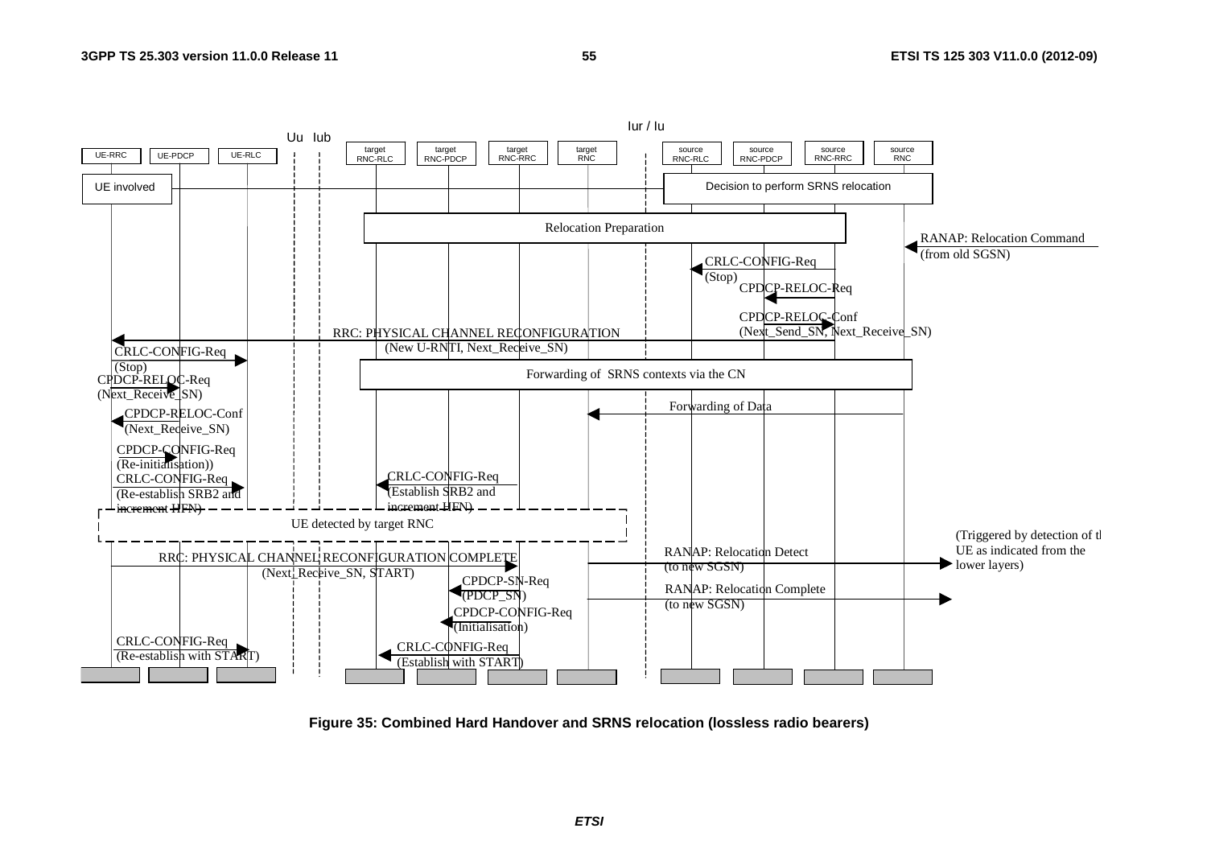**Figure 35: Combined Hard Handover and SRNS relocation (lossless radio bearers)**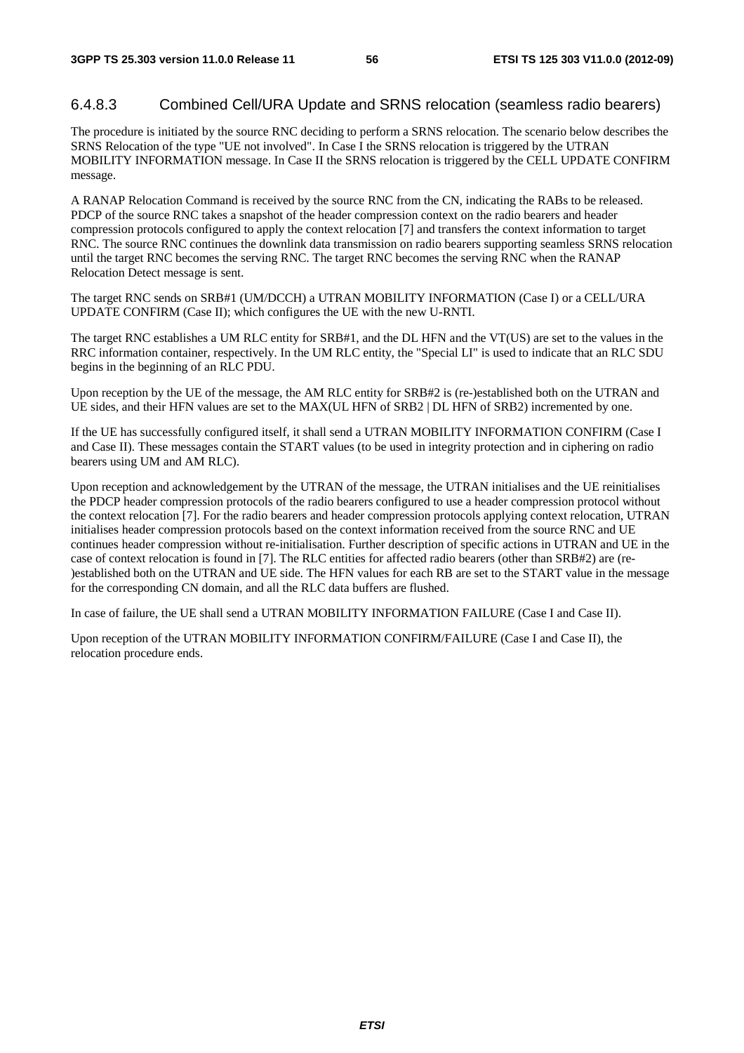### 6.4.8.3 Combined Cell/URA Update and SRNS relocation (seamless radio bearers)

The procedure is initiated by the source RNC deciding to perform a SRNS relocation. The scenario below describes the SRNS Relocation of the type "UE not involved". In Case I the SRNS relocation is triggered by the UTRAN MOBILITY INFORMATION message. In Case II the SRNS relocation is triggered by the CELL UPDATE CONFIRM message.

A RANAP Relocation Command is received by the source RNC from the CN, indicating the RABs to be released. PDCP of the source RNC takes a snapshot of the header compression context on the radio bearers and header compression protocols configured to apply the context relocation [7] and transfers the context information to target RNC. The source RNC continues the downlink data transmission on radio bearers supporting seamless SRNS relocation until the target RNC becomes the serving RNC. The target RNC becomes the serving RNC when the RANAP Relocation Detect message is sent.

The target RNC sends on SRB#1 (UM/DCCH) a UTRAN MOBILITY INFORMATION (Case I) or a CELL/URA UPDATE CONFIRM (Case II); which configures the UE with the new U-RNTI.

The target RNC establishes a UM RLC entity for SRB#1, and the DL HFN and the VT(US) are set to the values in the RRC information container, respectively. In the UM RLC entity, the "Special LI" is used to indicate that an RLC SDU begins in the beginning of an RLC PDU.

Upon reception by the UE of the message, the AM RLC entity for SRB#2 is (re-)established both on the UTRAN and UE sides, and their HFN values are set to the MAX(UL HFN of SRB2 | DL HFN of SRB2) incremented by one.

If the UE has successfully configured itself, it shall send a UTRAN MOBILITY INFORMATION CONFIRM (Case I and Case II). These messages contain the START values (to be used in integrity protection and in ciphering on radio bearers using UM and AM RLC).

Upon reception and acknowledgement by the UTRAN of the message, the UTRAN initialises and the UE reinitialises the PDCP header compression protocols of the radio bearers configured to use a header compression protocol without the context relocation [7]. For the radio bearers and header compression protocols applying context relocation, UTRAN initialises header compression protocols based on the context information received from the source RNC and UE continues header compression without re-initialisation. Further description of specific actions in UTRAN and UE in the case of context relocation is found in [7]. The RLC entities for affected radio bearers (other than SRB#2) are (re-)established both on the UTRAN and UE side. The HFN values for each RB are set to the START value in the message for the corresponding CN domain, and all the RLC data buffers are flushed.

In case of failure, the UE shall send a UTRAN MOBILITY INFORMATION FAILURE (Case I and Case II).

Upon reception of the UTRAN MOBILITY INFORMATION CONFIRM/FAILURE (Case I and Case II), the relocation procedure ends.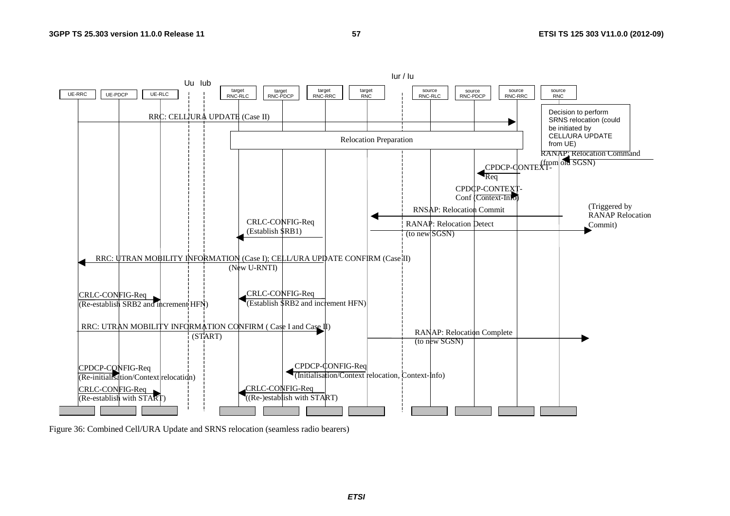Uu Iub Iur / Iu

UE-RRC | UE-PDCP | UE-RLC | target RNC-RLC | target RNC-PDCP | target RNC-RRC | target RNC | source RNC-RLC | source RNC-PDCP | source RNC-RRC | source RNC

RRC: CELL/URA UPDATE (Case II)

Relocation Preparation

Decision to perform SRNS relocation (could be initiated by CELL/URA UPDATE from UE)

RANAP: Relocation Command (from old SGSN)

CPDCP-CONTEXT-Req

CPDCP-CONTEXT-Conf (Context-Info)

RNSAP: Relocation Commit

(Triggered by RANAP Relocation Commit)

CRLC-CONFIG-Req (Establish SRB1)

RANAP: Relocation Detect (to new SGSN)

RRC: UTRAN MOBILITY INFORMATION (Case I); CELL/URA UPDATE CONFIRM (Case II) (New U-RNTI)

CRLC-CONFIG-Req (Re-establish SRB2 and increment HFN)

CRLC-CONFIG-Req (Establish SRB2 and increment HFN)

RRC: UTRAN MOBILITY INFORMATION CONFIRM ( Case I and Case II) (START)

RANAP: Relocation Complete (to new SGSN)

CPDCP-CONFIG-Req (Re-initialisation/Context relocation)

CPDCP-CONFIG-Req (Initialisation/Context relocation, Context-Info)

CRLC-CONFIG-Req (Re-establish with START)

CRLC-CONFIG-Req ((Re-)establish with START)

Figure 36: Combined Cell/URA Update and SRNS relocation (seamless radio bearers)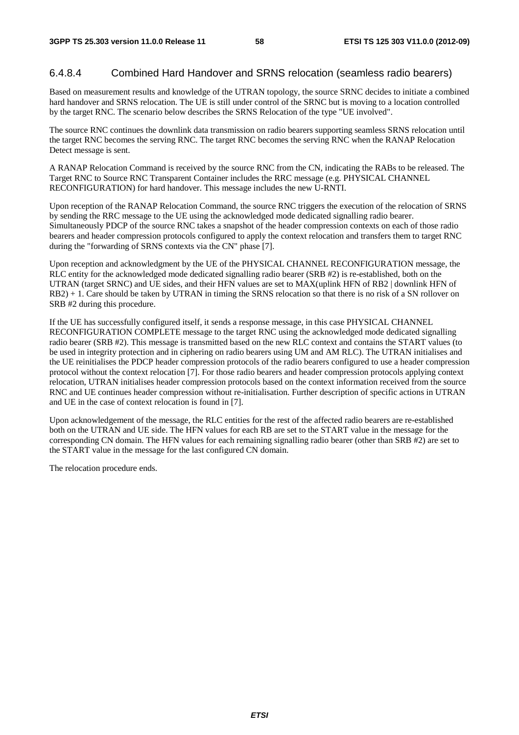#### 6.4.8.4 Combined Hard Handover and SRNS relocation (seamless radio bearers)

Based on measurement results and knowledge of the UTRAN topology, the source SRNC decides to initiate a combined hard handover and SRNS relocation. The UE is still under control of the SRNC but is moving to a location controlled by the target RNC. The scenario below describes the SRNS Relocation of the type "UE involved".

The source RNC continues the downlink data transmission on radio bearers supporting seamless SRNS relocation until the target RNC becomes the serving RNC. The target RNC becomes the serving RNC when the RANAP Relocation Detect message is sent.

A RANAP Relocation Command is received by the source RNC from the CN, indicating the RABs to be released. The Target RNC to Source RNC Transparent Container includes the RRC message (e.g. PHYSICAL CHANNEL RECONFIGURATION) for hard handover. This message includes the new U-RNTI.

Upon reception of the RANAP Relocation Command, the source RNC triggers the execution of the relocation of SRNS by sending the RRC message to the UE using the acknowledged mode dedicated signalling radio bearer. Simultaneously PDCP of the source RNC takes a snapshot of the header compression contexts on each of those radio bearers and header compression protocols configured to apply the context relocation and transfers them to target RNC during the "forwarding of SRNS contexts via the CN" phase [7].

Upon reception and acknowledgment by the UE of the PHYSICAL CHANNEL RECONFIGURATION message, the RLC entity for the acknowledged mode dedicated signalling radio bearer (SRB #2) is re-established, both on the UTRAN (target SRNC) and UE sides, and their HFN values are set to MAX(uplink HFN of RB2 | downlink HFN of RB2) + 1. Care should be taken by UTRAN in timing the SRNS relocation so that there is no risk of a SN rollover on SRB #2 during this procedure.

If the UE has successfully configured itself, it sends a response message, in this case PHYSICAL CHANNEL RECONFIGURATION COMPLETE message to the target RNC using the acknowledged mode dedicated signalling radio bearer (SRB #2). This message is transmitted based on the new RLC context and contains the START values (to be used in integrity protection and in ciphering on radio bearers using UM and AM RLC). The UTRAN initialises and the UE reinitialises the PDCP header compression protocols of the radio bearers configured to use a header compression protocol without the context relocation [7]. For those radio bearers and header compression protocols applying context relocation, UTRAN initialises header compression protocols based on the context information received from the source RNC and UE continues header compression without re-initialisation. Further description of specific actions in UTRAN and UE in the case of context relocation is found in [7].

Upon acknowledgement of the message, the RLC entities for the rest of the affected radio bearers are re-established both on the UTRAN and UE side. The HFN values for each RB are set to the START value in the message for the corresponding CN domain. The HFN values for each remaining signalling radio bearer (other than SRB #2) are set to the START value in the message for the last configured CN domain.

The relocation procedure ends.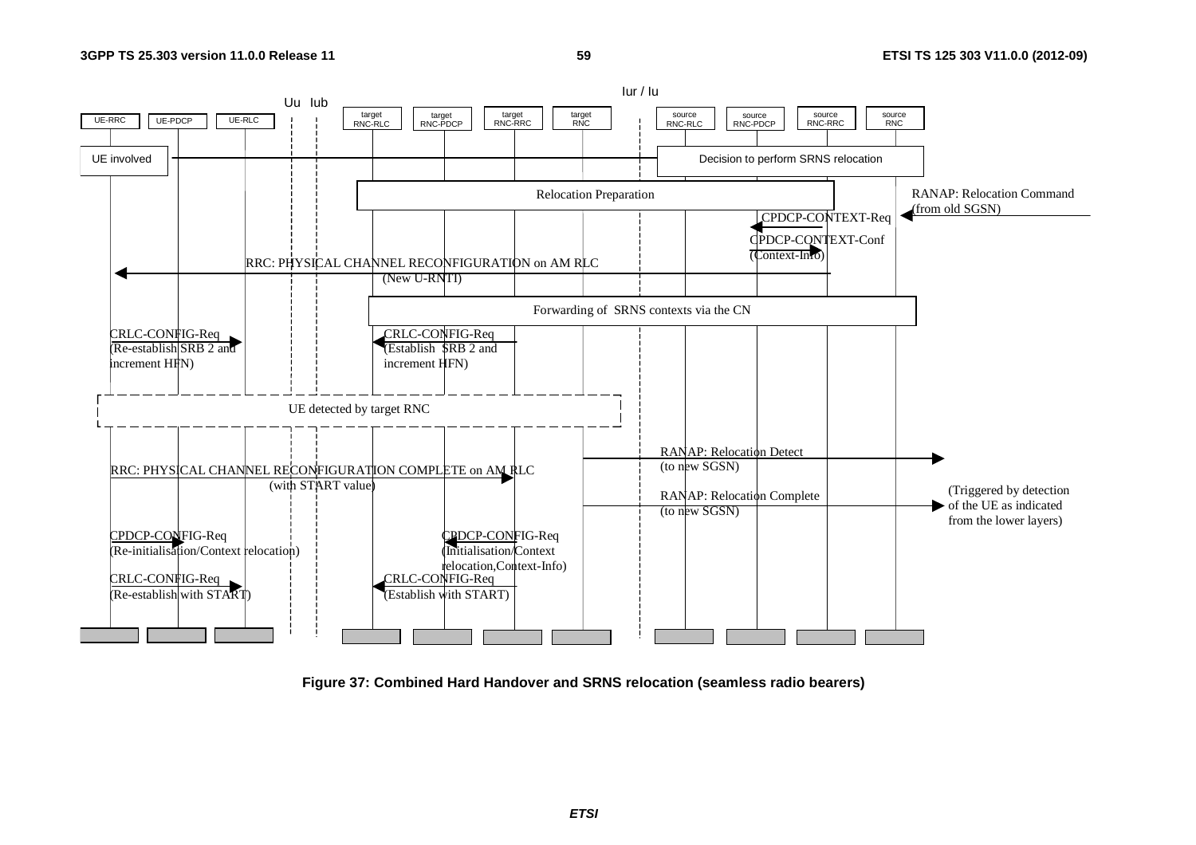Uu Iub

Iur / Iu

UE-RRC | UE-PDCP | UE-RLC | target RNC-RLC | target RNC-PDCP | target RNC-RRC | target RNC | source RNC-RLC | source RNC-PDCP | source RNC-RRC | source RNC

UE involved

Decision to perform SRNS relocation

Relocation Preparation

RANAP: Relocation Command (from old SGSN)

CPDCP-CONTEXT-Req

CPDCP-CONTEXT-Conf (Context-Info)

RRC: PHYSICAL CHANNEL RECONFIGURATION on AM RLC (New U-RNTI)

Forwarding of SRNS contexts via the CN

CRLC-CONFIG-Req (Re-establish SRB 2 and increment HFN)

CRLC-CONFIG-Req (Establish SRB 2 and increment HFN)

UE detected by target RNC

RANAP: Relocation Detect (to new SGSN)

RRC: PHYSICAL CHANNEL RECONFIGURATION COMPLETE on AM RLC (with START value)

RANAP: Relocation Complete (to new SGSN)

(Triggered by detection of the UE as indicated from the lower layers)

CPDCP-CONFIG-Req (Re-initialisation/Context relocation)

CPDCP-CONFIG-Req (Initialisation/Context relocation,Context-Info)

CRLC-CONFIG-Req (Re-establish with START)

CRLC-CONFIG-Req (Establish with START)

**Figure 37: Combined Hard Handover and SRNS relocation (seamless radio bearers)**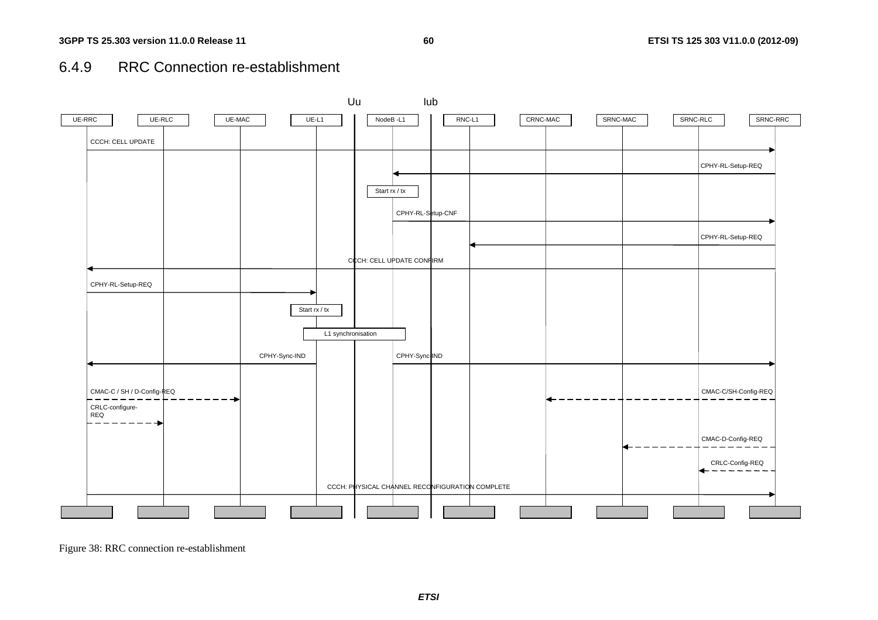### 6.4.9 RRC Connection re-establishment

Uu Iub

UE-RRC | UE-RLC | UE-MAC | UE-L1 | NodeB -L1 | RNC-L1 | CRNC-MAC | SRNC-MAC | SRNC-RLC | SRNC-RRC

CCCH: CELL UPDATE

CPHY-RL-Setup-REQ

Start rx / tx

CPHY-RL-Setup-CNF

CPHY-RL-Setup-REQ

CCCH: CELL UPDATE CONFIRM

CPHY-RL-Setup-REQ

Start rx / tx

L1 synchronisation

CPHY-Sync-IND

CPHY-Sync-IND

CMAC-C / SH / D-Config-REQ

CMAC-C/SH-Config-REQ

CRLC-configure-REQ

CMAC-D-Config-REQ

CRLC-Config-REQ

CCCH: PHYSICAL CHANNEL RECONFIGURATION COMPLETE

Figure 38: RRC connection re-establishment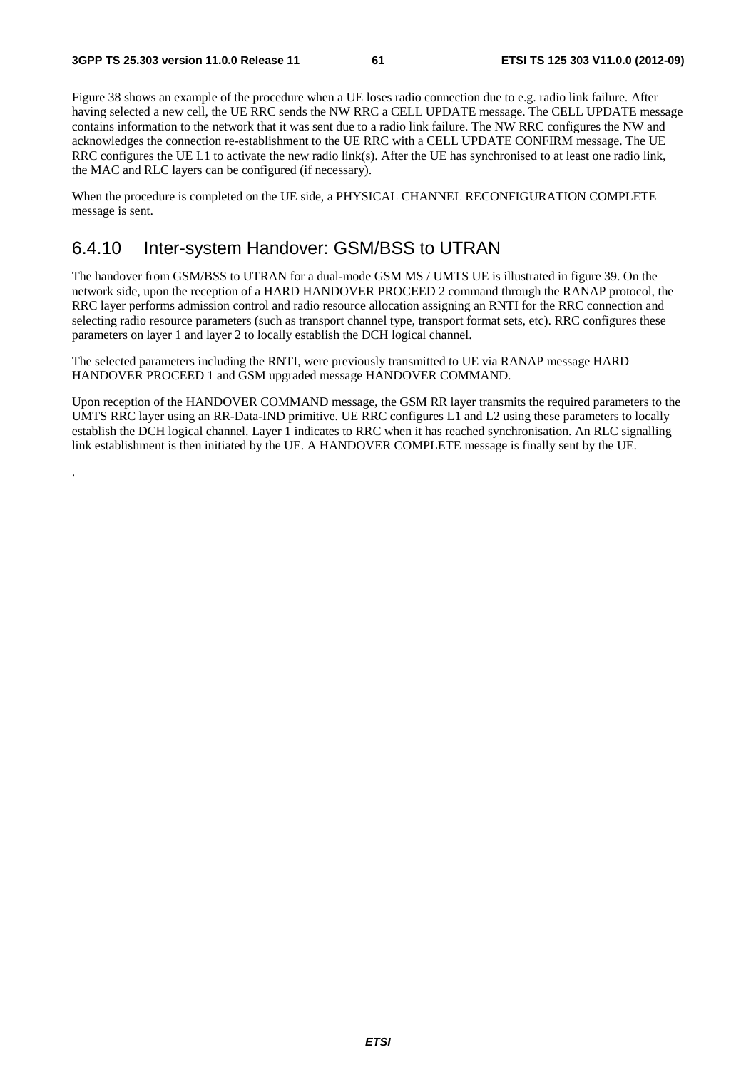Figure 38 shows an example of the procedure when a UE loses radio connection due to e.g. radio link failure. After having selected a new cell, the UE RRC sends the NW RRC a CELL UPDATE message. The CELL UPDATE message contains information to the network that it was sent due to a radio link failure. The NW RRC configures the NW and acknowledges the connection re-establishment to the UE RRC with a CELL UPDATE CONFIRM message. The UE RRC configures the UE L1 to activate the new radio link(s). After the UE has synchronised to at least one radio link, the MAC and RLC layers can be configured (if necessary).

When the procedure is completed on the UE side, a PHYSICAL CHANNEL RECONFIGURATION COMPLETE message is sent.

### 6.4.10 Inter-system Handover: GSM/BSS to UTRAN

The handover from GSM/BSS to UTRAN for a dual-mode GSM MS / UMTS UE is illustrated in figure 39. On the network side, upon the reception of a HARD HANDOVER PROCEED 2 command through the RANAP protocol, the RRC layer performs admission control and radio resource allocation assigning an RNTI for the RRC connection and selecting radio resource parameters (such as transport channel type, transport format sets, etc). RRC configures these parameters on layer 1 and layer 2 to locally establish the DCH logical channel.

The selected parameters including the RNTI, were previously transmitted to UE via RANAP message HARD HANDOVER PROCEED 1 and GSM upgraded message HANDOVER COMMAND.

Upon reception of the HANDOVER COMMAND message, the GSM RR layer transmits the required parameters to the UMTS RRC layer using an RR-Data-IND primitive. UE RRC configures L1 and L2 using these parameters to locally establish the DCH logical channel. Layer 1 indicates to RRC when it has reached synchronisation. An RLC signalling link establishment is then initiated by the UE. A HANDOVER COMPLETE message is finally sent by the UE.

.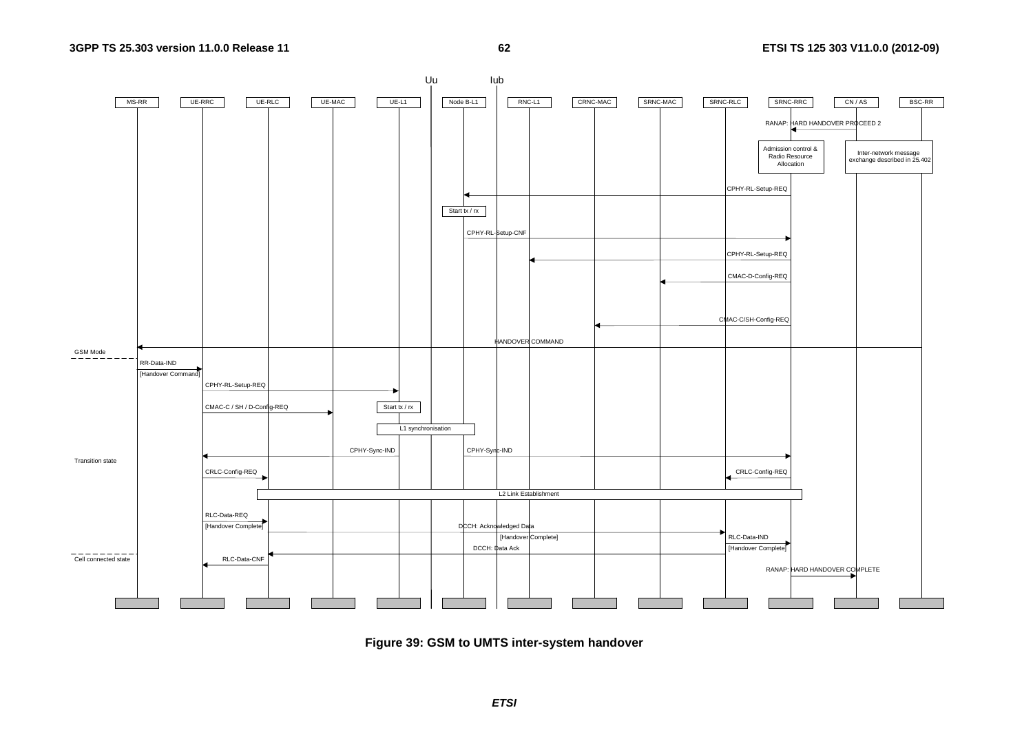Figure 39: GSM to UMTS inter-system handover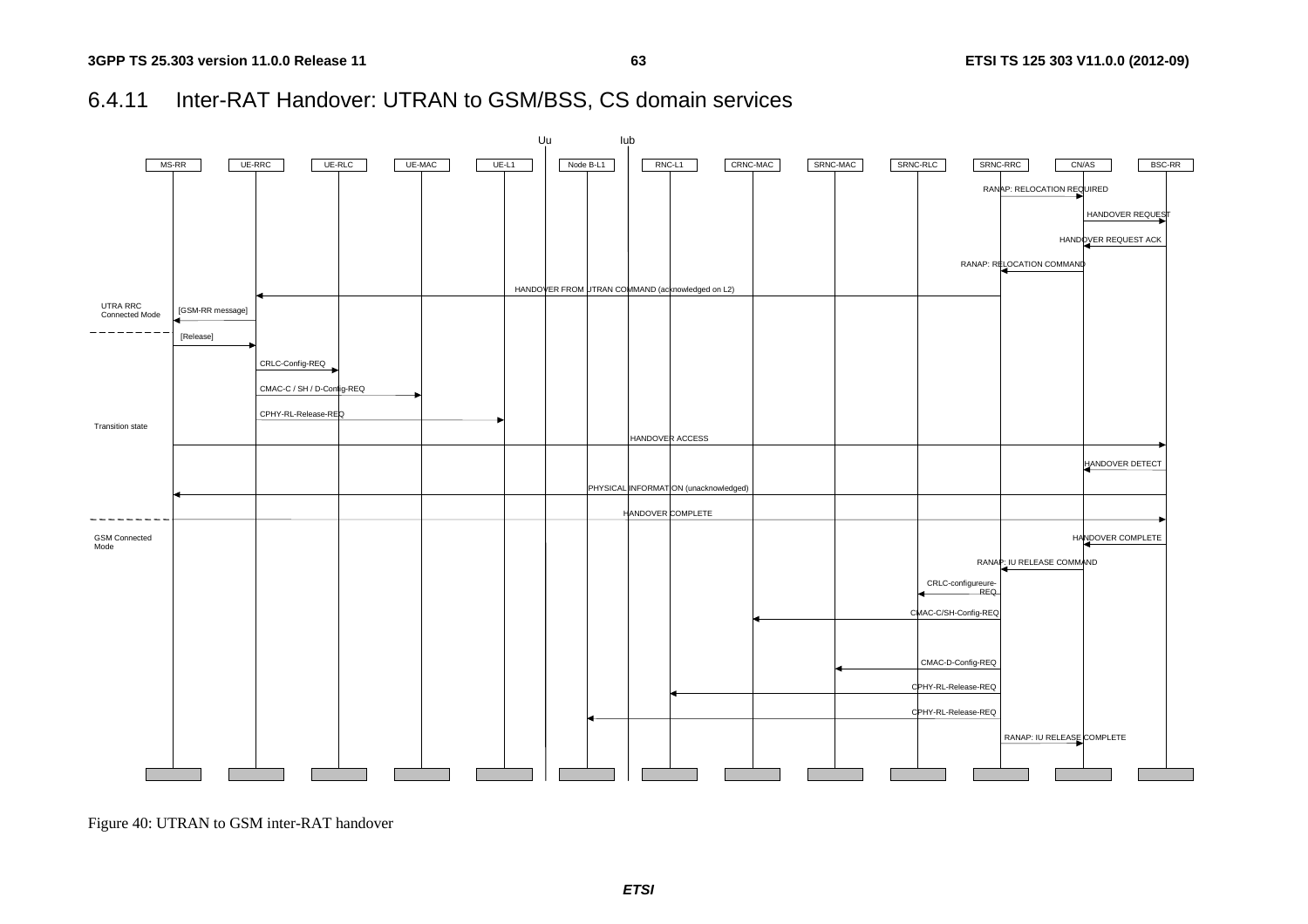### 6.4.11 Inter-RAT Handover: UTRAN to GSM/BSS, CS domain services

Figure 40: UTRAN to GSM inter-RAT handover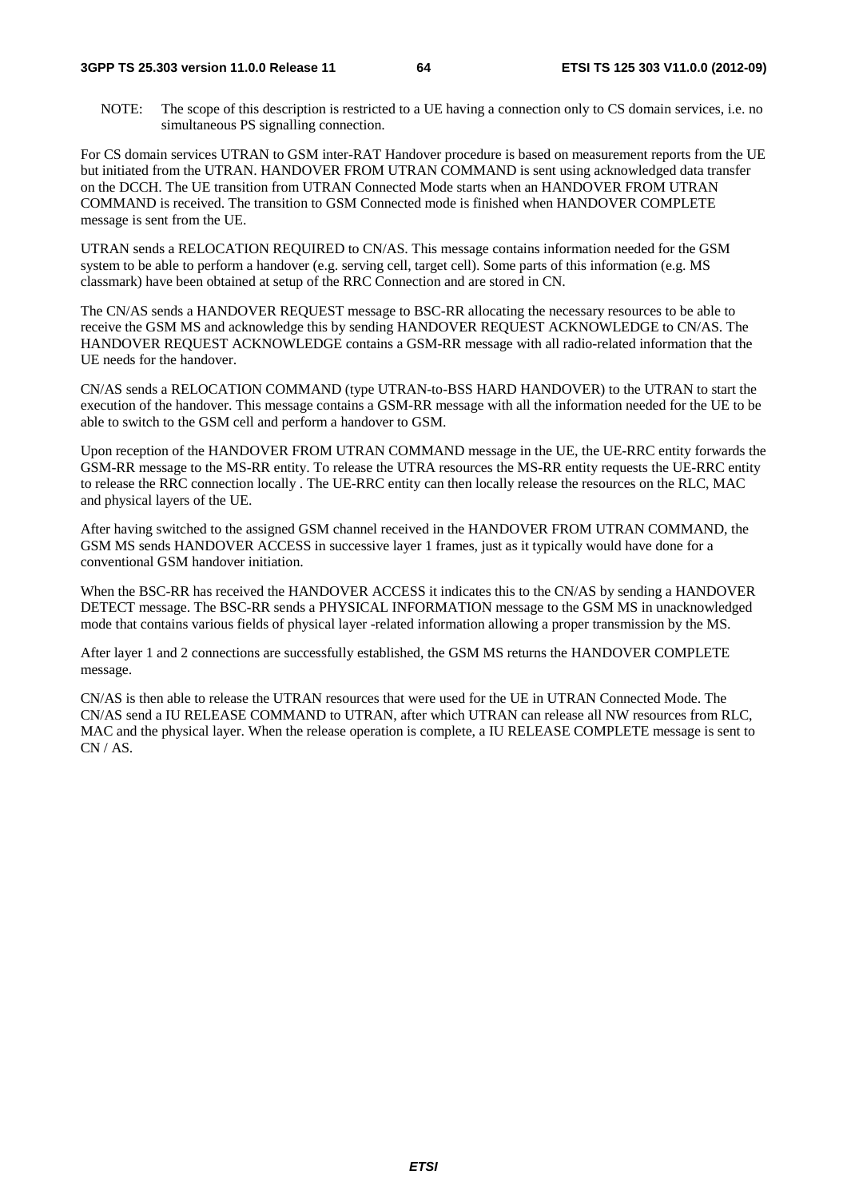NOTE: The scope of this description is restricted to a UE having a connection only to CS domain services, i.e. no simultaneous PS signalling connection.

For CS domain services UTRAN to GSM inter-RAT Handover procedure is based on measurement reports from the UE but initiated from the UTRAN. HANDOVER FROM UTRAN COMMAND is sent using acknowledged data transfer on the DCCH. The UE transition from UTRAN Connected Mode starts when an HANDOVER FROM UTRAN COMMAND is received. The transition to GSM Connected mode is finished when HANDOVER COMPLETE message is sent from the UE.

UTRAN sends a RELOCATION REQUIRED to CN/AS. This message contains information needed for the GSM system to be able to perform a handover (e.g. serving cell, target cell). Some parts of this information (e.g. MS classmark) have been obtained at setup of the RRC Connection and are stored in CN.

The CN/AS sends a HANDOVER REQUEST message to BSC-RR allocating the necessary resources to be able to receive the GSM MS and acknowledge this by sending HANDOVER REQUEST ACKNOWLEDGE to CN/AS. The HANDOVER REQUEST ACKNOWLEDGE contains a GSM-RR message with all radio-related information that the UE needs for the handover.

CN/AS sends a RELOCATION COMMAND (type UTRAN-to-BSS HARD HANDOVER) to the UTRAN to start the execution of the handover. This message contains a GSM-RR message with all the information needed for the UE to be able to switch to the GSM cell and perform a handover to GSM.

Upon reception of the HANDOVER FROM UTRAN COMMAND message in the UE, the UE-RRC entity forwards the GSM-RR message to the MS-RR entity. To release the UTRA resources the MS-RR entity requests the UE-RRC entity to release the RRC connection locally . The UE-RRC entity can then locally release the resources on the RLC, MAC and physical layers of the UE.

After having switched to the assigned GSM channel received in the HANDOVER FROM UTRAN COMMAND, the GSM MS sends HANDOVER ACCESS in successive layer 1 frames, just as it typically would have done for a conventional GSM handover initiation.

When the BSC-RR has received the HANDOVER ACCESS it indicates this to the CN/AS by sending a HANDOVER DETECT message. The BSC-RR sends a PHYSICAL INFORMATION message to the GSM MS in unacknowledged mode that contains various fields of physical layer -related information allowing a proper transmission by the MS.

After layer 1 and 2 connections are successfully established, the GSM MS returns the HANDOVER COMPLETE message.

CN/AS is then able to release the UTRAN resources that were used for the UE in UTRAN Connected Mode. The CN/AS send a IU RELEASE COMMAND to UTRAN, after which UTRAN can release all NW resources from RLC, MAC and the physical layer. When the release operation is complete, a IU RELEASE COMPLETE message is sent to CN / AS.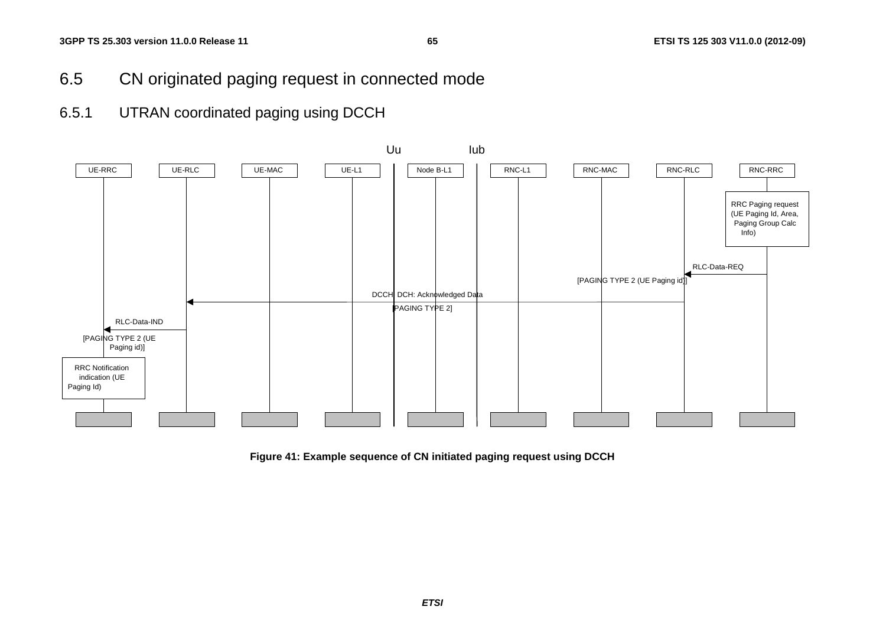## 6.5 CN originated paging request in connected mode

### 6.5.1 UTRAN coordinated paging using DCCH

Uu Iub

UE-RRC UE-RLC UE-MAC UE-L1 Node B-L1 RNC-L1 RNC-MAC RNC-RLC RNC-RRC

RRC Paging request (UE Paging Id, Area, Paging Group Calc Info)

RLC-Data-REQ
[PAGING TYPE 2 (UE Paging id)]

DCCH DCH: Acknowledged Data
[PAGING TYPE 2]

RLC-Data-IND
[PAGING TYPE 2 (UE Paging id)]

RRC Notification indication (UE Paging Id)

**Figure 41: Example sequence of CN initiated paging request using DCCH**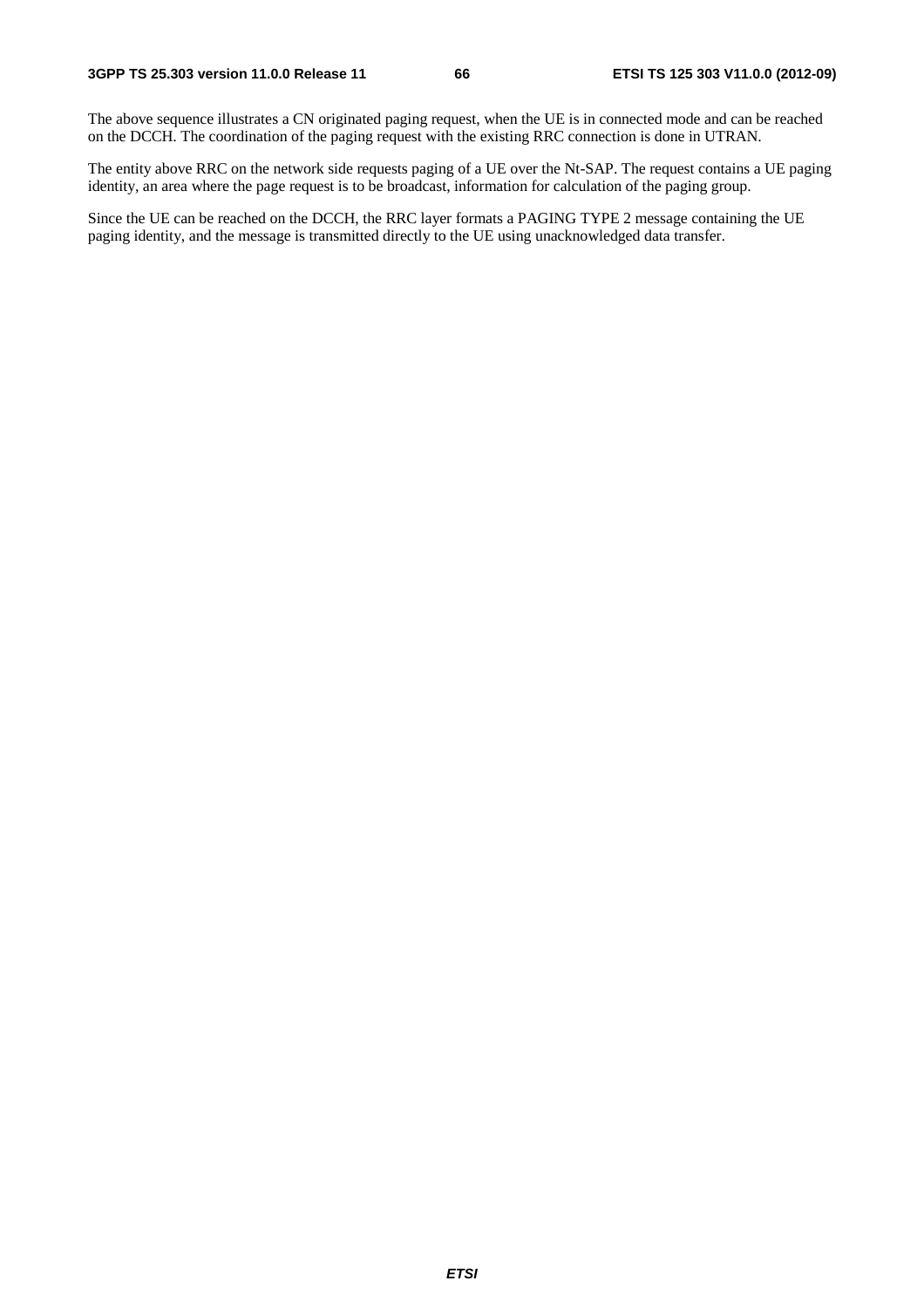The above sequence illustrates a CN originated paging request, when the UE is in connected mode and can be reached on the DCCH. The coordination of the paging request with the existing RRC connection is done in UTRAN.

The entity above RRC on the network side requests paging of a UE over the Nt-SAP. The request contains a UE paging identity, an area where the page request is to be broadcast, information for calculation of the paging group.

Since the UE can be reached on the DCCH, the RRC layer formats a PAGING TYPE 2 message containing the UE paging identity, and the message is transmitted directly to the UE using unacknowledged data transfer.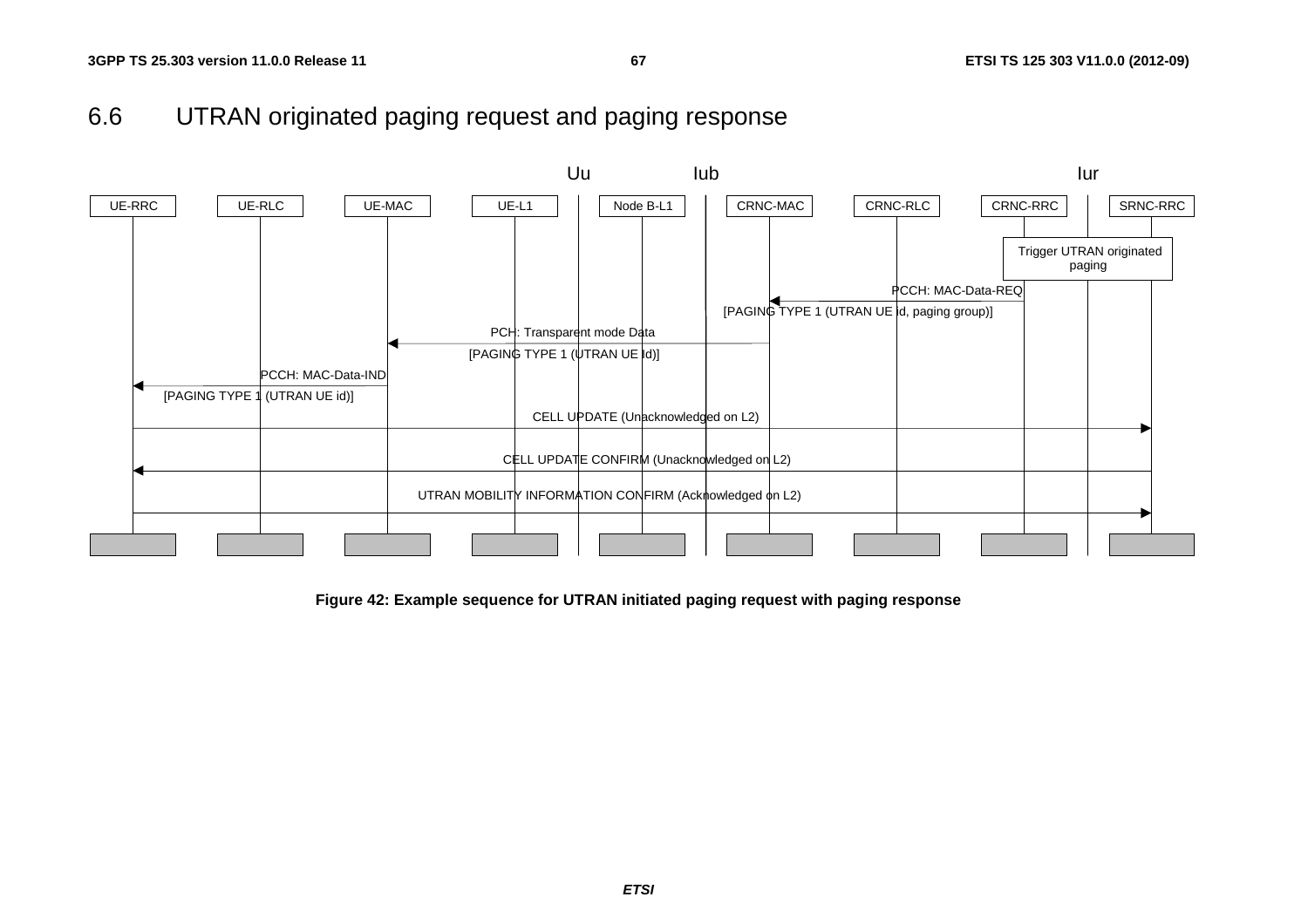# 6.6 UTRAN originated paging request and paging response

Figure 42: Example sequence for UTRAN initiated paging request with paging response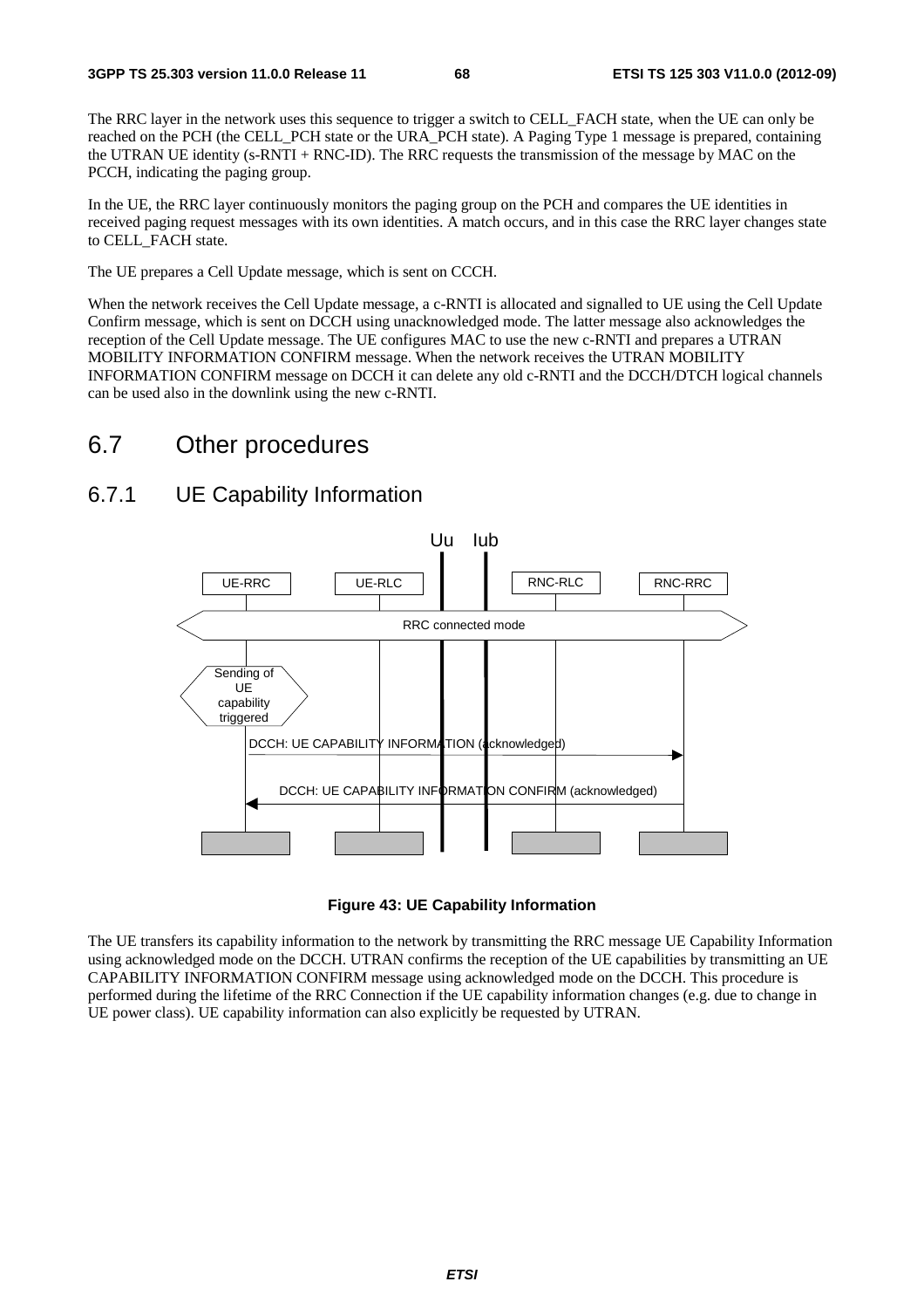The RRC layer in the network uses this sequence to trigger a switch to CELL_FACH state, when the UE can only be reached on the PCH (the CELL_PCH state or the URA_PCH state). A Paging Type 1 message is prepared, containing the UTRAN UE identity (s-RNTI + RNC-ID). The RRC requests the transmission of the message by MAC on the PCCH, indicating the paging group.

In the UE, the RRC layer continuously monitors the paging group on the PCH and compares the UE identities in received paging request messages with its own identities. A match occurs, and in this case the RRC layer changes state to CELL_FACH state.

The UE prepares a Cell Update message, which is sent on CCCH.

When the network receives the Cell Update message, a c-RNTI is allocated and signalled to UE using the Cell Update Confirm message, which is sent on DCCH using unacknowledged mode. The latter message also acknowledges the reception of the Cell Update message. The UE configures MAC to use the new c-RNTI and prepares a UTRAN MOBILITY INFORMATION CONFIRM message. When the network receives the UTRAN MOBILITY INFORMATION CONFIRM message on DCCH it can delete any old c-RNTI and the DCCH/DTCH logical channels can be used also in the downlink using the new c-RNTI.

# 6.7 Other procedures

## 6.7.1 UE Capability Information

Uu Iub

UE-RRC | UE-RLC | RNC-RLC | RNC-RRC

RRC connected mode

Sending of UE capability triggered

DCCH: UE CAPABILITY INFORMATION (acknowledged)

DCCH: UE CAPABILITY INFORMATION CONFIRM (acknowledged)

**Figure 43: UE Capability Information**

The UE transfers its capability information to the network by transmitting the RRC message UE Capability Information using acknowledged mode on the DCCH. UTRAN confirms the reception of the UE capabilities by transmitting an UE CAPABILITY INFORMATION CONFIRM message using acknowledged mode on the DCCH. This procedure is performed during the lifetime of the RRC Connection if the UE capability information changes (e.g. due to change in UE power class). UE capability information can also explicitly be requested by UTRAN.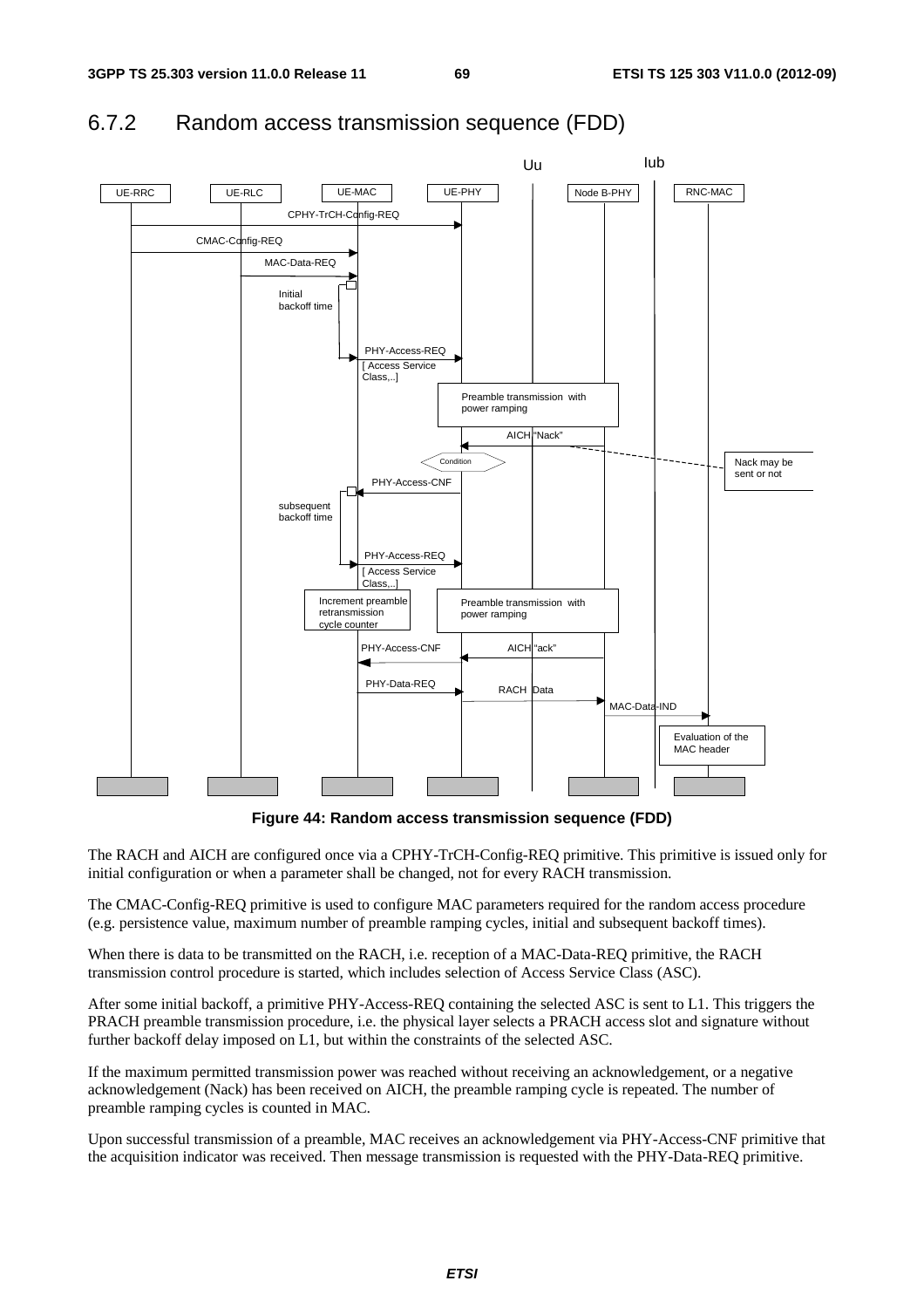## 6.7.2 Random access transmission sequence (FDD)

**Figure 44: Random access transmission sequence (FDD)**

The RACH and AICH are configured once via a CPHY-TrCH-Config-REQ primitive. This primitive is issued only for initial configuration or when a parameter shall be changed, not for every RACH transmission.

The CMAC-Config-REQ primitive is used to configure MAC parameters required for the random access procedure (e.g. persistence value, maximum number of preamble ramping cycles, initial and subsequent backoff times).

When there is data to be transmitted on the RACH, i.e. reception of a MAC-Data-REQ primitive, the RACH transmission control procedure is started, which includes selection of Access Service Class (ASC).

After some initial backoff, a primitive PHY-Access-REQ containing the selected ASC is sent to L1. This triggers the PRACH preamble transmission procedure, i.e. the physical layer selects a PRACH access slot and signature without further backoff delay imposed on L1, but within the constraints of the selected ASC.

If the maximum permitted transmission power was reached without receiving an acknowledgement, or a negative acknowledgement (Nack) has been received on AICH, the preamble ramping cycle is repeated. The number of preamble ramping cycles is counted in MAC.

Upon successful transmission of a preamble, MAC receives an acknowledgement via PHY-Access-CNF primitive that the acquisition indicator was received. Then message transmission is requested with the PHY-Data-REQ primitive.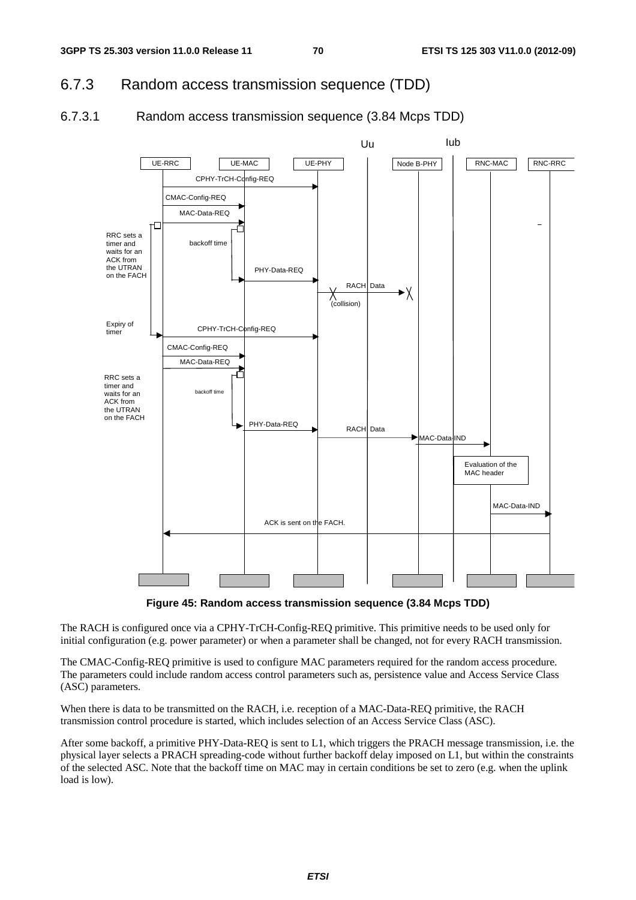## 6.7.3 Random access transmission sequence (TDD)

### 6.7.3.1 Random access transmission sequence (3.84 Mcps TDD)

**Figure 45: Random access transmission sequence (3.84 Mcps TDD)**

The RACH is configured once via a CPHY-TrCH-Config-REQ primitive. This primitive needs to be used only for initial configuration (e.g. power parameter) or when a parameter shall be changed, not for every RACH transmission.

The CMAC-Config-REQ primitive is used to configure MAC parameters required for the random access procedure. The parameters could include random access control parameters such as, persistence value and Access Service Class (ASC) parameters.

When there is data to be transmitted on the RACH, i.e. reception of a MAC-Data-REQ primitive, the RACH transmission control procedure is started, which includes selection of an Access Service Class (ASC).

After some backoff, a primitive PHY-Data-REQ is sent to L1, which triggers the PRACH message transmission, i.e. the physical layer selects a PRACH spreading-code without further backoff delay imposed on L1, but within the constraints of the selected ASC. Note that the backoff time on MAC may in certain conditions be set to zero (e.g. when the uplink load is low).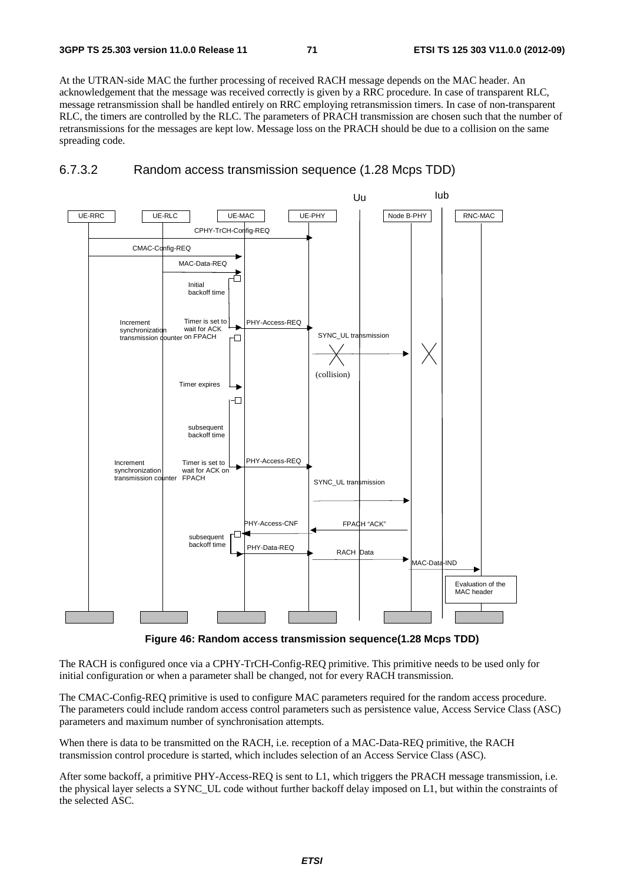At the UTRAN-side MAC the further processing of received RACH message depends on the MAC header. An acknowledgement that the message was received correctly is given by a RRC procedure. In case of transparent RLC, message retransmission shall be handled entirely on RRC employing retransmission timers. In case of non-transparent RLC, the timers are controlled by the RLC. The parameters of PRACH transmission are chosen such that the number of retransmissions for the messages are kept low. Message loss on the PRACH should be due to a collision on the same spreading code.

### 6.7.3.2 Random access transmission sequence (1.28 Mcps TDD)

**Figure 46: Random access transmission sequence(1.28 Mcps TDD)**

The RACH is configured once via a CPHY-TrCH-Config-REQ primitive. This primitive needs to be used only for initial configuration or when a parameter shall be changed, not for every RACH transmission.

The CMAC-Config-REQ primitive is used to configure MAC parameters required for the random access procedure. The parameters could include random access control parameters such as persistence value, Access Service Class (ASC) parameters and maximum number of synchronisation attempts.

When there is data to be transmitted on the RACH, i.e. reception of a MAC-Data-REQ primitive, the RACH transmission control procedure is started, which includes selection of an Access Service Class (ASC).

After some backoff, a primitive PHY-Access-REQ is sent to L1, which triggers the PRACH message transmission, i.e. the physical layer selects a SYNC_UL code without further backoff delay imposed on L1, but within the constraints of the selected ASC.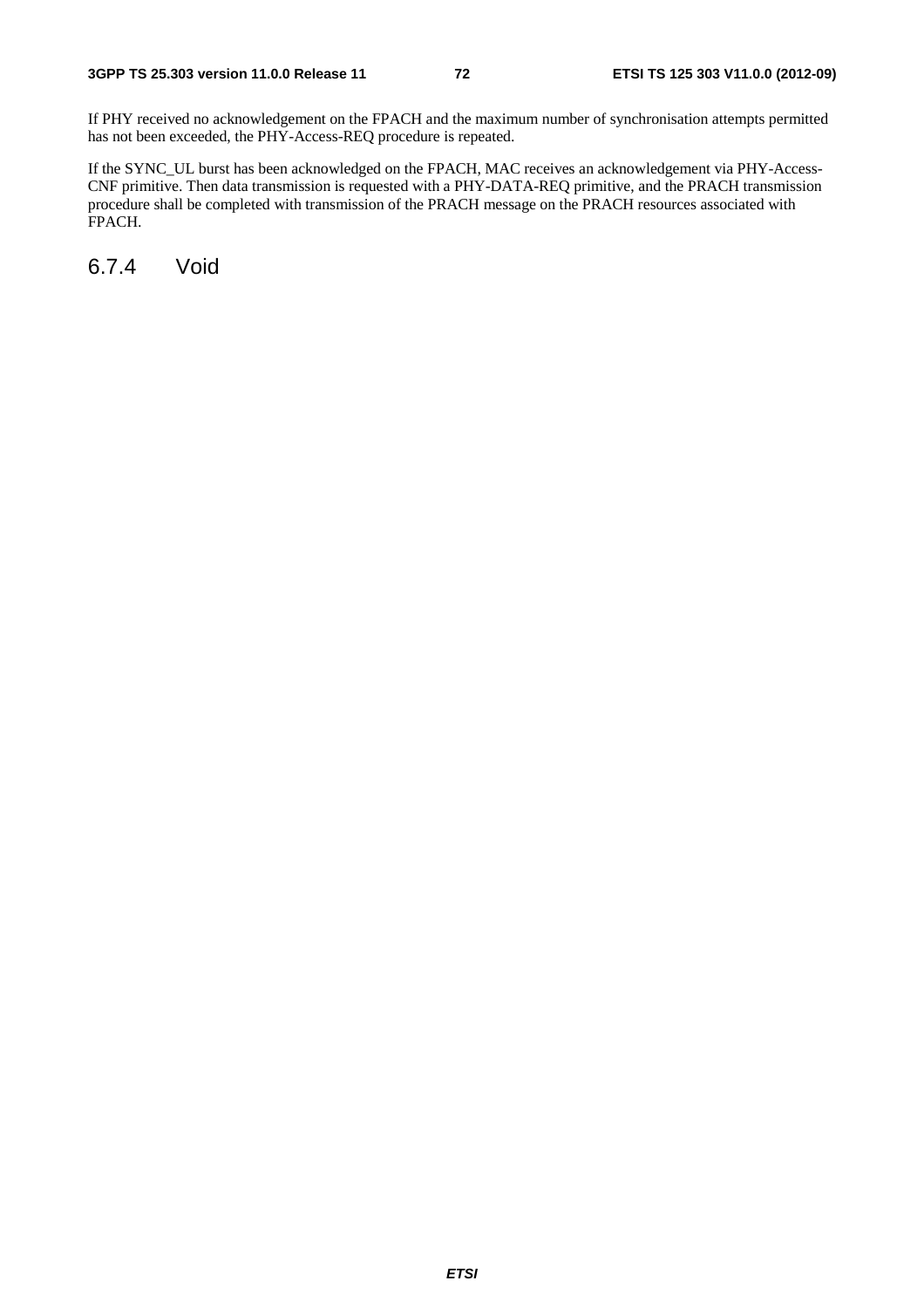If PHY received no acknowledgement on the FPACH and the maximum number of synchronisation attempts permitted has not been exceeded, the PHY-Access-REQ procedure is repeated.

If the SYNC_UL burst has been acknowledged on the FPACH, MAC receives an acknowledgement via PHY-Access-CNF primitive. Then data transmission is requested with a PHY-DATA-REQ primitive, and the PRACH transmission procedure shall be completed with transmission of the PRACH message on the PRACH resources associated with FPACH.

### 6.7.4 Void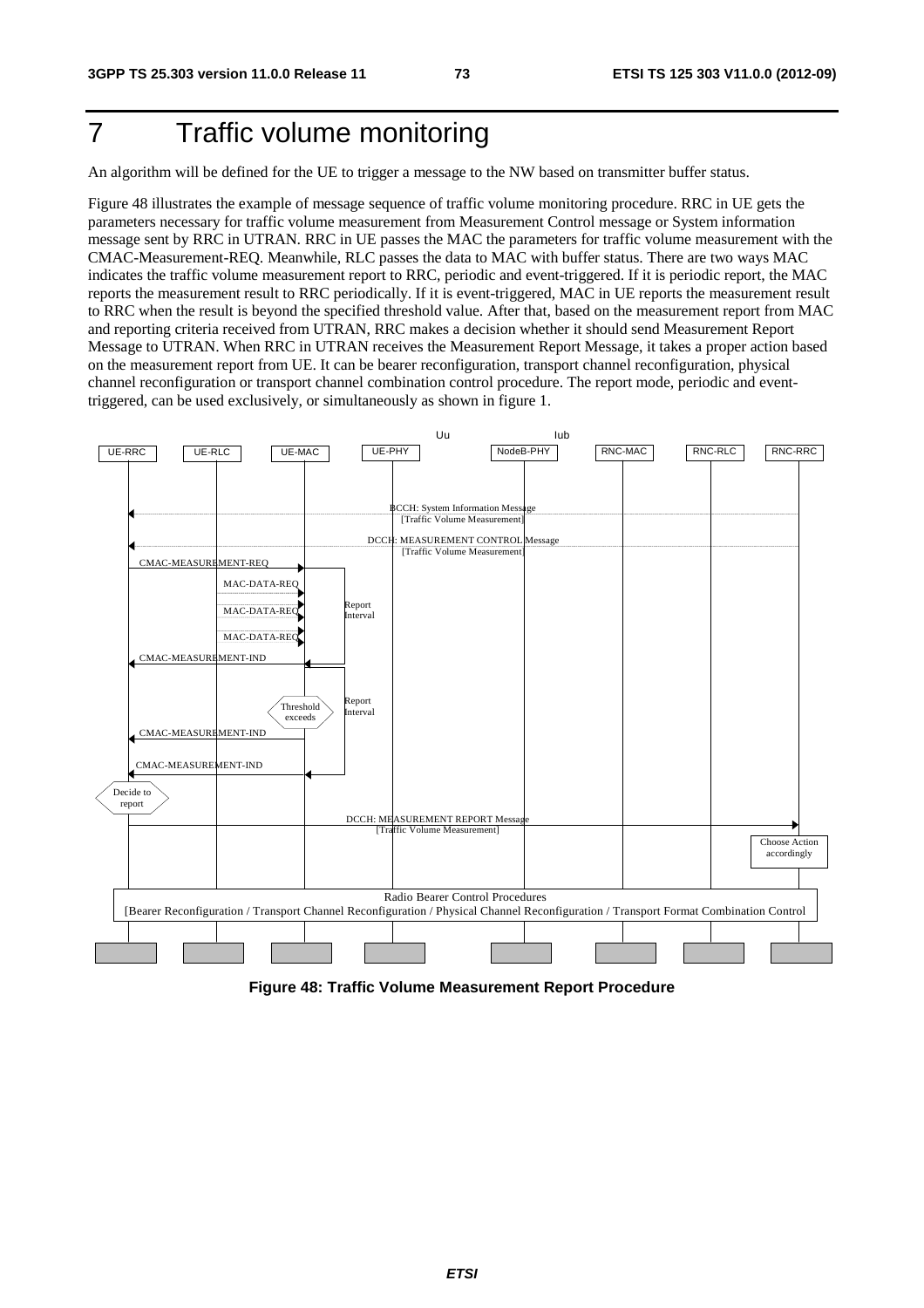# 7 Traffic volume monitoring

An algorithm will be defined for the UE to trigger a message to the NW based on transmitter buffer status.

Figure 48 illustrates the example of message sequence of traffic volume monitoring procedure. RRC in UE gets the parameters necessary for traffic volume measurement from Measurement Control message or System information message sent by RRC in UTRAN. RRC in UE passes the MAC the parameters for traffic volume measurement with the CMAC-Measurement-REQ. Meanwhile, RLC passes the data to MAC with buffer status. There are two ways MAC indicates the traffic volume measurement report to RRC, periodic and event-triggered. If it is periodic report, the MAC reports the measurement result to RRC periodically. If it is event-triggered, MAC in UE reports the measurement result to RRC when the result is beyond the specified threshold value. After that, based on the measurement report from MAC and reporting criteria received from UTRAN, RRC makes a decision whether it should send Measurement Report Message to UTRAN. When RRC in UTRAN receives the Measurement Report Message, it takes a proper action based on the measurement report from UE. It can be bearer reconfiguration, transport channel reconfiguration, physical channel reconfiguration or transport channel combination control procedure. The report mode, periodic and event-triggered, can be used exclusively, or simultaneously as shown in figure 1.

**Figure 48: Traffic Volume Measurement Report Procedure**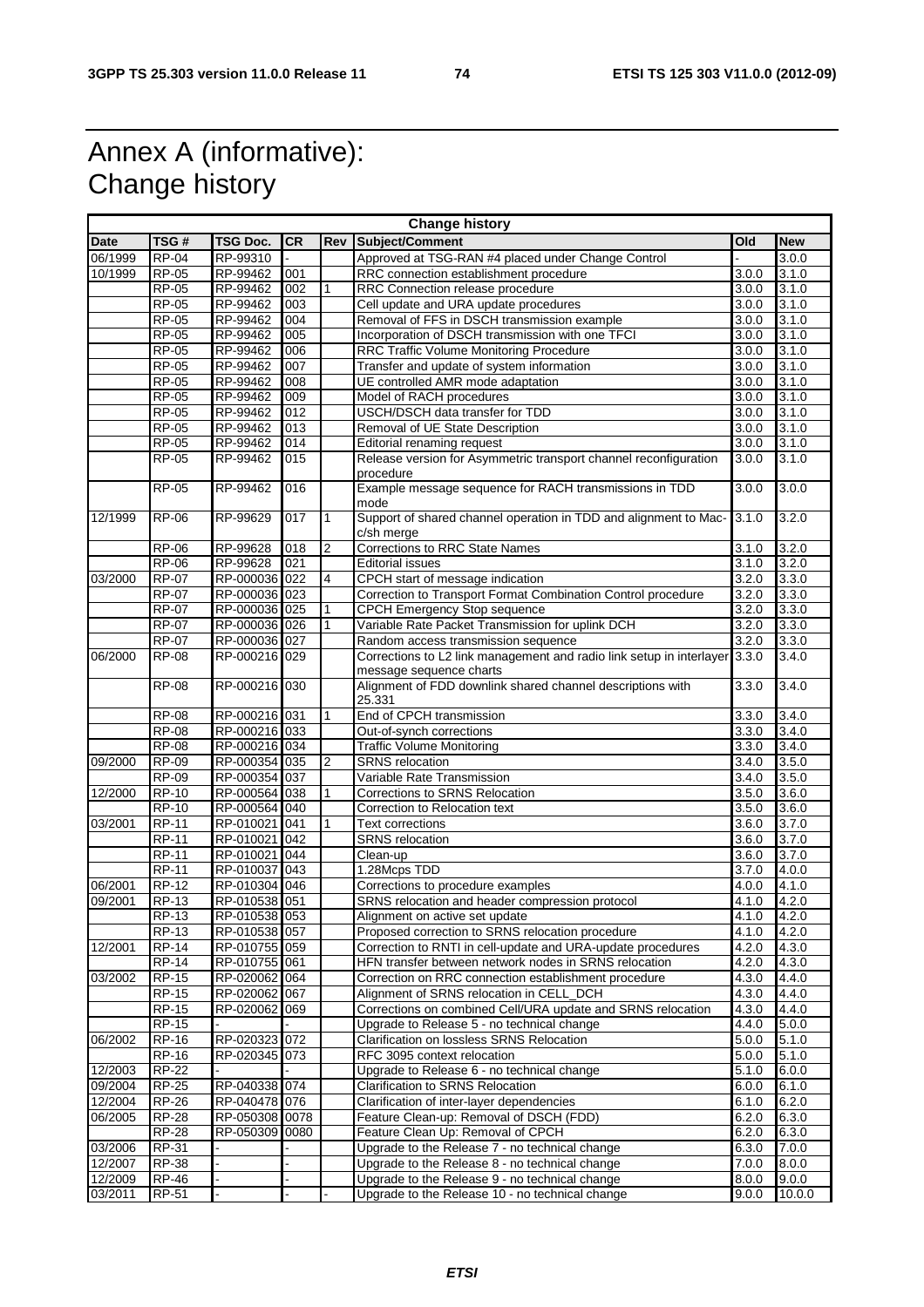# Annex A (informative): Change history

| Change history | | | | | | | |
|---|---|---|---|---|---|---|---|
| **Date** | **TSG #** | **TSG Doc.** | **CR** | **Rev** | **Subject/Comment** | **Old** | **New** |
| 06/1999 | RP-04 | RP-99310 | - | | Approved at TSG-RAN #4 placed under Change Control | - | 3.0.0 |
| 10/1999 | RP-05 | RP-99462 | 001 | | RRC connection establishment procedure | 3.0.0 | 3.1.0 |
| | RP-05 | RP-99462 | 002 | 1 | RRC Connection release procedure | 3.0.0 | 3.1.0 |
| | RP-05 | RP-99462 | 003 | | Cell update and URA update procedures | 3.0.0 | 3.1.0 |
| | RP-05 | RP-99462 | 004 | | Removal of FFS in DSCH transmission example | 3.0.0 | 3.1.0 |
| | RP-05 | RP-99462 | 005 | | Incorporation of DSCH transmission with one TFCI | 3.0.0 | 3.1.0 |
| | RP-05 | RP-99462 | 006 | | RRC Traffic Volume Monitoring Procedure | 3.0.0 | 3.1.0 |
| | RP-05 | RP-99462 | 007 | | Transfer and update of system information | 3.0.0 | 3.1.0 |
| | RP-05 | RP-99462 | 008 | | UE controlled AMR mode adaptation | 3.0.0 | 3.1.0 |
| | RP-05 | RP-99462 | 009 | | Model of RACH procedures | 3.0.0 | 3.1.0 |
| | RP-05 | RP-99462 | 012 | | USCH/DSCH data transfer for TDD | 3.0.0 | 3.1.0 |
| | RP-05 | RP-99462 | 013 | | Removal of UE State Description | 3.0.0 | 3.1.0 |
| | RP-05 | RP-99462 | 014 | | Editorial renaming request | 3.0.0 | 3.1.0 |
| | RP-05 | RP-99462 | 015 | | Release version for Asymmetric transport channel reconfiguration procedure | 3.0.0 | 3.1.0 |
| | RP-05 | RP-99462 | 016 | | Example message sequence for RACH transmissions in TDD mode | 3.0.0 | 3.0.0 |
| 12/1999 | RP-06 | RP-99629 | 017 | 1 | Support of shared channel operation in TDD and alignment to Mac-c/sh merge | 3.1.0 | 3.2.0 |
| | RP-06 | RP-99628 | 018 | 2 | Corrections to RRC State Names | 3.1.0 | 3.2.0 |
| | RP-06 | RP-99628 | 021 | | Editorial issues | 3.1.0 | 3.2.0 |
| 03/2000 | RP-07 | RP-000036 | 022 | 4 | CPCH start of message indication | 3.2.0 | 3.3.0 |
| | RP-07 | RP-000036 | 023 | | Correction to Transport Format Combination Control procedure | 3.2.0 | 3.3.0 |
| | RP-07 | RP-000036 | 025 | 1 | CPCH Emergency Stop sequence | 3.2.0 | 3.3.0 |
| | RP-07 | RP-000036 | 026 | 1 | Variable Rate Packet Transmission for uplink DCH | 3.2.0 | 3.3.0 |
| | RP-07 | RP-000036 | 027 | | Random access transmission sequence | 3.2.0 | 3.3.0 |
| 06/2000 | RP-08 | RP-000216 | 029 | | Corrections to L2 link management and radio link setup in interlayer message sequence charts | 3.3.0 | 3.4.0 |
| | RP-08 | RP-000216 | 030 | | Alignment of FDD downlink shared channel descriptions with 25.331 | 3.3.0 | 3.4.0 |
| | RP-08 | RP-000216 | 031 | 1 | End of CPCH transmission | 3.3.0 | 3.4.0 |
| | RP-08 | RP-000216 | 033 | | Out-of-synch corrections | 3.3.0 | 3.4.0 |
| | RP-08 | RP-000216 | 034 | | Traffic Volume Monitoring | 3.3.0 | 3.4.0 |
| 09/2000 | RP-09 | RP-000354 | 035 | 2 | SRNS relocation | 3.4.0 | 3.5.0 |
| | RP-09 | RP-000354 | 037 | | Variable Rate Transmission | 3.4.0 | 3.5.0 |
| 12/2000 | RP-10 | RP-000564 | 038 | 1 | Corrections to SRNS Relocation | 3.5.0 | 3.6.0 |
| | RP-10 | RP-000564 | 040 | | Correction to Relocation text | 3.5.0 | 3.6.0 |
| 03/2001 | RP-11 | RP-010021 | 041 | 1 | Text corrections | 3.6.0 | 3.7.0 |
| | RP-11 | RP-010021 | 042 | | SRNS relocation | 3.6.0 | 3.7.0 |
| | RP-11 | RP-010021 | 044 | | Clean-up | 3.6.0 | 3.7.0 |
| | RP-11 | RP-010037 | 043 | | 1.28Mcps TDD | 3.7.0 | 4.0.0 |
| 06/2001 | RP-12 | RP-010304 | 046 | | Corrections to procedure examples | 4.0.0 | 4.1.0 |
| 09/2001 | RP-13 | RP-010538 | 051 | | SRNS relocation and header compression protocol | 4.1.0 | 4.2.0 |
| | RP-13 | RP-010538 | 053 | | Alignment on active set update | 4.1.0 | 4.2.0 |
| | RP-13 | RP-010538 | 057 | | Proposed correction to SRNS relocation procedure | 4.1.0 | 4.2.0 |
| 12/2001 | RP-14 | RP-010755 | 059 | | Correction to RNTI in cell-update and URA-update procedures | 4.2.0 | 4.3.0 |
| | RP-14 | RP-010755 | 061 | | HFN transfer between network nodes in SRNS relocation | 4.2.0 | 4.3.0 |
| 03/2002 | RP-15 | RP-020062 | 064 | | Correction on RRC connection establishment procedure | 4.3.0 | 4.4.0 |
| | RP-15 | RP-020062 | 067 | | Alignment of SRNS relocation in CELL_DCH | 4.3.0 | 4.4.0 |
| | RP-15 | RP-020062 | 069 | | Corrections on combined Cell/URA update and SRNS relocation | 4.3.0 | 4.4.0 |
| | RP-15 | - | - | | Upgrade to Release 5 - no technical change | 4.4.0 | 5.0.0 |
| 06/2002 | RP-16 | RP-020323 | 072 | | Clarification on lossless SRNS Relocation | 5.0.0 | 5.1.0 |
| | RP-16 | RP-020345 | 073 | | RFC 3095 context relocation | 5.0.0 | 5.1.0 |
| 12/2003 | RP-22 | - | - | | Upgrade to Release 6 - no technical change | 5.1.0 | 6.0.0 |
| 09/2004 | RP-25 | RP-040338 | 074 | | Clarification to SRNS Relocation | 6.0.0 | 6.1.0 |
| 12/2004 | RP-26 | RP-040478 | 076 | | Clarification of inter-layer dependencies | 6.1.0 | 6.2.0 |
| 06/2005 | RP-28 | RP-050308 | 0078 | | Feature Clean-up: Removal of DSCH (FDD) | 6.2.0 | 6.3.0 |
| | RP-28 | RP-050309 | 0080 | | Feature Clean Up: Removal of CPCH | 6.2.0 | 6.3.0 |
| 03/2006 | RP-31 | - | - | | Upgrade to the Release 7 - no technical change | 6.3.0 | 7.0.0 |
| 12/2007 | RP-38 | - | - | | Upgrade to the Release 8 - no technical change | 7.0.0 | 8.0.0 |
| 12/2009 | RP-46 | - | - | | Upgrade to the Release 9 - no technical change | 8.0.0 | 9.0.0 |
| 03/2011 | RP-51 | - | - | - | Upgrade to the Release 10 - no technical change | 9.0.0 | 10.0.0 |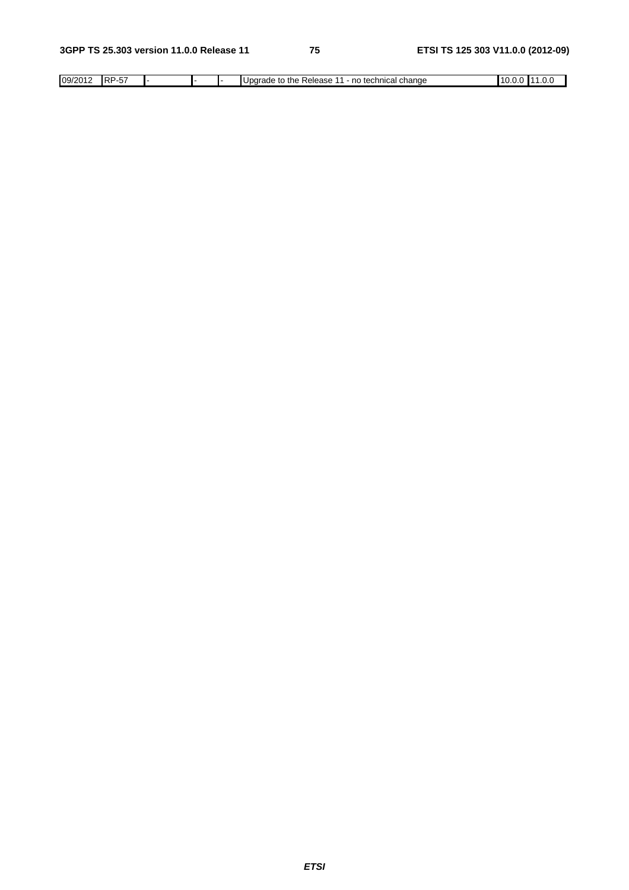| 09/2012 | RP-57 | - | - | - | Upgrade to the Release 11 - no technical change | 10.0.0 | 11.0.0 |
|---|---|---|---|---|---|---|---|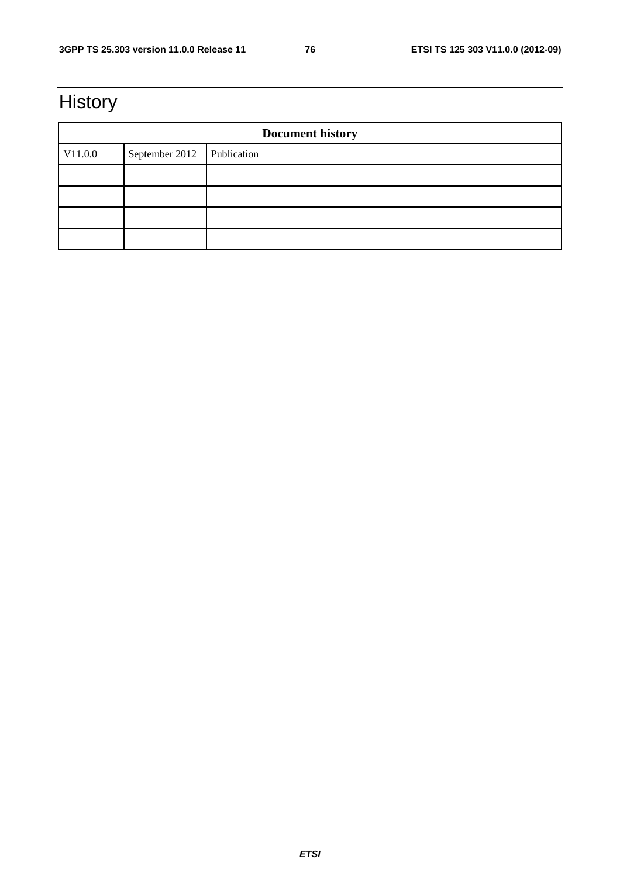# History

| Document history | | |
|---|---|---|
| V11.0.0 | September 2012 | Publication |
| | | |
| | | |
| | | |
| | | |